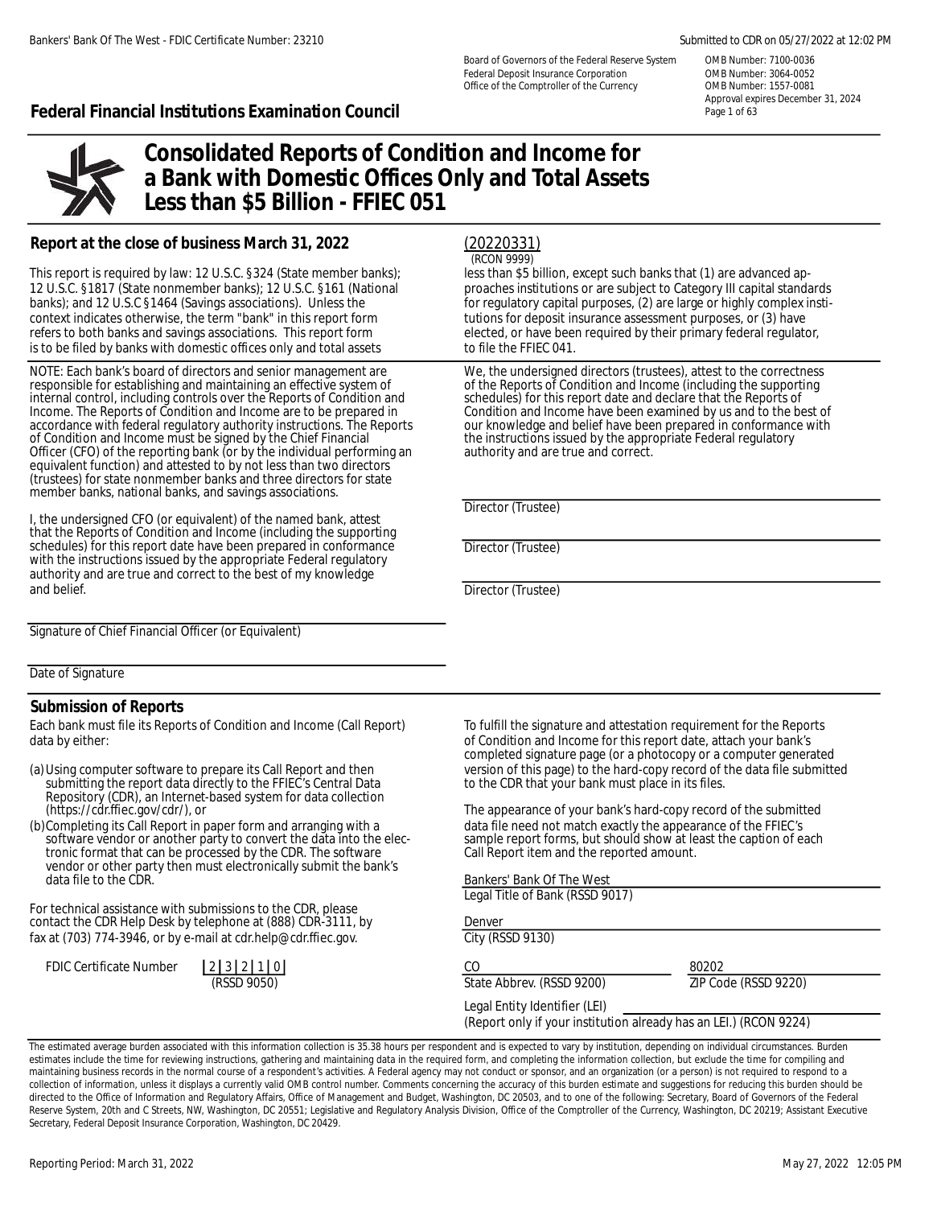Board of Governors of the Federal Reserve System — OMB Number: 7100-0036
Federal Deposit Insurance Corporation — OMB Number: 3064-0052
Office of the Comptroller of the Currency — OMB Number: 1557-0081
Approval expires December 31, 2024

**Federal Financial Institutions Examination Council**

# Consolidated Reports of Condition and Income for a Bank with Domestic Offices Only and Total Assets Less than $5 Billion - FFIEC 051

## Report at the close of business March 31, 2022

(20220331)
(RCON 9999)

This report is required by law: 12 U.S.C. §324 (State member banks); 12 U.S.C. §1817 (State nonmember banks); 12 U.S.C. §161 (National banks); and 12 U.S.C §1464 (Savings associations). Unless the context indicates otherwise, the term "bank" in this report form refers to both banks and savings associations. This report form is to be filed by banks with domestic offices only and total assets less than $5 billion, except such banks that (1) are advanced approaches institutions or are subject to Category III capital standards for regulatory capital purposes, (2) are large or highly complex institutions for deposit insurance assessment purposes, or (3) have elected, or have been required by their primary federal regulator, to file the FFIEC 041.

NOTE: Each bank's board of directors and senior management are responsible for establishing and maintaining an effective system of internal control, including controls over the Reports of Condition and Income. The Reports of Condition and Income are to be prepared in accordance with federal regulatory authority instructions. The Reports of Condition and Income must be signed by the Chief Financial Officer (CFO) of the reporting bank (or by the individual performing an equivalent function) and attested to by not less than two directors (trustees) for state nonmember banks and three directors for state member banks, national banks, and savings associations.

I, the undersigned CFO (or equivalent) of the named bank, attest that the Reports of Condition and Income (including the supporting schedules) for this report date have been prepared in conformance with the instructions issued by the appropriate Federal regulatory authority and are true and correct to the best of my knowledge and belief.

Signature of Chief Financial Officer (or Equivalent)

Date of Signature

We, the undersigned directors (trustees), attest to the correctness of the Reports of Condition and Income (including the supporting schedules) for this report date and declare that the Reports of Condition and Income have been examined by us and to the best of our knowledge and belief have been prepared in conformance with the instructions issued by the appropriate Federal regulatory authority and are true and correct.

Director (Trustee)

Director (Trustee)

Director (Trustee)

## Submission of Reports

Each bank must file its Reports of Condition and Income (Call Report) data by either:

(a) Using computer software to prepare its Call Report and then submitting the report data directly to the FFIEC's Central Data Repository (CDR), an Internet-based system for data collection (https://cdr.ffiec.gov/cdr/), or

(b) Completing its Call Report in paper form and arranging with a software vendor or another party to convert the data into the electronic format that can be processed by the CDR. The software vendor or other party then must electronically submit the bank's data file to the CDR.

For technical assistance with submissions to the CDR, please contact the CDR Help Desk by telephone at (888) CDR-3111, by fax at (703) 774-3946, or by e-mail at cdr.help@cdr.ffiec.gov.

FDIC Certificate Number 23210 (RSSD 9050)

To fulfill the signature and attestation requirement for the Reports of Condition and Income for this report date, attach your bank's completed signature page (or a photocopy or a computer generated version of this page) to the hard-copy record of the data file submitted to the CDR that your bank must place in its files.

The appearance of your bank's hard-copy record of the submitted data file need not match exactly the appearance of the FFIEC's sample report forms, but should show at least the caption of each Call Report item and the reported amount.

Bankers' Bank Of The West
Legal Title of Bank (RSSD 9017)

Denver
City (RSSD 9130)

CO
State Abbrev. (RSSD 9200)

80202
ZIP Code (RSSD 9220)

Legal Entity Identifier (LEI)
(Report only if your institution already has an LEI.) (RCON 9224)

The estimated average burden associated with this information collection is 35.38 hours per respondent and is expected to vary by institution, depending on individual circumstances. Burden estimates include the time for reviewing instructions, gathering and maintaining data in the required form, and completing the information collection, but exclude the time for compiling and maintaining business records in the normal course of a respondent's activities. A Federal agency may not conduct or sponsor, and an organization (or a person) is not required to respond to a collection of information, unless it displays a currently valid OMB control number. Comments concerning the accuracy of this burden estimate and suggestions for reducing this burden should be directed to the Office of Information and Regulatory Affairs, Office of Management and Budget, Washington, DC 20503, and to one of the following: Secretary, Board of Governors of the Federal Reserve System, 20th and C Streets, NW, Washington, DC 20551; Legislative and Regulatory Analysis Division, Office of the Comptroller of the Currency, Washington, DC 20219; Assistant Executive Secretary, Federal Deposit Insurance Corporation, Washington, DC 20429.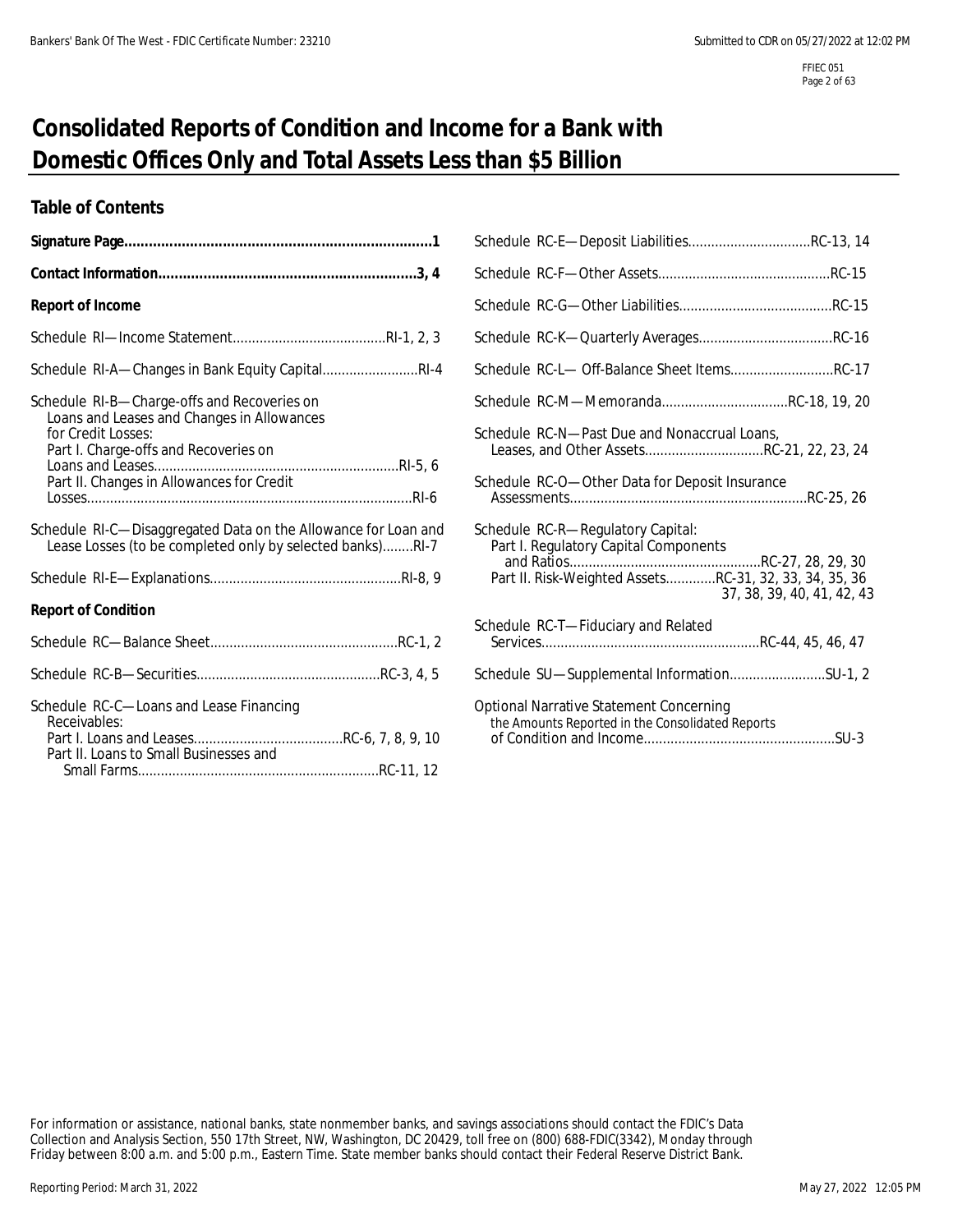# Consolidated Reports of Condition and Income for a Bank with Domestic Offices Only and Total Assets Less than $5 Billion

## Table of Contents

**Signature Page....................................................................................1**

**Contact Information...............................................................3, 4**

**Report of Income**

Schedule RI—Income Statement........................................RI-1, 2, 3

Schedule RI-A—Changes in Bank Equity Capital.........................RI-4

Schedule RI-B—Charge-offs and Recoveries on Loans and Leases and Changes in Allowances for Credit Losses:
Part I. Charge-offs and Recoveries on Loans and Leases................................................................RI-5, 6
Part II. Changes in Allowances for Credit Losses.....................................................................................RI-6

Schedule RI-C—Disaggregated Data on the Allowance for Loan and Lease Losses (to be completed only by selected banks)........RI-7

Schedule RI-E—Explanations..................................................RI-8, 9

**Report of Condition**

Schedule RC—Balance Sheet.................................................RC-1, 2

Schedule RC-B—Securities................................................RC-3, 4, 5

Schedule RC-C—Loans and Lease Financing Receivables:
Part I. Loans and Leases.......................................RC-6, 7, 8, 9, 10
Part II. Loans to Small Businesses and Small Farms..............................................................RC-11, 12

Schedule RC-E—Deposit Liabilities................................RC-13, 14

Schedule RC-F—Other Assets.............................................RC-15

Schedule RC-G—Other Liabilities........................................RC-15

Schedule RC-K—Quarterly Averages...................................RC-16

Schedule RC-L— Off-Balance Sheet Items...........................RC-17

Schedule RC-M—Memoranda.................................RC-18, 19, 20

Schedule RC-N—Past Due and Nonaccrual Loans, Leases, and Other Assets...............................RC-21, 22, 23, 24

Schedule RC-O—Other Data for Deposit Insurance Assessments..............................................................RC-25, 26

Schedule RC-R—Regulatory Capital:
Part I. Regulatory Capital Components and Ratios..................................................RC-27, 28, 29, 30
Part II. Risk-Weighted Assets.............RC-31, 32, 33, 34, 35, 36, 37, 38, 39, 40, 41, 42, 43

Schedule RC-T—Fiduciary and Related Services.........................................................RC-44, 45, 46, 47

Schedule SU—Supplemental Information.........................SU-1, 2

Optional Narrative Statement Concerning the Amounts Reported in the Consolidated Reports of Condition and Income..................................................SU-3

For information or assistance, national banks, state nonmember banks, and savings associations should contact the FDIC's Data Collection and Analysis Section, 550 17th Street, NW, Washington, DC 20429, toll free on (800) 688-FDIC(3342), Monday through Friday between 8:00 a.m. and 5:00 p.m., Eastern Time. State member banks should contact their Federal Reserve District Bank.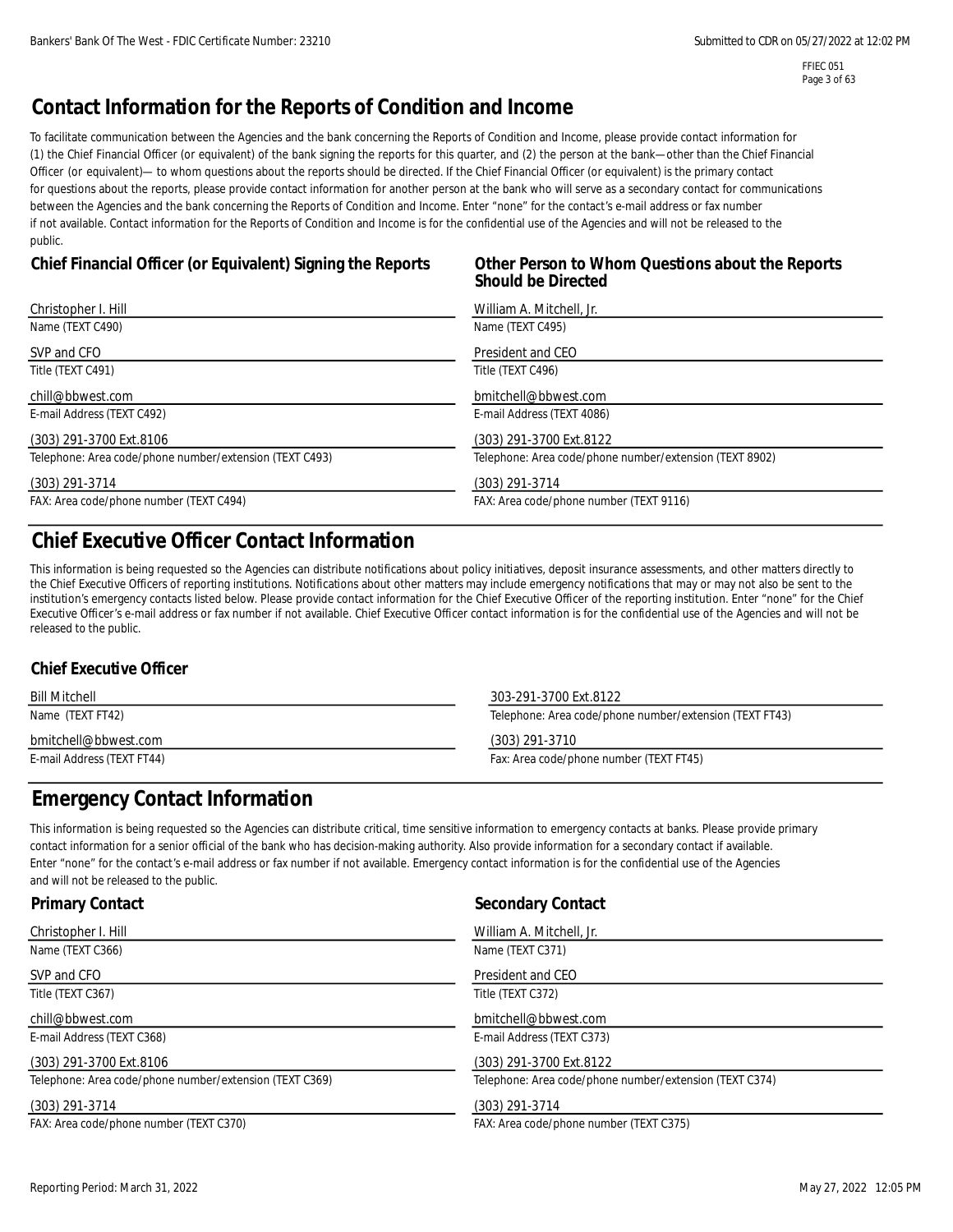FFIEC 051

# Contact Information for the Reports of Condition and Income

To facilitate communication between the Agencies and the bank concerning the Reports of Condition and Income, please provide contact information for (1) the Chief Financial Officer (or equivalent) of the bank signing the reports for this quarter, and (2) the person at the bank—other than the Chief Financial Officer (or equivalent)— to whom questions about the reports should be directed. If the Chief Financial Officer (or equivalent) is the primary contact for questions about the reports, please provide contact information for another person at the bank who will serve as a secondary contact for communications between the Agencies and the bank concerning the Reports of Condition and Income. Enter "none" for the contact's e-mail address or fax number if not available. Contact information for the Reports of Condition and Income is for the confidential use of the Agencies and will not be released to the public.

### Chief Financial Officer (or Equivalent) Signing the Reports

Christopher I. Hill
Name (TEXT C490)

SVP and CFO
Title (TEXT C491)

chill@bbwest.com
E-mail Address (TEXT C492)

(303) 291-3700 Ext.8106
Telephone: Area code/phone number/extension (TEXT C493)

(303) 291-3714
FAX: Area code/phone number (TEXT C494)

### Other Person to Whom Questions about the Reports Should be Directed

William A. Mitchell, Jr.
Name (TEXT C495)

President and CEO
Title (TEXT C496)

bmitchell@bbwest.com
E-mail Address (TEXT 4086)

(303) 291-3700 Ext.8122
Telephone: Area code/phone number/extension (TEXT 8902)

(303) 291-3714
FAX: Area code/phone number (TEXT 9116)

# Chief Executive Officer Contact Information

This information is being requested so the Agencies can distribute notifications about policy initiatives, deposit insurance assessments, and other matters directly to the Chief Executive Officers of reporting institutions. Notifications about other matters may include emergency notifications that may or may not also be sent to the institution's emergency contacts listed below. Please provide contact information for the Chief Executive Officer of the reporting institution. Enter "none" for the Chief Executive Officer's e-mail address or fax number if not available. Chief Executive Officer contact information is for the confidential use of the Agencies and will not be released to the public.

### Chief Executive Officer

Bill Mitchell
Name (TEXT FT42)

bmitchell@bbwest.com
E-mail Address (TEXT FT44)

303-291-3700 Ext.8122
Telephone: Area code/phone number/extension (TEXT FT43)

(303) 291-3710
Fax: Area code/phone number (TEXT FT45)

# Emergency Contact Information

This information is being requested so the Agencies can distribute critical, time sensitive information to emergency contacts at banks. Please provide primary contact information for a senior official of the bank who has decision-making authority. Also provide information for a secondary contact if available. Enter "none" for the contact's e-mail address or fax number if not available. Emergency contact information is for the confidential use of the Agencies and will not be released to the public.

### Primary Contact

Christopher I. Hill
Name (TEXT C366)

SVP and CFO
Title (TEXT C367)

chill@bbwest.com
E-mail Address (TEXT C368)

(303) 291-3700 Ext.8106
Telephone: Area code/phone number/extension (TEXT C369)

(303) 291-3714
FAX: Area code/phone number (TEXT C370)

### Secondary Contact

William A. Mitchell, Jr.
Name (TEXT C371)

President and CEO
Title (TEXT C372)

bmitchell@bbwest.com
E-mail Address (TEXT C373)

(303) 291-3700 Ext.8122
Telephone: Area code/phone number/extension (TEXT C374)

(303) 291-3714
FAX: Area code/phone number (TEXT C375)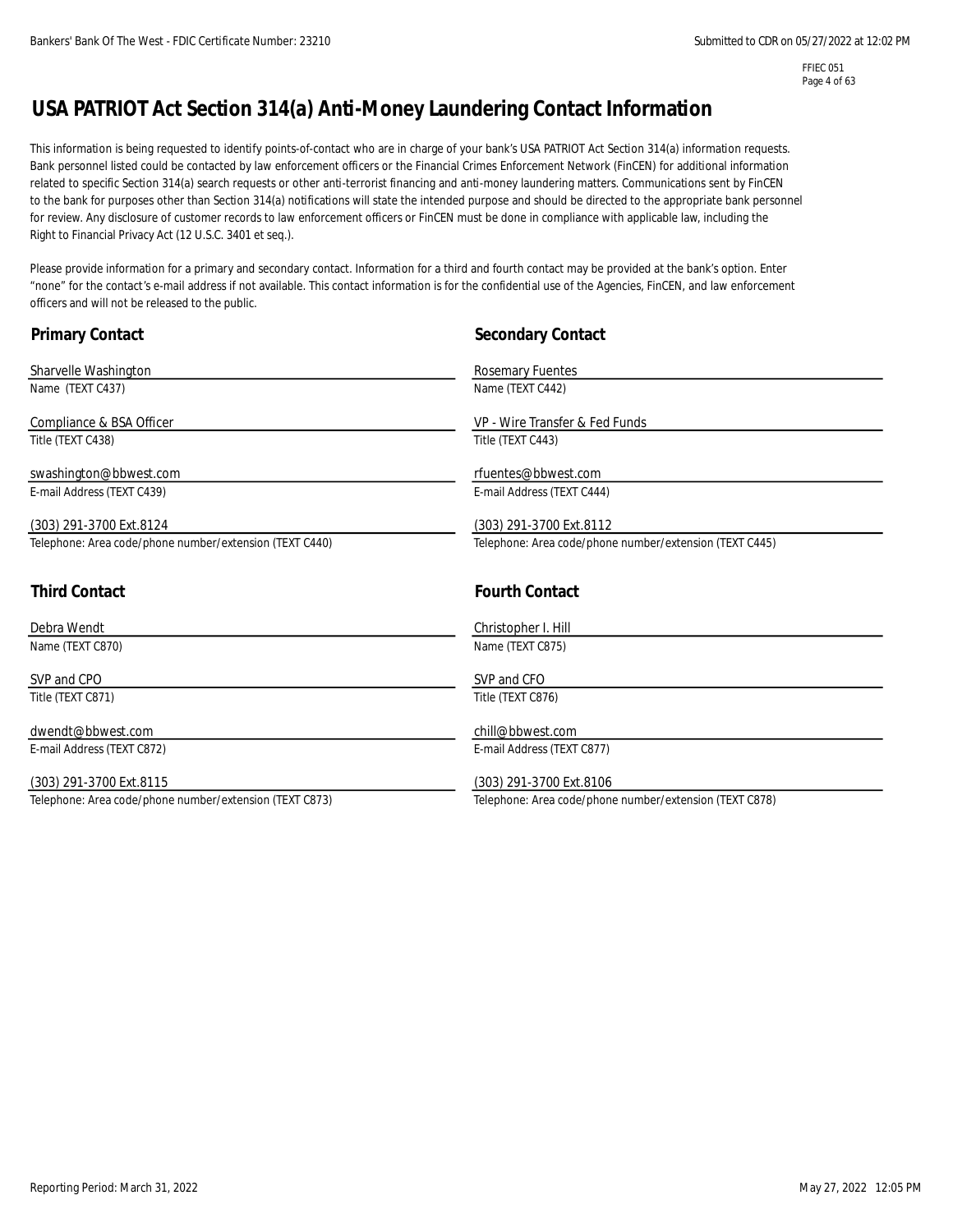# USA PATRIOT Act Section 314(a) Anti-Money Laundering Contact Information

This information is being requested to identify points-of-contact who are in charge of your bank's USA PATRIOT Act Section 314(a) information requests. Bank personnel listed could be contacted by law enforcement officers or the Financial Crimes Enforcement Network (FinCEN) for additional information related to specific Section 314(a) search requests or other anti-terrorist financing and anti-money laundering matters. Communications sent by FinCEN to the bank for purposes other than Section 314(a) notifications will state the intended purpose and should be directed to the appropriate bank personnel for review. Any disclosure of customer records to law enforcement officers or FinCEN must be done in compliance with applicable law, including the Right to Financial Privacy Act (12 U.S.C. 3401 et seq.).

Please provide information for a primary and secondary contact. Information for a third and fourth contact may be provided at the bank's option. Enter "none" for the contact's e-mail address if not available. This contact information is for the confidential use of the Agencies, FinCEN, and law enforcement officers and will not be released to the public.

## Primary Contact

Sharvelle Washington
Name (TEXT C437)

Compliance & BSA Officer
Title (TEXT C438)

swashington@bbwest.com
E-mail Address (TEXT C439)

(303) 291-3700 Ext.8124
Telephone: Area code/phone number/extension (TEXT C440)

## Secondary Contact

Rosemary Fuentes
Name (TEXT C442)

VP - Wire Transfer & Fed Funds
Title (TEXT C443)

rfuentes@bbwest.com
E-mail Address (TEXT C444)

(303) 291-3700 Ext.8112
Telephone: Area code/phone number/extension (TEXT C445)

## Third Contact

Debra Wendt
Name (TEXT C870)

SVP and CPO
Title (TEXT C871)

dwendt@bbwest.com
E-mail Address (TEXT C872)

(303) 291-3700 Ext.8115
Telephone: Area code/phone number/extension (TEXT C873)

## Fourth Contact

Christopher I. Hill
Name (TEXT C875)

SVP and CFO
Title (TEXT C876)

chill@bbwest.com
E-mail Address (TEXT C877)

(303) 291-3700 Ext.8106
Telephone: Area code/phone number/extension (TEXT C878)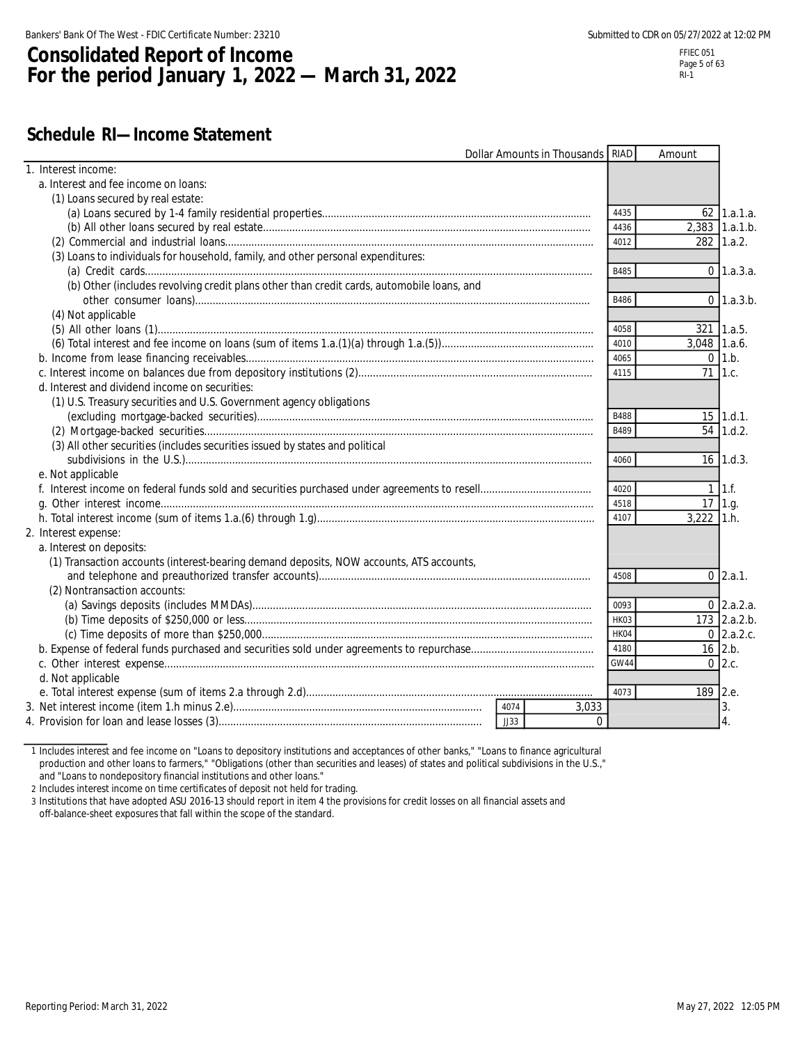# Consolidated Report of Income
# For the period January 1, 2022 — March 31, 2022

## Schedule RI—Income Statement

| Dollar Amounts in Thousands | RIAD | Amount | |
|---|---|---|---|
| 1. Interest income: | | | |
| a. Interest and fee income on loans: | | | |
| (1) Loans secured by real estate: | | | |
| (a) Loans secured by 1-4 family residential properties | 4435 | 62 | 1.a.1.a. |
| (b) All other loans secured by real estate | 4436 | 2,383 | 1.a.1.b. |
| (2) Commercial and industrial loans | 4012 | 282 | 1.a.2. |
| (3) Loans to individuals for household, family, and other personal expenditures: | | | |
| (a) Credit cards | B485 | 0 | 1.a.3.a. |
| (b) Other (includes revolving credit plans other than credit cards, automobile loans, and other consumer loans) | B486 | 0 | 1.a.3.b. |
| (4) Not applicable | | | |
| (5) All other loans (1) | 4058 | 321 | 1.a.5. |
| (6) Total interest and fee income on loans (sum of items 1.a.(1)(a) through 1.a.(5)) | 4010 | 3,048 | 1.a.6. |
| b. Income from lease financing receivables | 4065 | 0 | 1.b. |
| c. Interest income on balances due from depository institutions (2) | 4115 | 71 | 1.c. |
| d. Interest and dividend income on securities: | | | |
| (1) U.S. Treasury securities and U.S. Government agency obligations (excluding mortgage-backed securities) | B488 | 15 | 1.d.1. |
| (2) Mortgage-backed securities | B489 | 54 | 1.d.2. |
| (3) All other securities (includes securities issued by states and political subdivisions in the U.S.) | 4060 | 16 | 1.d.3. |
| e. Not applicable | | | |
| f. Interest income on federal funds sold and securities purchased under agreements to resell | 4020 | 1 | 1.f. |
| g. Other interest income | 4518 | 17 | 1.g. |
| h. Total interest income (sum of items 1.a.(6) through 1.g) | 4107 | 3,222 | 1.h. |
| 2. Interest expense: | | | |
| a. Interest on deposits: | | | |
| (1) Transaction accounts (interest-bearing demand deposits, NOW accounts, ATS accounts, and telephone and preauthorized transfer accounts) | 4508 | 0 | 2.a.1. |
| (2) Nontransaction accounts: | | | |
| (a) Savings deposits (includes MMDAs) | 0093 | 0 | 2.a.2.a. |
| (b) Time deposits of $250,000 or less | HK03 | 173 | 2.a.2.b. |
| (c) Time deposits of more than $250,000 | HK04 | 0 | 2.a.2.c. |
| b. Expense of federal funds purchased and securities sold under agreements to repurchase | 4180 | 16 | 2.b. |
| c. Other interest expense | GW44 | 0 | 2.c. |
| d. Not applicable | | | |
| e. Total interest expense (sum of items 2.a through 2.d) | 4073 | 189 | 2.e. |
| 3. Net interest income (item 1.h minus 2.e) | 4074 | 3,033 | 3. |
| 4. Provision for loan and lease losses (3) | JJ33 | 0 | 4. |

1 Includes interest and fee income on "Loans to depository institutions and acceptances of other banks," "Loans to finance agricultural production and other loans to farmers," "Obligations (other than securities and leases) of states and political subdivisions in the U.S.," and "Loans to nondepository financial institutions and other loans."

2 Includes interest income on time certificates of deposit not held for trading.

3 Institutions that have adopted ASU 2016-13 should report in item 4 the provisions for credit losses on all financial assets and off-balance-sheet exposures that fall within the scope of the standard.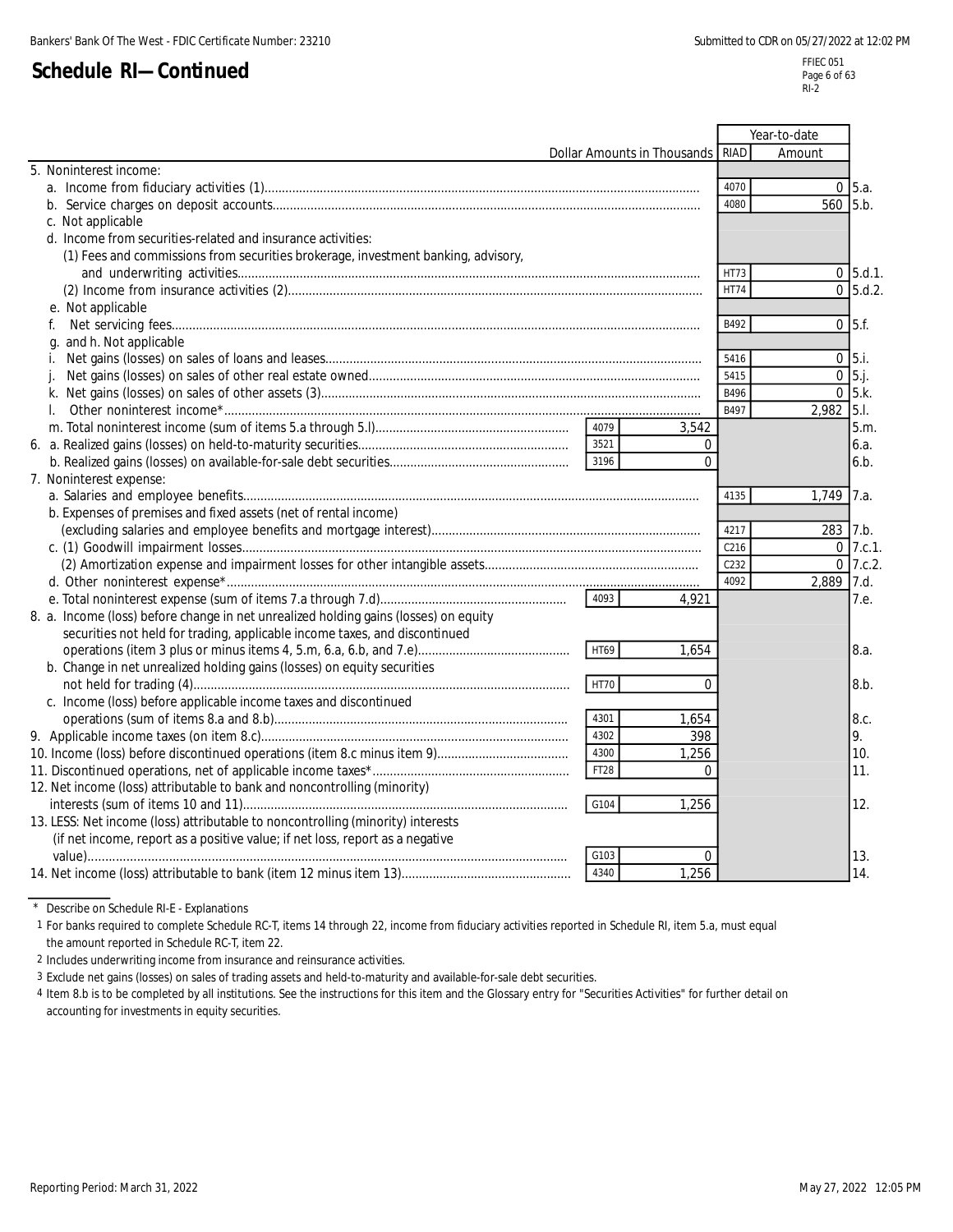# Schedule RI—Continued

FFIEC 051
RI-2

| Dollar Amounts in Thousands | RIAD | Amount (middle) | RIAD | Year-to-date Amount | |
|---|---|---|---|---|---|
| 5. Noninterest income: | | | | | |
| a. Income from fiduciary activities (1) | | | 4070 | 0 | 5.a. |
| b. Service charges on deposit accounts | | | 4080 | 560 | 5.b. |
| c. Not applicable | | | | | |
| d. Income from securities-related and insurance activities: | | | | | |
| (1) Fees and commissions from securities brokerage, investment banking, advisory, and underwriting activities | | | HT73 | 0 | 5.d.1. |
| (2) Income from insurance activities (2) | | | HT74 | 0 | 5.d.2. |
| e. Not applicable | | | | | |
| f. Net servicing fees | | | B492 | 0 | 5.f. |
| g. and h. Not applicable | | | | | |
| i. Net gains (losses) on sales of loans and leases | | | 5416 | 0 | 5.i. |
| j. Net gains (losses) on sales of other real estate owned | | | 5415 | 0 | 5.j. |
| k. Net gains (losses) on sales of other assets (3) | | | B496 | 0 | 5.k. |
| l. Other noninterest income* | | | B497 | 2,982 | 5.l. |
| m. Total noninterest income (sum of items 5.a through 5.l) | 4079 | 3,542 | | | 5.m. |
| 6. a. Realized gains (losses) on held-to-maturity securities | 3521 | 0 | | | 6.a. |
| b. Realized gains (losses) on available-for-sale debt securities | 3196 | 0 | | | 6.b. |
| 7. Noninterest expense: | | | | | |
| a. Salaries and employee benefits | | | 4135 | 1,749 | 7.a. |
| b. Expenses of premises and fixed assets (net of rental income) (excluding salaries and employee benefits and mortgage interest) | | | 4217 | 283 | 7.b. |
| c. (1) Goodwill impairment losses | | | C216 | 0 | 7.c.1. |
| (2) Amortization expense and impairment losses for other intangible assets | | | C232 | 0 | 7.c.2. |
| d. Other noninterest expense* | | | 4092 | 2,889 | 7.d. |
| e. Total noninterest expense (sum of items 7.a through 7.d) | 4093 | 4,921 | | | 7.e. |
| 8. a. Income (loss) before change in net unrealized holding gains (losses) on equity securities not held for trading, applicable income taxes, and discontinued operations (item 3 plus or minus items 4, 5.m, 6.a, 6.b, and 7.e) | HT69 | 1,654 | | | 8.a. |
| b. Change in net unrealized holding gains (losses) on equity securities not held for trading (4) | HT70 | 0 | | | 8.b. |
| c. Income (loss) before applicable income taxes and discontinued operations (sum of items 8.a and 8.b) | 4301 | 1,654 | | | 8.c. |
| 9. Applicable income taxes (on item 8.c) | 4302 | 398 | | | 9. |
| 10. Income (loss) before discontinued operations (item 8.c minus item 9) | 4300 | 1,256 | | | 10. |
| 11. Discontinued operations, net of applicable income taxes* | FT28 | 0 | | | 11. |
| 12. Net income (loss) attributable to bank and noncontrolling (minority) interests (sum of items 10 and 11) | G104 | 1,256 | | | 12. |
| 13. LESS: Net income (loss) attributable to noncontrolling (minority) interests (if net income, report as a positive value; if net loss, report as a negative value) | G103 | 0 | | | 13. |
| 14. Net income (loss) attributable to bank (item 12 minus item 13) | 4340 | 1,256 | | | 14. |

\* Describe on Schedule RI-E - Explanations

1 For banks required to complete Schedule RC-T, items 14 through 22, income from fiduciary activities reported in Schedule RI, item 5.a, must equal the amount reported in Schedule RC-T, item 22.

2 Includes underwriting income from insurance and reinsurance activities.

3 Exclude net gains (losses) on sales of trading assets and held-to-maturity and available-for-sale debt securities.

4 Item 8.b is to be completed by all institutions. See the instructions for this item and the Glossary entry for "Securities Activities" for further detail on accounting for investments in equity securities.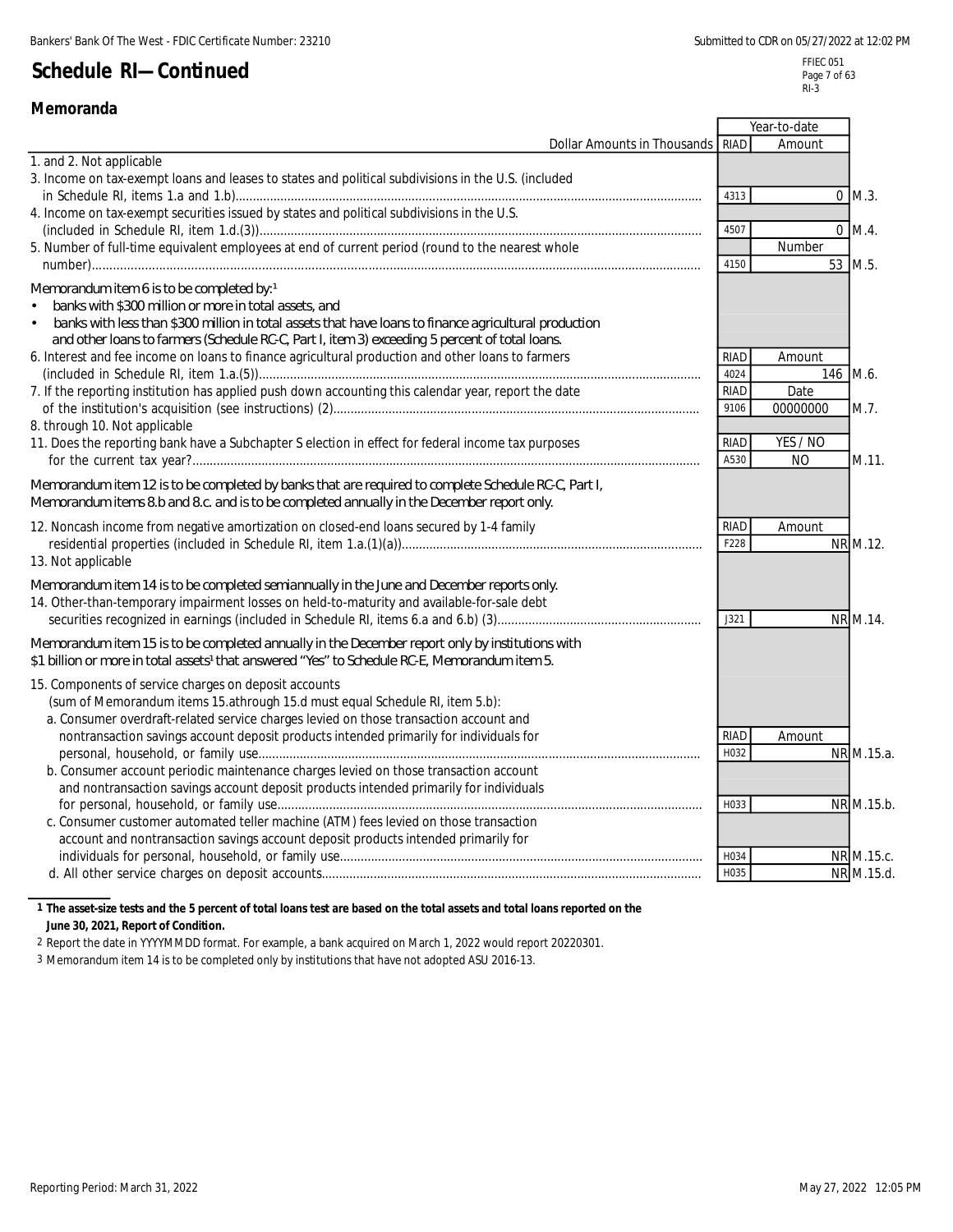# Schedule RI—Continued

## Memoranda

| Dollar Amounts in Thousands | RIAD | Year-to-date Amount | |
|---|---|---|---|
| 1. and 2. Not applicable | | | |
| 3. Income on tax-exempt loans and leases to states and political subdivisions in the U.S. (included in Schedule RI, items 1.a and 1.b) | 4313 | 0 | M.3. |
| 4. Income on tax-exempt securities issued by states and political subdivisions in the U.S. (included in Schedule RI, item 1.d.(3)) | 4507 | 0 | M.4. |
| | | Number | |
| 5. Number of full-time equivalent employees at end of current period (round to the nearest whole number) | 4150 | 53 | M.5. |
| Memorandum item 6 is to be completed by:[1]<br>• banks with $300 million or more in total assets, and<br>• banks with less than $300 million in total assets that have loans to finance agricultural production and other loans to farmers (Schedule RC-C, Part I, item 3) exceeding 5 percent of total loans. | | | |
| | RIAD | Amount | |
| 6. Interest and fee income on loans to finance agricultural production and other loans to farmers (included in Schedule RI, item 1.a.(5)) | 4024 | 146 | M.6. |
| | RIAD | Date | |
| 7. If the reporting institution has applied push down accounting this calendar year, report the date of the institution's acquisition (see instructions) (2) | 9106 | 00000000 | M.7. |
| 8. through 10. Not applicable | | | |
| | RIAD | YES / NO | |
| 11. Does the reporting bank have a Subchapter S election in effect for federal income tax purposes for the current tax year? | A530 | NO | M.11. |
| Memorandum item 12 is to be completed by banks that are required to complete Schedule RC-C, Part I, Memorandum items 8.b and 8.c. and is to be completed annually in the December report only. | | | |
| | RIAD | Amount | |
| 12. Noncash income from negative amortization on closed-end loans secured by 1-4 family residential properties (included in Schedule RI, item 1.a.(1)(a)) | F228 | NR | M.12. |
| 13. Not applicable | | | |
| Memorandum item 14 is to be completed semiannually in the June and December reports only. | | | |
| 14. Other-than-temporary impairment losses on held-to-maturity and available-for-sale debt securities recognized in earnings (included in Schedule RI, items 6.a and 6.b) (3) | J321 | NR | M.14. |
| Memorandum item 15 is to be completed annually in the December report only by institutions with $1 billion or more in total assets[1] that answered "Yes" to Schedule RC-E, Memorandum item 5. | | | |
| 15. Components of service charges on deposit accounts (sum of Memorandum items 15.a through 15.d must equal Schedule RI, item 5.b): | | | |
| | RIAD | Amount | |
| a. Consumer overdraft-related service charges levied on those transaction account and nontransaction savings account deposit products intended primarily for individuals for personal, household, or family use | H032 | NR | M.15.a. |
| b. Consumer account periodic maintenance charges levied on those transaction account and nontransaction savings account deposit products intended primarily for individuals for personal, household, or family use | H033 | NR | M.15.b. |
| c. Consumer customer automated teller machine (ATM) fees levied on those transaction account and nontransaction savings account deposit products intended primarily for individuals for personal, household, or family use | H034 | NR | M.15.c. |
| d. All other service charges on deposit accounts | H035 | NR | M.15.d. |

1 **The asset-size tests and the 5 percent of total loans test are based on the total assets and total loans reported on the June 30, 2021, Report of Condition.**

2 Report the date in YYYYMMDD format. For example, a bank acquired on March 1, 2022 would report 20220301.

3 Memorandum item 14 is to be completed only by institutions that have not adopted ASU 2016-13.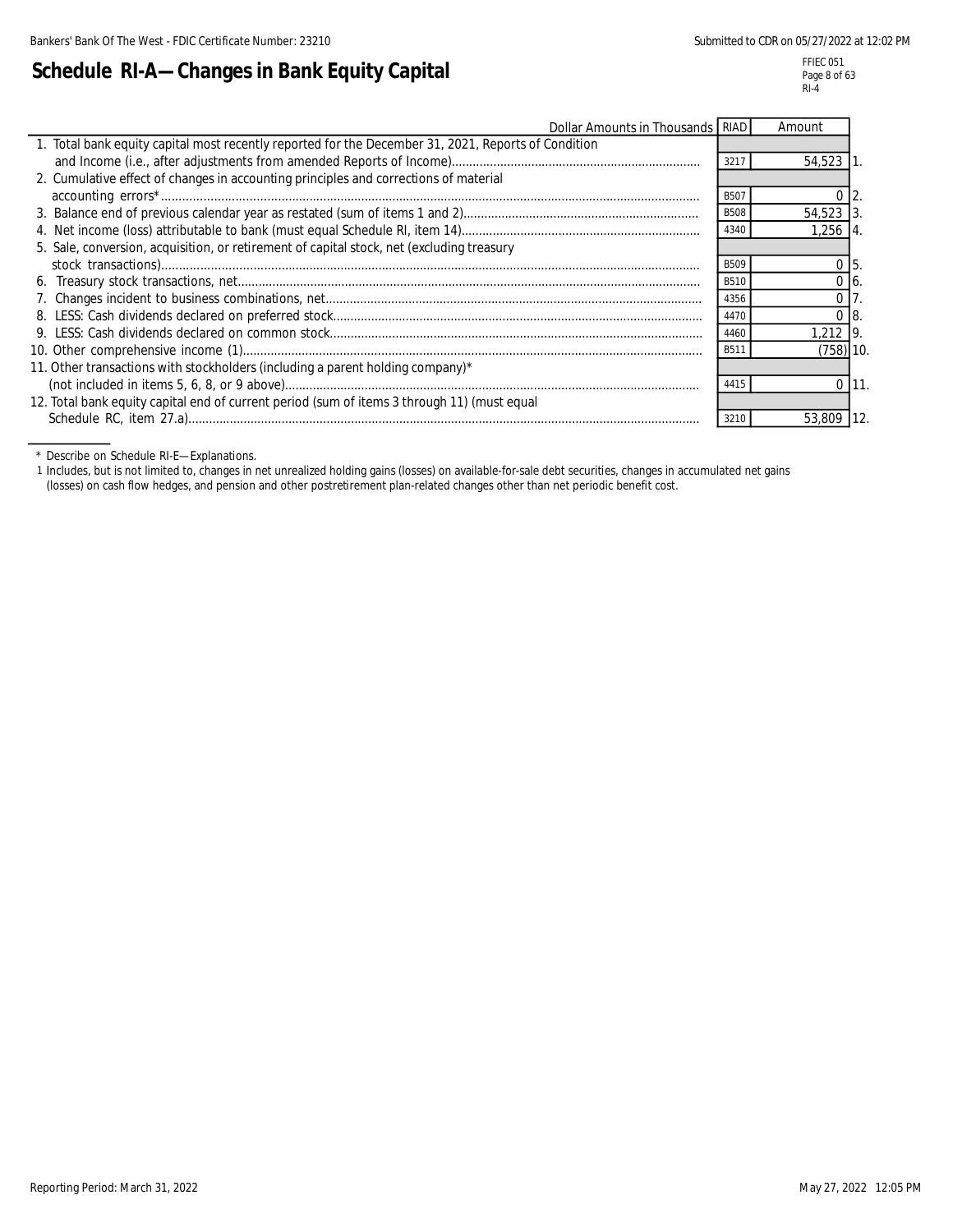# Schedule RI-A—Changes in Bank Equity Capital

| Dollar Amounts in Thousands | RIAD | Amount | |
|---|---|---|---|
| 1. Total bank equity capital most recently reported for the December 31, 2021, Reports of Condition and Income (i.e., after adjustments from amended Reports of Income) | 3217 | 54,523 | 1. |
| 2. Cumulative effect of changes in accounting principles and corrections of material accounting errors* | B507 | 0 | 2. |
| 3. Balance end of previous calendar year as restated (sum of items 1 and 2) | B508 | 54,523 | 3. |
| 4. Net income (loss) attributable to bank (must equal Schedule RI, item 14) | 4340 | 1,256 | 4. |
| 5. Sale, conversion, acquisition, or retirement of capital stock, net (excluding treasury stock transactions) | B509 | 0 | 5. |
| 6. Treasury stock transactions, net | B510 | 0 | 6. |
| 7. Changes incident to business combinations, net | 4356 | 0 | 7. |
| 8. LESS: Cash dividends declared on preferred stock | 4470 | 0 | 8. |
| 9. LESS: Cash dividends declared on common stock | 4460 | 1,212 | 9. |
| 10. Other comprehensive income (1) | B511 | (758) | 10. |
| 11. Other transactions with stockholders (including a parent holding company)* (not included in items 5, 6, 8, or 9 above) | 4415 | 0 | 11. |
| 12. Total bank equity capital end of current period (sum of items 3 through 11) (must equal Schedule RC, item 27.a) | 3210 | 53,809 | 12. |

\* Describe on Schedule RI-E—Explanations.

1 Includes, but is not limited to, changes in net unrealized holding gains (losses) on available-for-sale debt securities, changes in accumulated net gains (losses) on cash flow hedges, and pension and other postretirement plan-related changes other than net periodic benefit cost.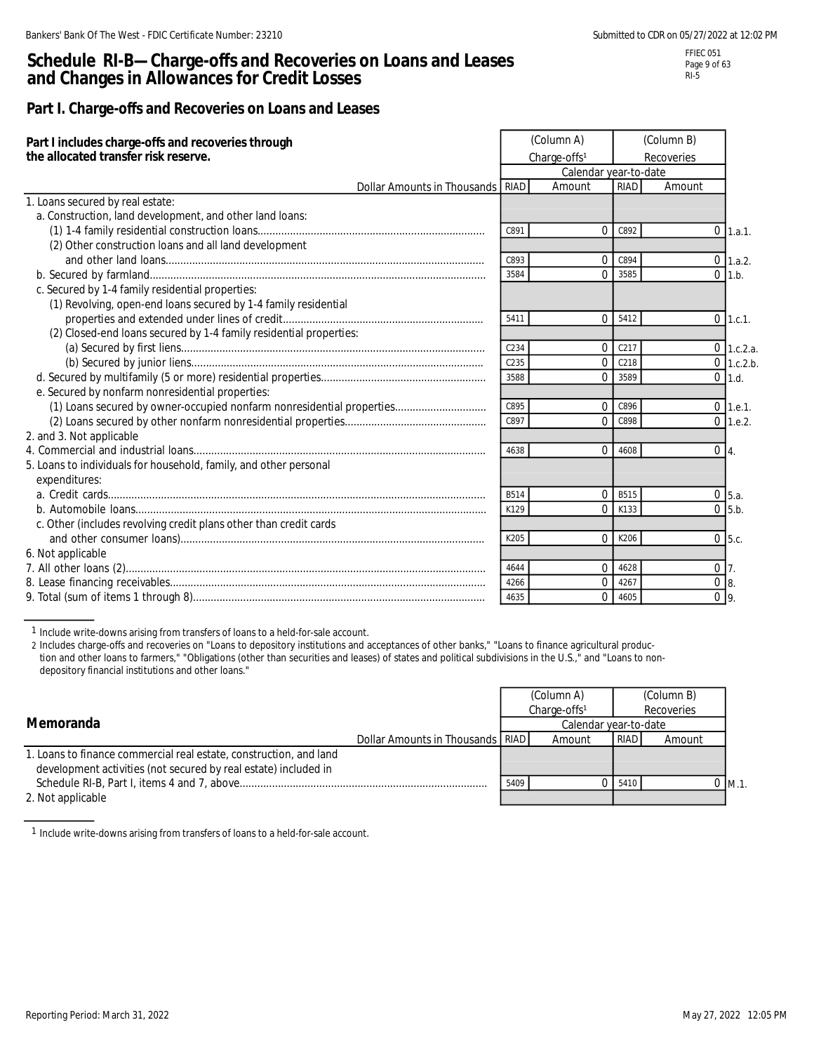# Schedule RI-B—Charge-offs and Recoveries on Loans and Leases and Changes in Allowances for Credit Losses

## Part I. Charge-offs and Recoveries on Loans and Leases

| Part I includes charge-offs and recoveries through the allocated transfer risk reserve. | (Column A) Charge-offs[1] | | (Column B) Recoveries | | |
|---|---|---|---|---|---|
| | Calendar year-to-date | | | | |
| Dollar Amounts in Thousands | RIAD | Amount | RIAD | Amount | |
| 1. Loans secured by real estate: | | | | | |
| a. Construction, land development, and other land loans: | | | | | |
| (1) 1-4 family residential construction loans | C891 | 0 | C892 | 0 | 1.a.1. |
| (2) Other construction loans and all land development and other land loans | C893 | 0 | C894 | 0 | 1.a.2. |
| b. Secured by farmland | 3584 | 0 | 3585 | 0 | 1.b. |
| c. Secured by 1-4 family residential properties: | | | | | |
| (1) Revolving, open-end loans secured by 1-4 family residential properties and extended under lines of credit | 5411 | 0 | 5412 | 0 | 1.c.1. |
| (2) Closed-end loans secured by 1-4 family residential properties: | | | | | |
| (a) Secured by first liens | C234 | 0 | C217 | 0 | 1.c.2.a. |
| (b) Secured by junior liens | C235 | 0 | C218 | 0 | 1.c.2.b. |
| d. Secured by multifamily (5 or more) residential properties | 3588 | 0 | 3589 | 0 | 1.d. |
| e. Secured by nonfarm nonresidential properties: | | | | | |
| (1) Loans secured by owner-occupied nonfarm nonresidential properties | C895 | 0 | C896 | 0 | 1.e.1. |
| (2) Loans secured by other nonfarm nonresidential properties | C897 | 0 | C898 | 0 | 1.e.2. |
| 2. and 3. Not applicable | | | | | |
| 4. Commercial and industrial loans | 4638 | 0 | 4608 | 0 | 4. |
| 5. Loans to individuals for household, family, and other personal expenditures: | | | | | |
| a. Credit cards | B514 | 0 | B515 | 0 | 5.a. |
| b. Automobile loans | K129 | 0 | K133 | 0 | 5.b. |
| c. Other (includes revolving credit plans other than credit cards and other consumer loans) | K205 | 0 | K206 | 0 | 5.c. |
| 6. Not applicable | | | | | |
| 7. All other loans (2) | 4644 | 0 | 4628 | 0 | 7. |
| 8. Lease financing receivables | 4266 | 0 | 4267 | 0 | 8. |
| 9. Total (sum of items 1 through 8) | 4635 | 0 | 4605 | 0 | 9. |

1 Include write-downs arising from transfers of loans to a held-for-sale account.

2 Includes charge-offs and recoveries on "Loans to depository institutions and acceptances of other banks," "Loans to finance agricultural production and other loans to farmers," "Obligations (other than securities and leases) of states and political subdivisions in the U.S.," and "Loans to nondepository financial institutions and other loans."

| Memoranda | (Column A) Charge-offs[1] | | (Column B) Recoveries | | |
|---|---|---|---|---|---|
| | Calendar year-to-date | | | | |
| Dollar Amounts in Thousands | RIAD | Amount | RIAD | Amount | |
| 1. Loans to finance commercial real estate, construction, and land development activities (not secured by real estate) included in Schedule RI-B, Part I, items 4 and 7, above | 5409 | 0 | 5410 | 0 | M.1. |
| 2. Not applicable | | | | | |

1 Include write-downs arising from transfers of loans to a held-for-sale account.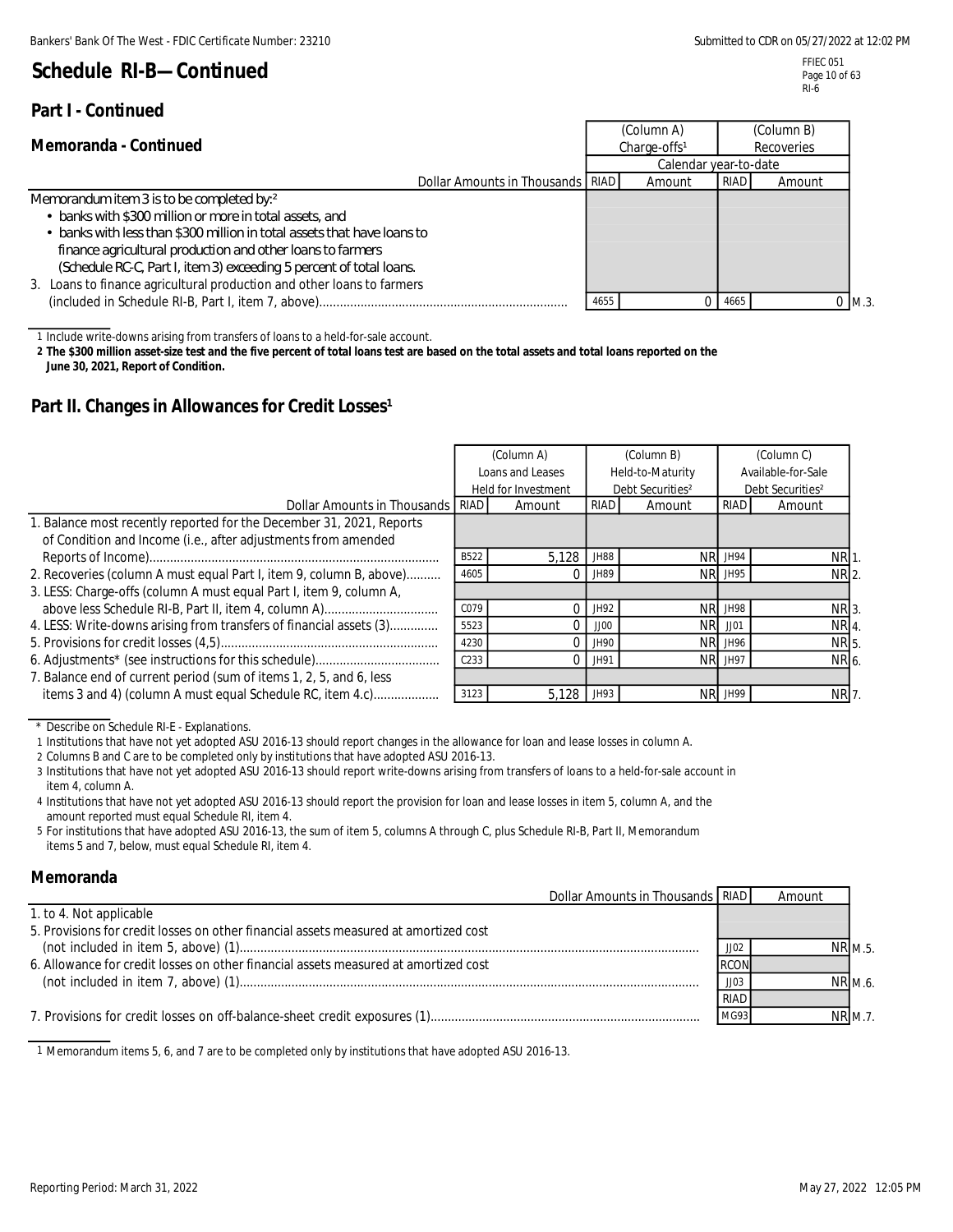# Schedule RI-B—Continued

## Part I - Continued

### Memoranda - Continued

| Dollar Amounts in Thousands | RIAD | (Column A) Charge-offs[1] Calendar year-to-date Amount | RIAD | (Column B) Recoveries Calendar year-to-date Amount | |
|---|---|---|---|---|---|
| Memorandum item 3 is to be completed by:[2] • banks with $300 million or more in total assets, and • banks with less than $300 million in total assets that have loans to finance agricultural production and other loans to farmers (Schedule RC-C, Part I, item 3) exceeding 5 percent of total loans. | | | | | |
| 3. Loans to finance agricultural production and other loans to farmers (included in Schedule RI-B, Part I, item 7, above) | 4655 | 0 | 4665 | 0 | M.3. |

1 Include write-downs arising from transfers of loans to a held-for-sale account.

**2 The $300 million asset-size test and the five percent of total loans test are based on the total assets and total loans reported on the June 30, 2021, Report of Condition.**

## Part II. Changes in Allowances for Credit Losses[1]

| Dollar Amounts in Thousands | RIAD | (Column A) Loans and Leases Held for Investment Amount | RIAD | (Column B) Held-to-Maturity Debt Securities[2] Amount | RIAD | (Column C) Available-for-Sale Debt Securities[2] Amount | |
|---|---|---|---|---|---|---|---|
| 1. Balance most recently reported for the December 31, 2021, Reports of Condition and Income (i.e., after adjustments from amended Reports of Income) | B522 | 5,128 | JH88 | NR | JH94 | NR | 1. |
| 2. Recoveries (column A must equal Part I, item 9, column B, above) | 4605 | 0 | JH89 | NR | JH95 | NR | 2. |
| 3. LESS: Charge-offs (column A must equal Part I, item 9, column A, above less Schedule RI-B, Part II, item 4, column A) | C079 | 0 | JH92 | NR | JH98 | NR | 3. |
| 4. LESS: Write-downs arising from transfers of financial assets (3) | 5523 | 0 | JJ00 | NR | JJ01 | NR | 4. |
| 5. Provisions for credit losses (4,5) | 4230 | 0 | JH90 | NR | JH96 | NR | 5. |
| 6. Adjustments* (see instructions for this schedule) | C233 | 0 | JH91 | NR | JH97 | NR | 6. |
| 7. Balance end of current period (sum of items 1, 2, 5, and 6, less items 3 and 4) (column A must equal Schedule RC, item 4.c) | 3123 | 5,128 | JH93 | NR | JH99 | NR | 7. |

\* Describe on Schedule RI-E - Explanations.

1 Institutions that have not yet adopted ASU 2016-13 should report changes in the allowance for loan and lease losses in column A.

2 Columns B and C are to be completed only by institutions that have adopted ASU 2016-13.

3 Institutions that have not yet adopted ASU 2016-13 should report write-downs arising from transfers of loans to a held-for-sale account in item 4, column A.

4 Institutions that have not yet adopted ASU 2016-13 should report the provision for loan and lease losses in item 5, column A, and the amount reported must equal Schedule RI, item 4.

5 For institutions that have adopted ASU 2016-13, the sum of item 5, columns A through C, plus Schedule RI-B, Part II, Memorandum items 5 and 7, below, must equal Schedule RI, item 4.

### Memoranda

| Dollar Amounts in Thousands | RIAD | Amount | |
|---|---|---|---|
| 1. to 4. Not applicable | | | |
| 5. Provisions for credit losses on other financial assets measured at amortized cost (not included in item 5, above) (1) | JJ02 | NR | M.5. |
| 6. Allowance for credit losses on other financial assets measured at amortized cost (not included in item 7, above) (1) | RCON JJ03 | NR | M.6. |
| 7. Provisions for credit losses on off-balance-sheet credit exposures (1) | RIAD MG93 | NR | M.7. |

1 Memorandum items 5, 6, and 7 are to be completed only by institutions that have adopted ASU 2016-13.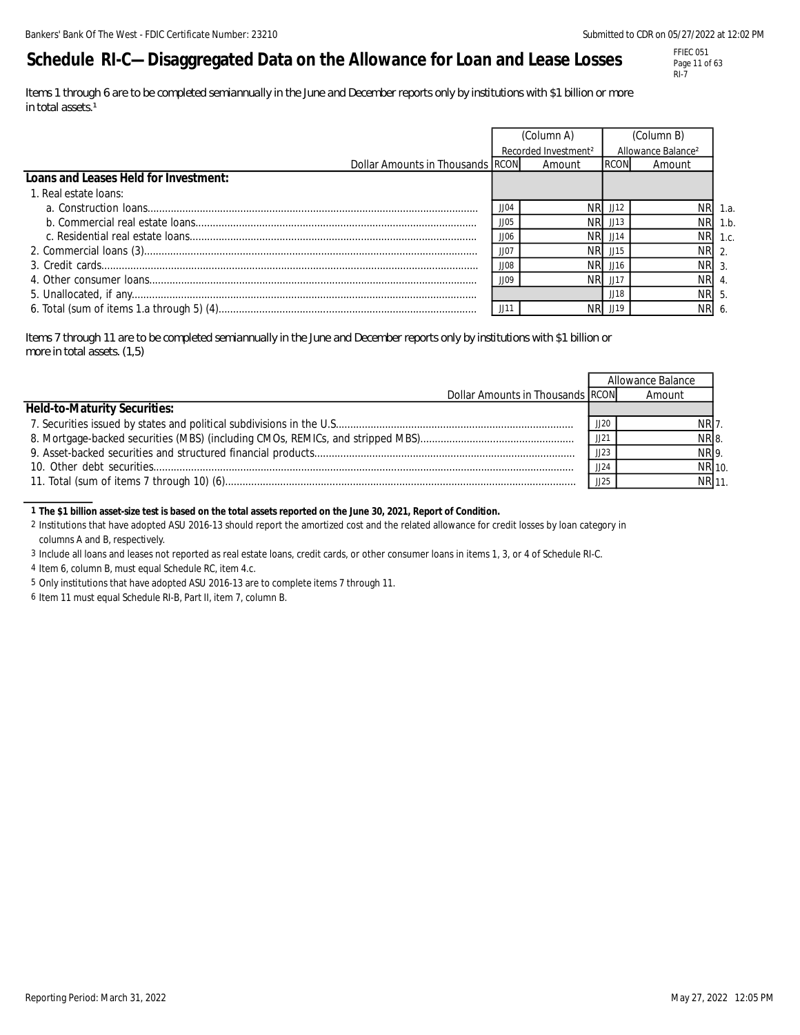# Schedule RI-C—Disaggregated Data on the Allowance for Loan and Lease Losses

*Items 1 through 6 are to be completed semiannually in the June and December reports only by institutions with $1 billion or more in total assets.[1]*

| Dollar Amounts in Thousands | (Column A) Recorded Investment[2] RCON | Amount | (Column B) Allowance Balance[2] RCON | Amount | |
|---|---|---|---|---|---|
| **Loans and Leases Held for Investment:** | | | | | |
| 1. Real estate loans: | | | | | |
| a. Construction loans | JJ04 | NR | JJ12 | NR | 1.a. |
| b. Commercial real estate loans | JJ05 | NR | JJ13 | NR | 1.b. |
| c. Residential real estate loans | JJ06 | NR | JJ14 | NR | 1.c. |
| 2. Commercial loans (3) | JJ07 | NR | JJ15 | NR | 2. |
| 3. Credit cards | JJ08 | NR | JJ16 | NR | 3. |
| 4. Other consumer loans | JJ09 | NR | JJ17 | NR | 4. |
| 5. Unallocated, if any | | | JJ18 | NR | 5. |
| 6. Total (sum of items 1.a through 5) (4) | JJ11 | NR | JJ19 | NR | 6. |

*Items 7 through 11 are to be completed semiannually in the June and December reports only by institutions with $1 billion or more in total assets. (1,5)*

| Dollar Amounts in Thousands | Allowance Balance RCON | Amount | |
|---|---|---|---|
| **Held-to-Maturity Securities:** | | | |
| 7. Securities issued by states and political subdivisions in the U.S. | JJ20 | NR | 7. |
| 8. Mortgage-backed securities (MBS) (including CMOs, REMICs, and stripped MBS) | JJ21 | NR | 8. |
| 9. Asset-backed securities and structured financial products | JJ23 | NR | 9. |
| 10. Other debt securities | JJ24 | NR | 10. |
| 11. Total (sum of items 7 through 10) (6) | JJ25 | NR | 11. |

1 **The $1 billion asset-size test is based on the total assets reported on the June 30, 2021, Report of Condition.**

2 Institutions that have adopted ASU 2016-13 should report the amortized cost and the related allowance for credit losses by loan category in columns A and B, respectively.

3 Include all loans and leases not reported as real estate loans, credit cards, or other consumer loans in items 1, 3, or 4 of Schedule RI-C.

4 Item 6, column B, must equal Schedule RC, item 4.c.

5 Only institutions that have adopted ASU 2016-13 are to complete items 7 through 11.

6 Item 11 must equal Schedule RI-B, Part II, item 7, column B.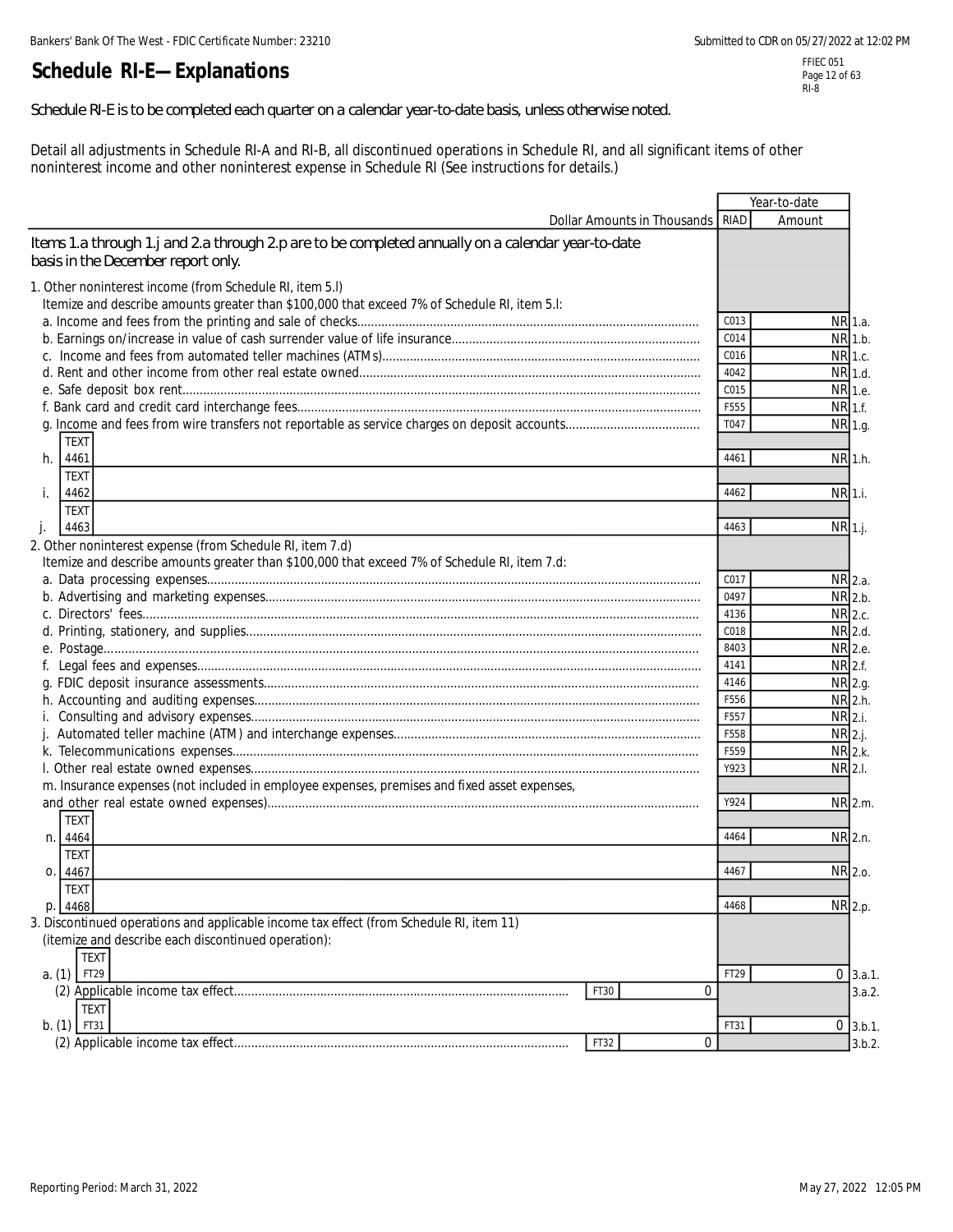# Schedule RI-E—Explanations

FFIEC 051
RI-8

Schedule RI-E is to be completed each quarter on a calendar year-to-date basis, unless otherwise noted.

Detail all adjustments in Schedule RI-A and RI-B, all discontinued operations in Schedule RI, and all significant items of other noninterest income and other noninterest expense in Schedule RI (See instructions for details.)

| Dollar Amounts in Thousands | | | RIAD | Year-to-date Amount | |
|---|---|---|---|---|---|
| Items 1.a through 1.j and 2.a through 2.p are to be completed annually on a calendar year-to-date basis in the December report only. | | | | | |
| 1. Other noninterest income (from Schedule RI, item 5.l) Itemize and describe amounts greater than $100,000 that exceed 7% of Schedule RI, item 5.l: | | | | | |
| a. Income and fees from the printing and sale of checks | | | C013 | NR | 1.a. |
| b. Earnings on/increase in value of cash surrender value of life insurance | | | C014 | NR | 1.b. |
| c. Income and fees from automated teller machines (ATMs) | | | C016 | NR | 1.c. |
| d. Rent and other income from other real estate owned | | | 4042 | NR | 1.d. |
| e. Safe deposit box rent | | | C015 | NR | 1.e. |
| f. Bank card and credit card interchange fees | | | F555 | NR | 1.f. |
| g. Income and fees from wire transfers not reportable as service charges on deposit accounts | | | T047 | NR | 1.g. |
| h. TEXT 4461 | | | 4461 | NR | 1.h. |
| i. TEXT 4462 | | | 4462 | NR | 1.i. |
| j. TEXT 4463 | | | 4463 | NR | 1.j. |
| 2. Other noninterest expense (from Schedule RI, item 7.d) Itemize and describe amounts greater than $100,000 that exceed 7% of Schedule RI, item 7.d: | | | | | |
| a. Data processing expenses | | | C017 | NR | 2.a. |
| b. Advertising and marketing expenses | | | 0497 | NR | 2.b. |
| c. Directors' fees | | | 4136 | NR | 2.c. |
| d. Printing, stationery, and supplies | | | C018 | NR | 2.d. |
| e. Postage | | | 8403 | NR | 2.e. |
| f. Legal fees and expenses | | | 4141 | NR | 2.f. |
| g. FDIC deposit insurance assessments | | | 4146 | NR | 2.g. |
| h. Accounting and auditing expenses | | | F556 | NR | 2.h. |
| i. Consulting and advisory expenses | | | F557 | NR | 2.i. |
| j. Automated teller machine (ATM) and interchange expenses | | | F558 | NR | 2.j. |
| k. Telecommunications expenses | | | F559 | NR | 2.k. |
| l. Other real estate owned expenses | | | Y923 | NR | 2.l. |
| m. Insurance expenses (not included in employee expenses, premises and fixed asset expenses, and other real estate owned expenses) | | | Y924 | NR | 2.m. |
| n. TEXT 4464 | | | 4464 | NR | 2.n. |
| o. TEXT 4467 | | | 4467 | NR | 2.o. |
| p. TEXT 4468 | | | 4468 | NR | 2.p. |
| 3. Discontinued operations and applicable income tax effect (from Schedule RI, item 11) (itemize and describe each discontinued operation): | | | | | |
| a. (1) TEXT FT29 | | | FT29 | 0 | 3.a.1. |
| (2) Applicable income tax effect | FT30 | 0 | | | 3.a.2. |
| b. (1) TEXT FT31 | | | FT31 | 0 | 3.b.1. |
| (2) Applicable income tax effect | FT32 | 0 | | | 3.b.2. |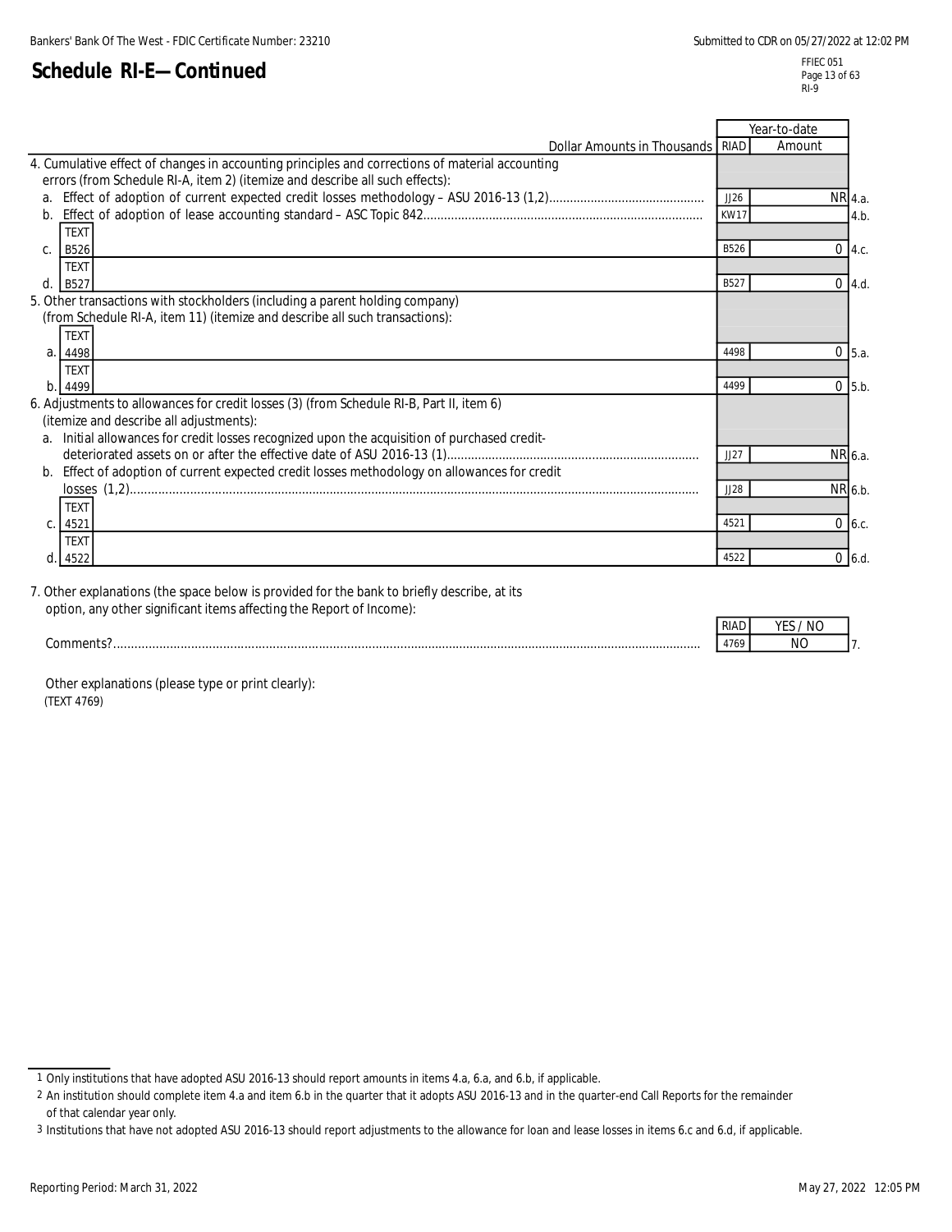## Schedule RI-E—Continued

| Dollar Amounts in Thousands | RIAD | Year-to-date Amount | |
|---|---|---|---|
| 4. Cumulative effect of changes in accounting principles and corrections of material accounting errors (from Schedule RI-A, item 2) (itemize and describe all such effects): | | | |
| a. Effect of adoption of current expected credit losses methodology – ASU 2016-13 (1,2) | JJ26 | NR | 4.a. |
| b. Effect of adoption of lease accounting standard – ASC Topic 842 | KW17 | | 4.b. |
| c. TEXT B526 | B526 | 0 | 4.c. |
| d. TEXT B527 | B527 | 0 | 4.d. |
| 5. Other transactions with stockholders (including a parent holding company) (from Schedule RI-A, item 11) (itemize and describe all such transactions): | | | |
| a. TEXT 4498 | 4498 | 0 | 5.a. |
| b. TEXT 4499 | 4499 | 0 | 5.b. |
| 6. Adjustments to allowances for credit losses (3) (from Schedule RI-B, Part II, item 6) (itemize and describe all adjustments): | | | |
| a. Initial allowances for credit losses recognized upon the acquisition of purchased credit-deteriorated assets on or after the effective date of ASU 2016-13 (1) | JJ27 | NR | 6.a. |
| b. Effect of adoption of current expected credit losses methodology on allowances for credit losses (1,2) | JJ28 | NR | 6.b. |
| c. TEXT 4521 | 4521 | 0 | 6.c. |
| d. TEXT 4522 | 4522 | 0 | 6.d. |

7. Other explanations (the space below is provided for the bank to briefly describe, at its option, any other significant items affecting the Report of Income):

| | RIAD | YES / NO | |
|---|---|---|---|
| Comments? | 4769 | NO | 7. |

Other explanations (please type or print clearly):
(TEXT 4769)

1 Only institutions that have adopted ASU 2016-13 should report amounts in items 4.a, 6.a, and 6.b, if applicable.

2 An institution should complete item 4.a and item 6.b in the quarter that it adopts ASU 2016-13 and in the quarter-end Call Reports for the remainder of that calendar year only.

3 Institutions that have not adopted ASU 2016-13 should report adjustments to the allowance for loan and lease losses in items 6.c and 6.d, if applicable.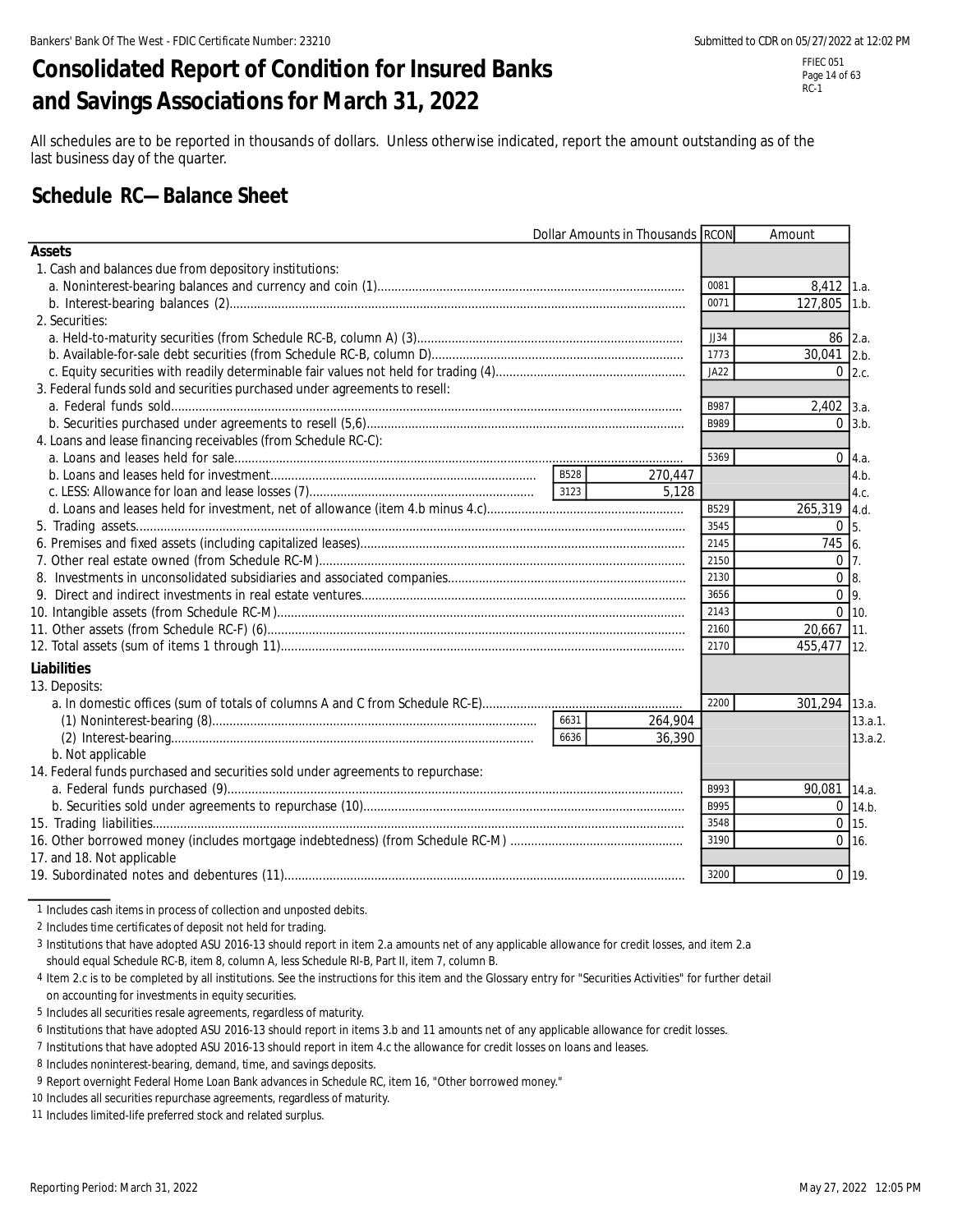# Consolidated Report of Condition for Insured Banks and Savings Associations for March 31, 2022

FFIEC 051
RC-1

All schedules are to be reported in thousands of dollars. Unless otherwise indicated, report the amount outstanding as of the last business day of the quarter.

## Schedule RC—Balance Sheet

| Dollar Amounts in Thousands | | | RCON | Amount | |
|---|---|---|---|---|---|
| **Assets** | | | | | |
| 1. Cash and balances due from depository institutions: | | | | | |
| a. Noninterest-bearing balances and currency and coin (1) | | | 0081 | 8,412 | 1.a. |
| b. Interest-bearing balances (2) | | | 0071 | 127,805 | 1.b. |
| 2. Securities: | | | | | |
| a. Held-to-maturity securities (from Schedule RC-B, column A) (3) | | | JJ34 | 86 | 2.a. |
| b. Available-for-sale debt securities (from Schedule RC-B, column D) | | | 1773 | 30,041 | 2.b. |
| c. Equity securities with readily determinable fair values not held for trading (4) | | | JA22 | 0 | 2.c. |
| 3. Federal funds sold and securities purchased under agreements to resell: | | | | | |
| a. Federal funds sold | | | B987 | 2,402 | 3.a. |
| b. Securities purchased under agreements to resell (5,6) | | | B989 | 0 | 3.b. |
| 4. Loans and lease financing receivables (from Schedule RC-C): | | | | | |
| a. Loans and leases held for sale | | | 5369 | 0 | 4.a. |
| b. Loans and leases held for investment | B528 | 270,447 | | | 4.b. |
| c. LESS: Allowance for loan and lease losses (7) | 3123 | 5,128 | | | 4.c. |
| d. Loans and leases held for investment, net of allowance (item 4.b minus 4.c) | | | B529 | 265,319 | 4.d. |
| 5. Trading assets | | | 3545 | 0 | 5. |
| 6. Premises and fixed assets (including capitalized leases) | | | 2145 | 745 | 6. |
| 7. Other real estate owned (from Schedule RC-M) | | | 2150 | 0 | 7. |
| 8. Investments in unconsolidated subsidiaries and associated companies | | | 2130 | 0 | 8. |
| 9. Direct and indirect investments in real estate ventures | | | 3656 | 0 | 9. |
| 10. Intangible assets (from Schedule RC-M) | | | 2143 | 0 | 10. |
| 11. Other assets (from Schedule RC-F) (6) | | | 2160 | 20,667 | 11. |
| 12. Total assets (sum of items 1 through 11) | | | 2170 | 455,477 | 12. |
| **Liabilities** | | | | | |
| 13. Deposits: | | | | | |
| a. In domestic offices (sum of totals of columns A and C from Schedule RC-E) | | | 2200 | 301,294 | 13.a. |
| (1) Noninterest-bearing (8) | 6631 | 264,904 | | | 13.a.1. |
| (2) Interest-bearing | 6636 | 36,390 | | | 13.a.2. |
| b. Not applicable | | | | | |
| 14. Federal funds purchased and securities sold under agreements to repurchase: | | | | | |
| a. Federal funds purchased (9) | | | B993 | 90,081 | 14.a. |
| b. Securities sold under agreements to repurchase (10) | | | B995 | 0 | 14.b. |
| 15. Trading liabilities | | | 3548 | 0 | 15. |
| 16. Other borrowed money (includes mortgage indebtedness) (from Schedule RC-M) | | | 3190 | 0 | 16. |
| 17. and 18. Not applicable | | | | | |
| 19. Subordinated notes and debentures (11) | | | 3200 | 0 | 19. |

1 Includes cash items in process of collection and unposted debits.

2 Includes time certificates of deposit not held for trading.

3 Institutions that have adopted ASU 2016-13 should report in item 2.a amounts net of any applicable allowance for credit losses, and item 2.a should equal Schedule RC-B, item 8, column A, less Schedule RI-B, Part II, item 7, column B.

4 Item 2.c is to be completed by all institutions. See the instructions for this item and the Glossary entry for "Securities Activities" for further detail on accounting for investments in equity securities.

5 Includes all securities resale agreements, regardless of maturity.

6 Institutions that have adopted ASU 2016-13 should report in items 3.b and 11 amounts net of any applicable allowance for credit losses.

7 Institutions that have adopted ASU 2016-13 should report in item 4.c the allowance for credit losses on loans and leases.

8 Includes noninterest-bearing, demand, time, and savings deposits.

9 Report overnight Federal Home Loan Bank advances in Schedule RC, item 16, "Other borrowed money."

10 Includes all securities repurchase agreements, regardless of maturity.

11 Includes limited-life preferred stock and related surplus.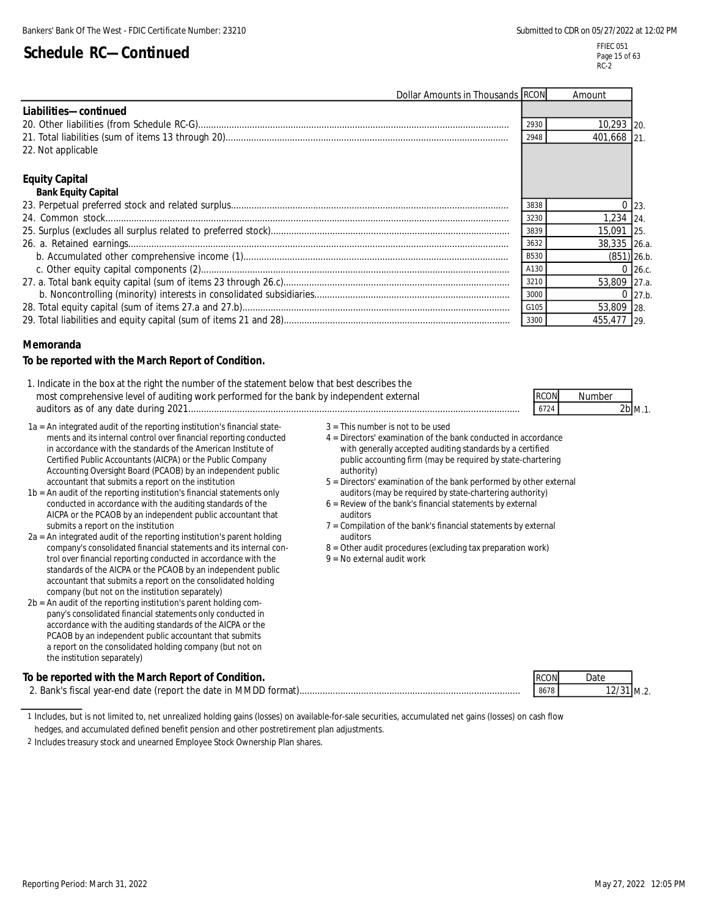# Schedule RC—Continued

| Dollar Amounts in Thousands | RCON | Amount | |
|---|---|---|---|
| **Liabilities—continued** | | | |
| 20. Other liabilities (from Schedule RC-G) | 2930 | 10,293 | 20. |
| 21. Total liabilities (sum of items 13 through 20) | 2948 | 401,668 | 21. |
| 22. Not applicable | | | |
| **Equity Capital** | | | |
| **Bank Equity Capital** | | | |
| 23. Perpetual preferred stock and related surplus | 3838 | 0 | 23. |
| 24. Common stock | 3230 | 1,234 | 24. |
| 25. Surplus (excludes all surplus related to preferred stock) | 3839 | 15,091 | 25. |
| 26. a. Retained earnings | 3632 | 38,335 | 26.a. |
| b. Accumulated other comprehensive income (1) | B530 | (851) | 26.b. |
| c. Other equity capital components (2) | A130 | 0 | 26.c. |
| 27. a. Total bank equity capital (sum of items 23 through 26.c) | 3210 | 53,809 | 27.a. |
| b. Noncontrolling (minority) interests in consolidated subsidiaries | 3000 | 0 | 27.b. |
| 28. Total equity capital (sum of items 27.a and 27.b) | G105 | 53,809 | 28. |
| 29. Total liabilities and equity capital (sum of items 21 and 28) | 3300 | 455,477 | 29. |

## Memoranda

**To be reported with the March Report of Condition.**

| | RCON | Number | |
|---|---|---|---|
| 1. Indicate in the box at the right the number of the statement below that best describes the most comprehensive level of auditing work performed for the bank by independent external auditors as of any date during 2021 | 6724 | 2b | M.1. |

1a = An integrated audit of the reporting institution's financial statements and its internal control over financial reporting conducted in accordance with the standards of the American Institute of Certified Public Accountants (AICPA) or the Public Company Accounting Oversight Board (PCAOB) by an independent public accountant that submits a report on the institution

1b = An audit of the reporting institution's financial statements only conducted in accordance with the auditing standards of the AICPA or the PCAOB by an independent public accountant that submits a report on the institution

2a = An integrated audit of the reporting institution's parent holding company's consolidated financial statements and its internal control over financial reporting conducted in accordance with the standards of the AICPA or the PCAOB by an independent public accountant that submits a report on the consolidated holding company (but not on the institution separately)

2b = An audit of the reporting institution's parent holding company's consolidated financial statements only conducted in accordance with the auditing standards of the AICPA or the PCAOB by an independent public accountant that submits a report on the consolidated holding company (but not on the institution separately)

3 = This number is not to be used

4 = Directors' examination of the bank conducted in accordance with generally accepted auditing standards by a certified public accounting firm (may be required by state-chartering authority)

5 = Directors' examination of the bank performed by other external auditors (may be required by state-chartering authority)

6 = Review of the bank's financial statements by external auditors

7 = Compilation of the bank's financial statements by external auditors

8 = Other audit procedures (excluding tax preparation work)

9 = No external audit work

**To be reported with the March Report of Condition.**

| | RCON | Date | |
|---|---|---|---|
| 2. Bank's fiscal year-end date (report the date in MMDD format) | 8678 | 12/31 | M.2. |

1 Includes, but is not limited to, net unrealized holding gains (losses) on available-for-sale securities, accumulated net gains (losses) on cash flow hedges, and accumulated defined benefit pension and other postretirement plan adjustments.

2 Includes treasury stock and unearned Employee Stock Ownership Plan shares.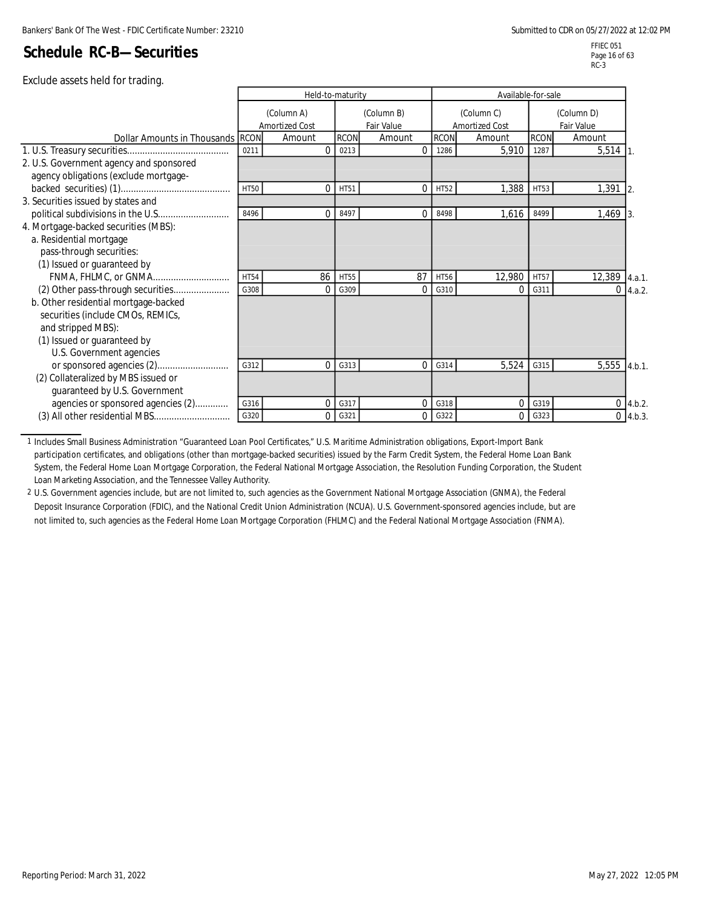## Schedule RC-B—Securities

Exclude assets held for trading.

| Dollar Amounts in Thousands | Held-to-maturity | | | | Available-for-sale | | | | |
|---|---|---|---|---|---|---|---|---|---|
| | (Column A) Amortized Cost | | (Column B) Fair Value | | (Column C) Amortized Cost | | (Column D) Fair Value | | |
| | RCON | Amount | RCON | Amount | RCON | Amount | RCON | Amount | |
| 1. U.S. Treasury securities | 0211 | 0 | 0213 | 0 | 1286 | 5,910 | 1287 | 5,514 | 1. |
| 2. U.S. Government agency and sponsored agency obligations (exclude mortgage-backed securities) (1) | HT50 | 0 | HT51 | 0 | HT52 | 1,388 | HT53 | 1,391 | 2. |
| 3. Securities issued by states and political subdivisions in the U.S. | 8496 | 0 | 8497 | 0 | 8498 | 1,616 | 8499 | 1,469 | 3. |
| 4. Mortgage-backed securities (MBS): | | | | | | | | | |
| a. Residential mortgage pass-through securities: | | | | | | | | | |
| (1) Issued or guaranteed by FNMA, FHLMC, or GNMA | HT54 | 86 | HT55 | 87 | HT56 | 12,980 | HT57 | 12,389 | 4.a.1. |
| (2) Other pass-through securities | G308 | 0 | G309 | 0 | G310 | 0 | G311 | 0 | 4.a.2. |
| b. Other residential mortgage-backed securities (include CMOs, REMICs, and stripped MBS): | | | | | | | | | |
| (1) Issued or guaranteed by U.S. Government agencies or sponsored agencies (2) | G312 | 0 | G313 | 0 | G314 | 5,524 | G315 | 5,555 | 4.b.1. |
| (2) Collateralized by MBS issued or guaranteed by U.S. Government agencies or sponsored agencies (2) | G316 | 0 | G317 | 0 | G318 | 0 | G319 | 0 | 4.b.2. |
| (3) All other residential MBS | G320 | 0 | G321 | 0 | G322 | 0 | G323 | 0 | 4.b.3. |

1 Includes Small Business Administration "Guaranteed Loan Pool Certificates," U.S. Maritime Administration obligations, Export-Import Bank participation certificates, and obligations (other than mortgage-backed securities) issued by the Farm Credit System, the Federal Home Loan Bank System, the Federal Home Loan Mortgage Corporation, the Federal National Mortgage Association, the Resolution Funding Corporation, the Student Loan Marketing Association, and the Tennessee Valley Authority.

2 U.S. Government agencies include, but are not limited to, such agencies as the Government National Mortgage Association (GNMA), the Federal Deposit Insurance Corporation (FDIC), and the National Credit Union Administration (NCUA). U.S. Government-sponsored agencies include, but are not limited to, such agencies as the Federal Home Loan Mortgage Corporation (FHLMC) and the Federal National Mortgage Association (FNMA).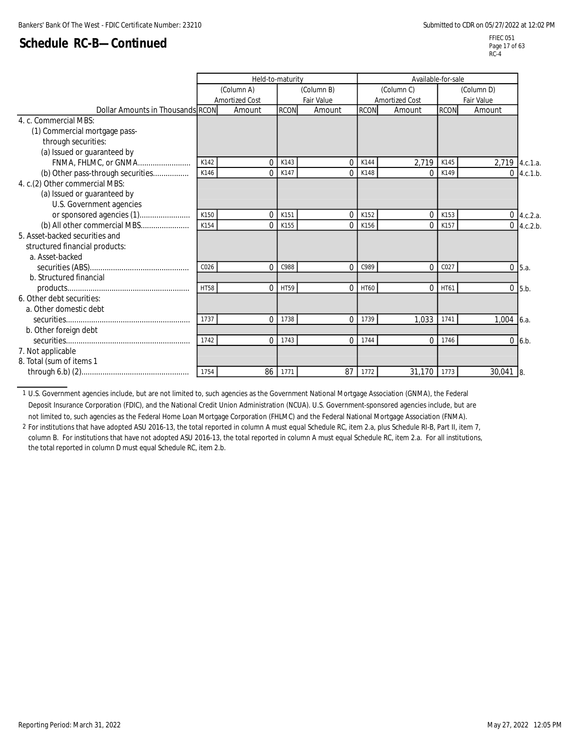## Schedule RC-B—Continued

| Dollar Amounts in Thousands | Held-to-maturity | | | | Available-for-sale | | | | |
|---|---|---|---|---|---|---|---|---|---|
| | (Column A) Amortized Cost | | (Column B) Fair Value | | (Column C) Amortized Cost | | (Column D) Fair Value | | |
| | RCON | Amount | RCON | Amount | RCON | Amount | RCON | Amount | |
| 4. c. Commercial MBS: | | | | | | | | | |
| (1) Commercial mortgage pass-through securities: | | | | | | | | | |
| (a) Issued or guaranteed by FNMA, FHLMC, or GNMA | K142 | 0 | K143 | 0 | K144 | 2,719 | K145 | 2,719 | 4.c.1.a. |
| (b) Other pass-through securities | K146 | 0 | K147 | 0 | K148 | 0 | K149 | 0 | 4.c.1.b. |
| 4. c.(2) Other commercial MBS: | | | | | | | | | |
| (a) Issued or guaranteed by U.S. Government agencies or sponsored agencies (1) | K150 | 0 | K151 | 0 | K152 | 0 | K153 | 0 | 4.c.2.a. |
| (b) All other commercial MBS | K154 | 0 | K155 | 0 | K156 | 0 | K157 | 0 | 4.c.2.b. |
| 5. Asset-backed securities and structured financial products: | | | | | | | | | |
| a. Asset-backed securities (ABS) | C026 | 0 | C988 | 0 | C989 | 0 | C027 | 0 | 5.a. |
| b. Structured financial products | HT58 | 0 | HT59 | 0 | HT60 | 0 | HT61 | 0 | 5.b. |
| 6. Other debt securities: | | | | | | | | | |
| a. Other domestic debt securities | 1737 | 0 | 1738 | 0 | 1739 | 1,033 | 1741 | 1,004 | 6.a. |
| b. Other foreign debt securities | 1742 | 0 | 1743 | 0 | 1744 | 0 | 1746 | 0 | 6.b. |
| 7. Not applicable | | | | | | | | | |
| 8. Total (sum of items 1 through 6.b) (2) | 1754 | 86 | 1771 | 87 | 1772 | 31,170 | 1773 | 30,041 | 8. |

1 U.S. Government agencies include, but are not limited to, such agencies as the Government National Mortgage Association (GNMA), the Federal Deposit Insurance Corporation (FDIC), and the National Credit Union Administration (NCUA). U.S. Government-sponsored agencies include, but are not limited to, such agencies as the Federal Home Loan Mortgage Corporation (FHLMC) and the Federal National Mortgage Association (FNMA).

2 For institutions that have adopted ASU 2016-13, the total reported in column A must equal Schedule RC, item 2.a, plus Schedule RI-B, Part II, item 7, column B. For institutions that have not adopted ASU 2016-13, the total reported in column A must equal Schedule RC, item 2.a. For all institutions, the total reported in column D must equal Schedule RC, item 2.b.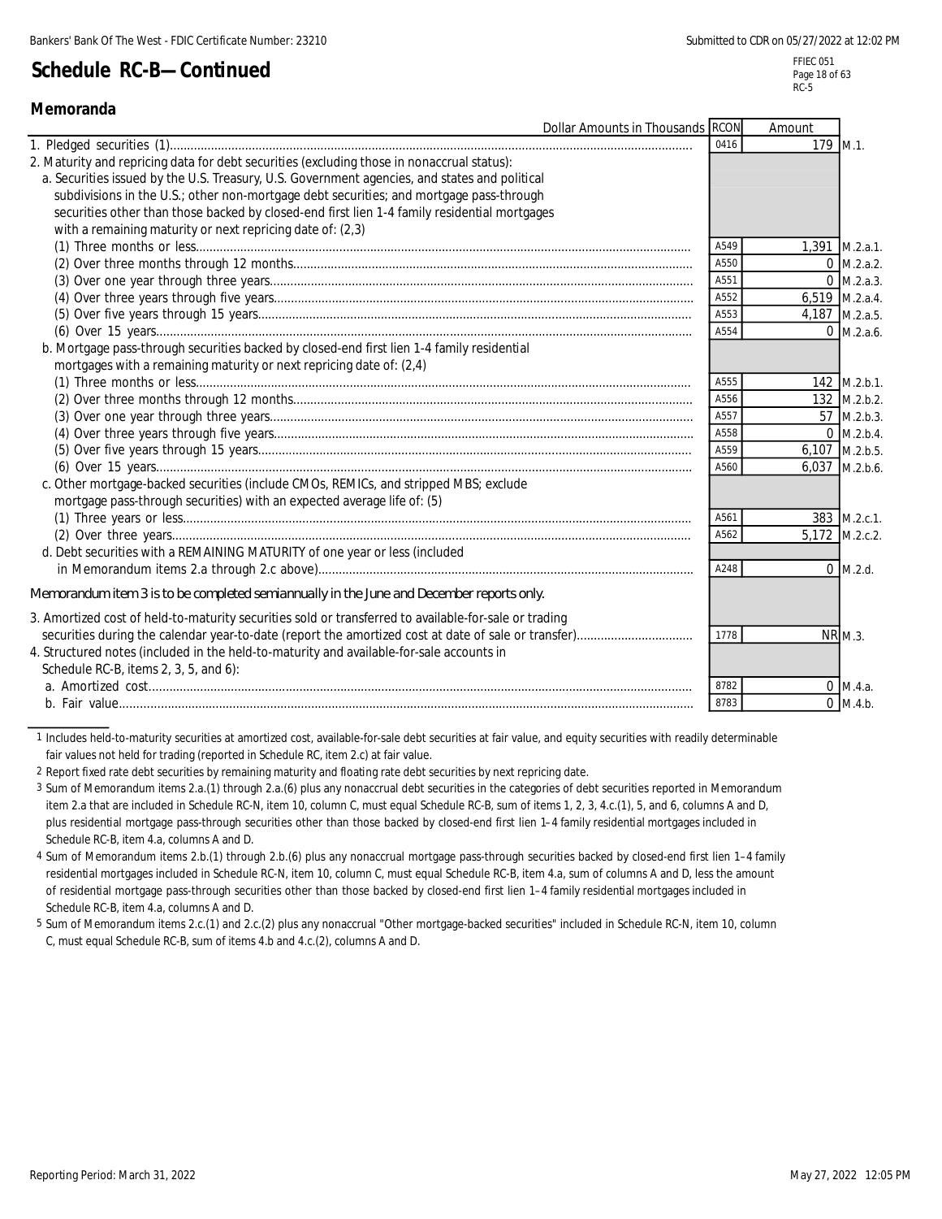# Schedule RC-B—Continued

## Memoranda

| Dollar Amounts in Thousands | RCON | Amount | |
|---|---|---|---|
| 1. Pledged securities (1) | 0416 | 179 | M.1. |
| 2. Maturity and repricing data for debt securities (excluding those in nonaccrual status): | | | |
| a. Securities issued by the U.S. Treasury, U.S. Government agencies, and states and political subdivisions in the U.S.; other non-mortgage debt securities; and mortgage pass-through securities other than those backed by closed-end first lien 1-4 family residential mortgages with a remaining maturity or next repricing date of: (2,3) | | | |
| (1) Three months or less | A549 | 1,391 | M.2.a.1. |
| (2) Over three months through 12 months | A550 | 0 | M.2.a.2. |
| (3) Over one year through three years | A551 | 0 | M.2.a.3. |
| (4) Over three years through five years | A552 | 6,519 | M.2.a.4. |
| (5) Over five years through 15 years | A553 | 4,187 | M.2.a.5. |
| (6) Over 15 years | A554 | 0 | M.2.a.6. |
| b. Mortgage pass-through securities backed by closed-end first lien 1-4 family residential mortgages with a remaining maturity or next repricing date of: (2,4) | | | |
| (1) Three months or less | A555 | 142 | M.2.b.1. |
| (2) Over three months through 12 months | A556 | 132 | M.2.b.2. |
| (3) Over one year through three years | A557 | 57 | M.2.b.3. |
| (4) Over three years through five years | A558 | 0 | M.2.b.4. |
| (5) Over five years through 15 years | A559 | 6,107 | M.2.b.5. |
| (6) Over 15 years | A560 | 6,037 | M.2.b.6. |
| c. Other mortgage-backed securities (include CMOs, REMICs, and stripped MBS; exclude mortgage pass-through securities) with an expected average life of: (5) | | | |
| (1) Three years or less | A561 | 383 | M.2.c.1. |
| (2) Over three years | A562 | 5,172 | M.2.c.2. |
| d. Debt securities with a REMAINING MATURITY of one year or less (included in Memorandum items 2.a through 2.c above) | A248 | 0 | M.2.d. |
| *Memorandum item 3 is to be completed semiannually in the June and December reports only.* | | | |
| 3. Amortized cost of held-to-maturity securities sold or transferred to available-for-sale or trading securities during the calendar year-to-date (report the amortized cost at date of sale or transfer) | 1778 | NR | M.3. |
| 4. Structured notes (included in the held-to-maturity and available-for-sale accounts in Schedule RC-B, items 2, 3, 5, and 6): | | | |
| a. Amortized cost | 8782 | 0 | M.4.a. |
| b. Fair value | 8783 | 0 | M.4.b. |

1 Includes held-to-maturity securities at amortized cost, available-for-sale debt securities at fair value, and equity securities with readily determinable fair values not held for trading (reported in Schedule RC, item 2.c) at fair value.

2 Report fixed rate debt securities by remaining maturity and floating rate debt securities by next repricing date.

3 Sum of Memorandum items 2.a.(1) through 2.a.(6) plus any nonaccrual debt securities in the categories of debt securities reported in Memorandum item 2.a that are included in Schedule RC-N, item 10, column C, must equal Schedule RC-B, sum of items 1, 2, 3, 4.c.(1), 5, and 6, columns A and D, plus residential mortgage pass-through securities other than those backed by closed-end first lien 1–4 family residential mortgages included in Schedule RC-B, item 4.a, columns A and D.

4 Sum of Memorandum items 2.b.(1) through 2.b.(6) plus any nonaccrual mortgage pass-through securities backed by closed-end first lien 1–4 family residential mortgages included in Schedule RC-N, item 10, column C, must equal Schedule RC-B, item 4.a, sum of columns A and D, less the amount of residential mortgage pass-through securities other than those backed by closed-end first lien 1–4 family residential mortgages included in Schedule RC-B, item 4.a, columns A and D.

5 Sum of Memorandum items 2.c.(1) and 2.c.(2) plus any nonaccrual "Other mortgage-backed securities" included in Schedule RC-N, item 10, column C, must equal Schedule RC-B, sum of items 4.b and 4.c.(2), columns A and D.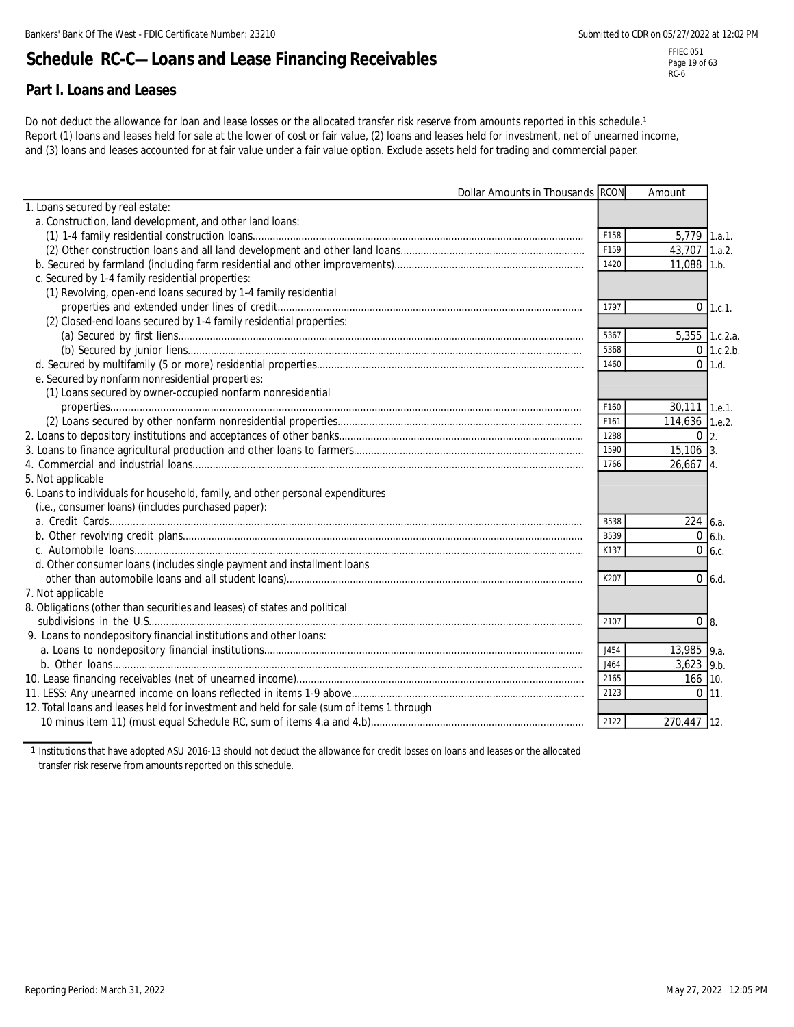# Schedule RC-C—Loans and Lease Financing Receivables

FFIEC 051
RC-6

## Part I. Loans and Leases

Do not deduct the allowance for loan and lease losses or the allocated transfer risk reserve from amounts reported in this schedule.[1] Report (1) loans and leases held for sale at the lower of cost or fair value, (2) loans and leases held for investment, net of unearned income, and (3) loans and leases accounted for at fair value under a fair value option. Exclude assets held for trading and commercial paper.

| Dollar Amounts in Thousands | RCON | Amount | |
|---|---|---|---|
| 1. Loans secured by real estate: | | | |
| a. Construction, land development, and other land loans: | | | |
| (1) 1-4 family residential construction loans | F158 | 5,779 | 1.a.1. |
| (2) Other construction loans and all land development and other land loans | F159 | 43,707 | 1.a.2. |
| b. Secured by farmland (including farm residential and other improvements) | 1420 | 11,088 | 1.b. |
| c. Secured by 1-4 family residential properties: | | | |
| (1) Revolving, open-end loans secured by 1-4 family residential properties and extended under lines of credit | 1797 | 0 | 1.c.1. |
| (2) Closed-end loans secured by 1-4 family residential properties: | | | |
| (a) Secured by first liens | 5367 | 5,355 | 1.c.2.a. |
| (b) Secured by junior liens | 5368 | 0 | 1.c.2.b. |
| d. Secured by multifamily (5 or more) residential properties | 1460 | 0 | 1.d. |
| e. Secured by nonfarm nonresidential properties: | | | |
| (1) Loans secured by owner-occupied nonfarm nonresidential properties | F160 | 30,111 | 1.e.1. |
| (2) Loans secured by other nonfarm nonresidential properties | F161 | 114,636 | 1.e.2. |
| 2. Loans to depository institutions and acceptances of other banks | 1288 | 0 | 2. |
| 3. Loans to finance agricultural production and other loans to farmers | 1590 | 15,106 | 3. |
| 4. Commercial and industrial loans | 1766 | 26,667 | 4. |
| 5. Not applicable | | | |
| 6. Loans to individuals for household, family, and other personal expenditures (i.e., consumer loans) (includes purchased paper): | | | |
| a. Credit Cards | B538 | 224 | 6.a. |
| b. Other revolving credit plans | B539 | 0 | 6.b. |
| c. Automobile loans | K137 | 0 | 6.c. |
| d. Other consumer loans (includes single payment and installment loans other than automobile loans and all student loans) | K207 | 0 | 6.d. |
| 7. Not applicable | | | |
| 8. Obligations (other than securities and leases) of states and political subdivisions in the U.S. | 2107 | 0 | 8. |
| 9. Loans to nondepository financial institutions and other loans: | | | |
| a. Loans to nondepository financial institutions | J454 | 13,985 | 9.a. |
| b. Other loans | J464 | 3,623 | 9.b. |
| 10. Lease financing receivables (net of unearned income) | 2165 | 166 | 10. |
| 11. LESS: Any unearned income on loans reflected in items 1-9 above | 2123 | 0 | 11. |
| 12. Total loans and leases held for investment and held for sale (sum of items 1 through 10 minus item 11) (must equal Schedule RC, sum of items 4.a and 4.b) | 2122 | 270,447 | 12. |

[1] Institutions that have adopted ASU 2016-13 should not deduct the allowance for credit losses on loans and leases or the allocated transfer risk reserve from amounts reported on this schedule.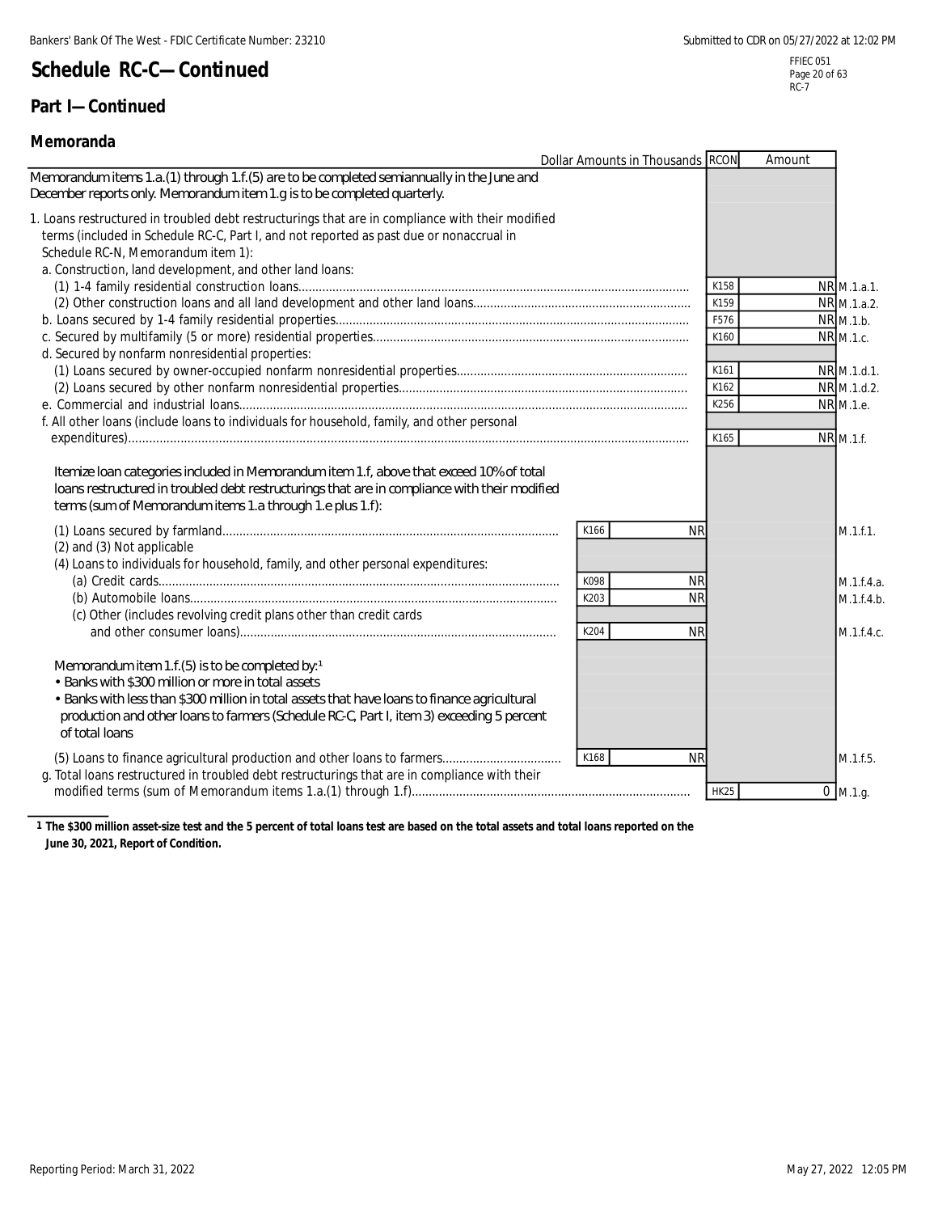# Schedule RC-C—Continued

## Part I—Continued

### Memoranda

| Dollar Amounts in Thousands | | | RCON | Amount | |
|---|---|---|---|---|---|
| Memorandum items 1.a.(1) through 1.f.(5) are to be completed semiannually in the June and December reports only. Memorandum item 1.g is to be completed quarterly. | | | | | |
| 1. Loans restructured in troubled debt restructurings that are in compliance with their modified terms (included in Schedule RC-C, Part I, and not reported as past due or nonaccrual in Schedule RC-N, Memorandum item 1): | | | | | |
| a. Construction, land development, and other land loans: | | | | | |
| (1) 1-4 family residential construction loans | | | K158 | NR | M.1.a.1. |
| (2) Other construction loans and all land development and other land loans | | | K159 | NR | M.1.a.2. |
| b. Loans secured by 1-4 family residential properties | | | F576 | NR | M.1.b. |
| c. Secured by multifamily (5 or more) residential properties | | | K160 | NR | M.1.c. |
| d. Secured by nonfarm nonresidential properties: | | | | | |
| (1) Loans secured by owner-occupied nonfarm nonresidential properties | | | K161 | NR | M.1.d.1. |
| (2) Loans secured by other nonfarm nonresidential properties | | | K162 | NR | M.1.d.2. |
| e. Commercial and industrial loans | | | K256 | NR | M.1.e. |
| f. All other loans (include loans to individuals for household, family, and other personal expenditures) | | | K165 | NR | M.1.f. |
| Itemize loan categories included in Memorandum item 1.f, above that exceed 10% of total loans restructured in troubled debt restructurings that are in compliance with their modified terms (sum of Memorandum items 1.a through 1.e plus 1.f): | | | | | |
| (1) Loans secured by farmland | K166 | NR | | | M.1.f.1. |
| (2) and (3) Not applicable | | | | | |
| (4) Loans to individuals for household, family, and other personal expenditures: | | | | | |
| (a) Credit cards | K098 | NR | | | M.1.f.4.a. |
| (b) Automobile loans | K203 | NR | | | M.1.f.4.b. |
| (c) Other (includes revolving credit plans other than credit cards and other consumer loans) | K204 | NR | | | M.1.f.4.c. |
| Memorandum item 1.f.(5) is to be completed by:[1] • Banks with $300 million or more in total assets • Banks with less than $300 million in total assets that have loans to finance agricultural production and other loans to farmers (Schedule RC-C, Part I, item 3) exceeding 5 percent of total loans | | | | | |
| (5) Loans to finance agricultural production and other loans to farmers | K168 | NR | | | M.1.f.5. |
| g. Total loans restructured in troubled debt restructurings that are in compliance with their modified terms (sum of Memorandum items 1.a.(1) through 1.f) | | | HK25 | 0 | M.1.g. |

[1] **The $300 million asset-size test and the 5 percent of total loans test are based on the total assets and total loans reported on the June 30, 2021, Report of Condition.**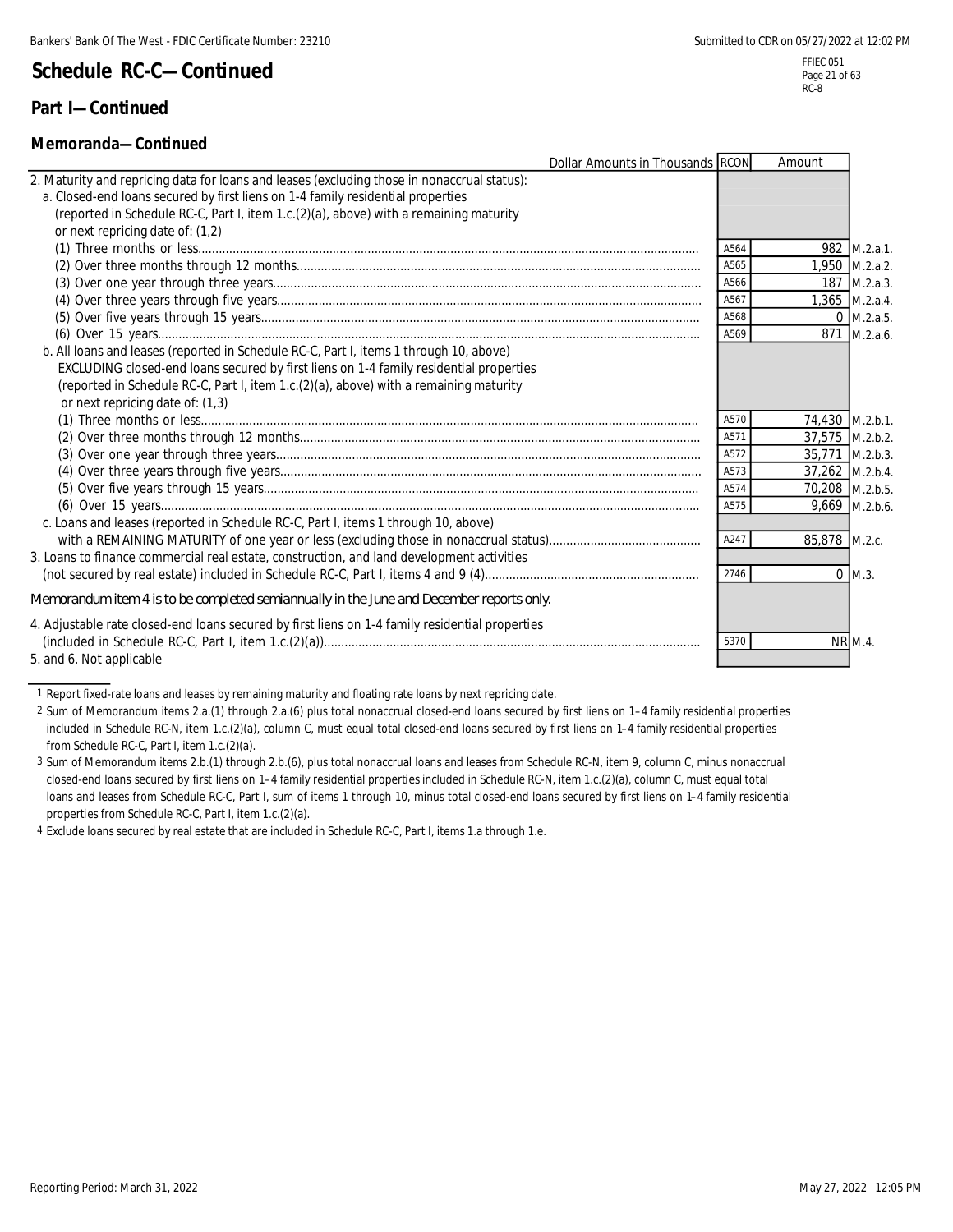# Schedule RC-C—Continued

## Part I—Continued

### Memoranda—Continued

| Dollar Amounts in Thousands | RCON | Amount | |
|---|---|---|---|
| 2. Maturity and repricing data for loans and leases (excluding those in nonaccrual status): | | | |
| a. Closed-end loans secured by first liens on 1-4 family residential properties (reported in Schedule RC-C, Part I, item 1.c.(2)(a), above) with a remaining maturity or next repricing date of: (1,2) | | | |
| (1) Three months or less | A564 | 982 | M.2.a.1. |
| (2) Over three months through 12 months | A565 | 1,950 | M.2.a.2. |
| (3) Over one year through three years | A566 | 187 | M.2.a.3. |
| (4) Over three years through five years | A567 | 1,365 | M.2.a.4. |
| (5) Over five years through 15 years | A568 | 0 | M.2.a.5. |
| (6) Over 15 years | A569 | 871 | M.2.a.6. |
| b. All loans and leases (reported in Schedule RC-C, Part I, items 1 through 10, above) EXCLUDING closed-end loans secured by first liens on 1-4 family residential properties (reported in Schedule RC-C, Part I, item 1.c.(2)(a), above) with a remaining maturity or next repricing date of: (1,3) | | | |
| (1) Three months or less | A570 | 74,430 | M.2.b.1. |
| (2) Over three months through 12 months | A571 | 37,575 | M.2.b.2. |
| (3) Over one year through three years | A572 | 35,771 | M.2.b.3. |
| (4) Over three years through five years | A573 | 37,262 | M.2.b.4. |
| (5) Over five years through 15 years | A574 | 70,208 | M.2.b.5. |
| (6) Over 15 years | A575 | 9,669 | M.2.b.6. |
| c. Loans and leases (reported in Schedule RC-C, Part I, items 1 through 10, above) with a REMAINING MATURITY of one year or less (excluding those in nonaccrual status) | A247 | 85,878 | M.2.c. |
| 3. Loans to finance commercial real estate, construction, and land development activities (not secured by real estate) included in Schedule RC-C, Part I, items 4 and 9 (4) | 2746 | 0 | M.3. |
| *Memorandum item 4 is to be completed semiannually in the June and December reports only.* | | | |
| 4. Adjustable rate closed-end loans secured by first liens on 1-4 family residential properties (included in Schedule RC-C, Part I, item 1.c.(2)(a)) | 5370 | NR | M.4. |
| 5. and 6. Not applicable | | | |

1 Report fixed-rate loans and leases by remaining maturity and floating rate loans by next repricing date.

2 Sum of Memorandum items 2.a.(1) through 2.a.(6) plus total nonaccrual closed-end loans secured by first liens on 1–4 family residential properties included in Schedule RC-N, item 1.c.(2)(a), column C, must equal total closed-end loans secured by first liens on 1–4 family residential properties from Schedule RC-C, Part I, item 1.c.(2)(a).

3 Sum of Memorandum items 2.b.(1) through 2.b.(6), plus total nonaccrual loans and leases from Schedule RC-N, item 9, column C, minus nonaccrual closed-end loans secured by first liens on 1–4 family residential properties included in Schedule RC-N, item 1.c.(2)(a), column C, must equal total loans and leases from Schedule RC-C, Part I, sum of items 1 through 10, minus total closed-end loans secured by first liens on 1–4 family residential properties from Schedule RC-C, Part I, item 1.c.(2)(a).

4 Exclude loans secured by real estate that are included in Schedule RC-C, Part I, items 1.a through 1.e.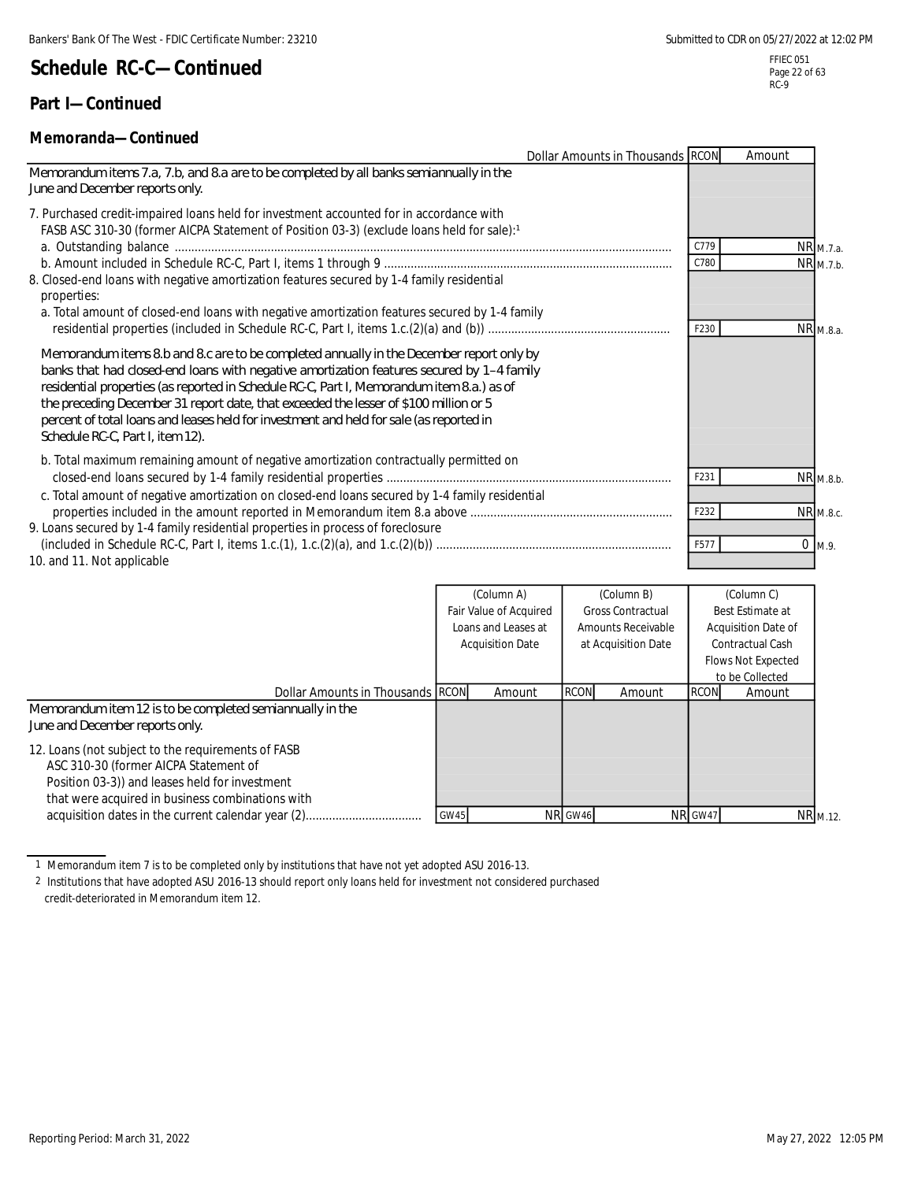## Schedule RC-C—Continued

### Part I—Continued

### Memoranda—Continued

| Dollar Amounts in Thousands | RCON | Amount | |
|---|---|---|---|
| Memorandum items 7.a, 7.b, and 8.a are to be completed by all banks semiannually in the June and December reports only. | | | |
| 7. Purchased credit-impaired loans held for investment accounted for in accordance with FASB ASC 310-30 (former AICPA Statement of Position 03-3) (exclude loans held for sale):[1] | | | |
| a. Outstanding balance | C779 | NR | M.7.a. |
| b. Amount included in Schedule RC-C, Part I, items 1 through 9 | C780 | NR | M.7.b. |
| 8. Closed-end loans with negative amortization features secured by 1-4 family residential properties: | | | |
| a. Total amount of closed-end loans with negative amortization features secured by 1-4 family residential properties (included in Schedule RC-C, Part I, items 1.c.(2)(a) and (b)) | F230 | NR | M.8.a. |
| Memorandum items 8.b and 8.c are to be completed annually in the December report only by banks that had closed-end loans with negative amortization features secured by 1–4 family residential properties (as reported in Schedule RC-C, Part I, Memorandum item 8.a.) as of the preceding December 31 report date, that exceeded the lesser of $100 million or 5 percent of total loans and leases held for investment and held for sale (as reported in Schedule RC-C, Part I, item 12). | | | |
| b. Total maximum remaining amount of negative amortization contractually permitted on closed-end loans secured by 1-4 family residential properties | F231 | NR | M.8.b. |
| c. Total amount of negative amortization on closed-end loans secured by 1-4 family residential properties included in the amount reported in Memorandum item 8.a above | F232 | NR | M.8.c. |
| 9. Loans secured by 1-4 family residential properties in process of foreclosure (included in Schedule RC-C, Part I, items 1.c.(1), 1.c.(2)(a), and 1.c.(2)(b)) | F577 | 0 | M.9. |
| 10. and 11. Not applicable | | | |

| Dollar Amounts in Thousands | RCON | (Column A) Fair Value of Acquired Loans and Leases at Acquisition Date | RCON | (Column B) Gross Contractual Amounts Receivable at Acquisition Date | RCON | (Column C) Best Estimate at Acquisition Date of Contractual Cash Flows Not Expected to be Collected | |
|---|---|---|---|---|---|---|---|
| Memorandum item 12 is to be completed semiannually in the June and December reports only. | | | | | | | |
| 12. Loans (not subject to the requirements of FASB ASC 310-30 (former AICPA Statement of Position 03-3)) and leases held for investment that were acquired in business combinations with acquisition dates in the current calendar year (2) | GW45 | NR | GW46 | NR | GW47 | NR | M.12. |

1 Memorandum item 7 is to be completed only by institutions that have not yet adopted ASU 2016-13.

2 Institutions that have adopted ASU 2016-13 should report only loans held for investment not considered purchased credit-deteriorated in Memorandum item 12.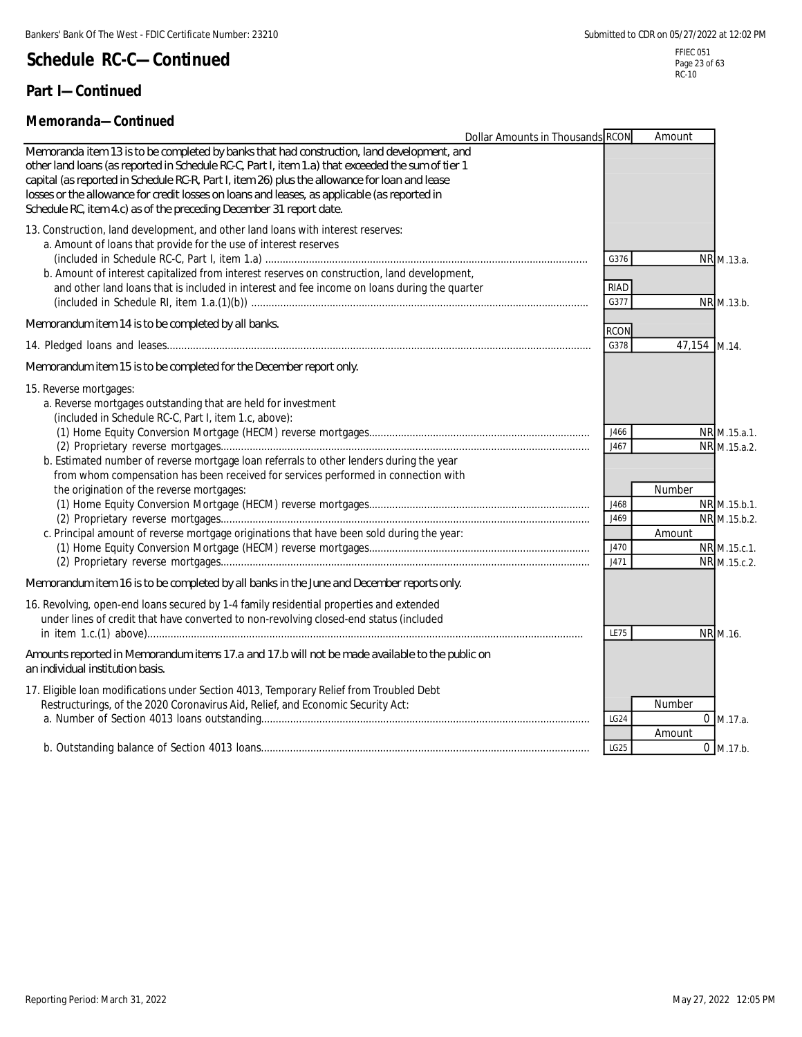# Schedule RC-C—Continued

## Part I—Continued

### Memoranda—Continued

| Dollar Amounts in Thousands | RCON | Amount | |
|---|---|---|---|
| Memoranda item 13 is to be completed by banks that had construction, land development, and other land loans (as reported in Schedule RC-C, Part I, item 1.a) that exceeded the sum of tier 1 capital (as reported in Schedule RC-R, Part I, item 26) plus the allowance for loan and lease losses or the allowance for credit losses on loans and leases, as applicable (as reported in Schedule RC, item 4.c) as of the preceding December 31 report date. | | | |
| 13. Construction, land development, and other land loans with interest reserves: | | | |
| a. Amount of loans that provide for the use of interest reserves (included in Schedule RC-C, Part I, item 1.a) | G376 | NR | M.13.a. |
| b. Amount of interest capitalized from interest reserves on construction, land development, and other land loans that is included in interest and fee income on loans during the quarter (included in Schedule RI, item 1.a.(1)(b)) | RIAD G377 | NR | M.13.b. |
| Memorandum item 14 is to be completed by all banks. | RCON | | |
| 14. Pledged loans and leases | G378 | 47,154 | M.14. |
| Memorandum item 15 is to be completed for the December report only. | | | |
| 15. Reverse mortgages: | | | |
| a. Reverse mortgages outstanding that are held for investment (included in Schedule RC-C, Part I, item 1.c, above): | | | |
| (1) Home Equity Conversion Mortgage (HECM) reverse mortgages | J466 | NR | M.15.a.1. |
| (2) Proprietary reverse mortgages | J467 | NR | M.15.a.2. |
| b. Estimated number of reverse mortgage loan referrals to other lenders during the year from whom compensation has been received for services performed in connection with the origination of the reverse mortgages: | | Number | |
| (1) Home Equity Conversion Mortgage (HECM) reverse mortgages | J468 | NR | M.15.b.1. |
| (2) Proprietary reverse mortgages | J469 | NR | M.15.b.2. |
| c. Principal amount of reverse mortgage originations that have been sold during the year: | | Amount | |
| (1) Home Equity Conversion Mortgage (HECM) reverse mortgages | J470 | NR | M.15.c.1. |
| (2) Proprietary reverse mortgages | J471 | NR | M.15.c.2. |
| Memorandum item 16 is to be completed by all banks in the June and December reports only. | | | |
| 16. Revolving, open-end loans secured by 1-4 family residential properties and extended under lines of credit that have converted to non-revolving closed-end status (included in item 1.c.(1) above) | LE75 | NR | M.16. |
| Amounts reported in Memorandum items 17.a and 17.b will not be made available to the public on an individual institution basis. | | | |
| 17. Eligible loan modifications under Section 4013, Temporary Relief from Troubled Debt Restructurings, of the 2020 Coronavirus Aid, Relief, and Economic Security Act: | | Number | |
| a. Number of Section 4013 loans outstanding | LG24 | 0 | M.17.a. |
| | | Amount | |
| b. Outstanding balance of Section 4013 loans | LG25 | 0 | M.17.b. |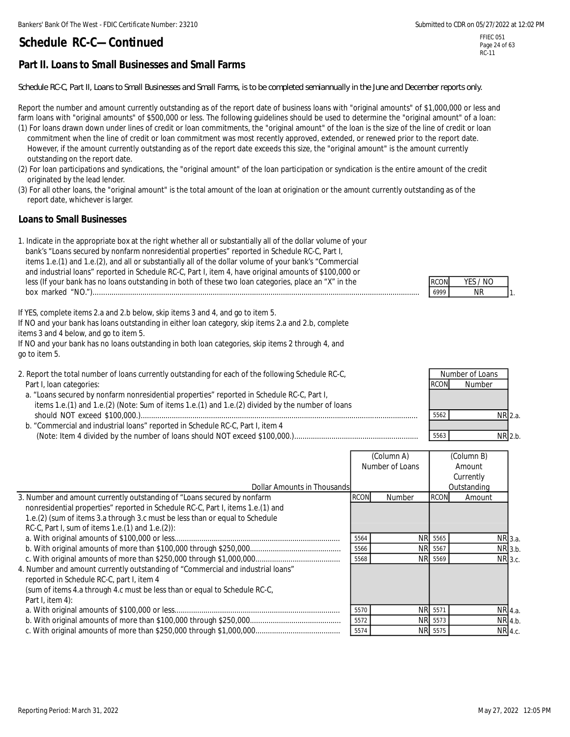# Schedule RC-C—Continued

## Part II. Loans to Small Businesses and Small Farms

*Schedule RC-C, Part II, Loans to Small Businesses and Small Farms, is to be completed semiannually in the June and December reports only.*

Report the number and amount currently outstanding as of the report date of business loans with "original amounts" of $1,000,000 or less and farm loans with "original amounts" of $500,000 or less. The following guidelines should be used to determine the "original amount" of a loan:

(1) For loans drawn down under lines of credit or loan commitments, the "original amount" of the loan is the size of the line of credit or loan commitment when the line of credit or loan commitment was most recently approved, extended, or renewed prior to the report date. However, if the amount currently outstanding as of the report date exceeds this size, the "original amount" is the amount currently outstanding on the report date.

(2) For loan participations and syndications, the "original amount" of the loan participation or syndication is the entire amount of the credit originated by the lead lender.

(3) For all other loans, the "original amount" is the total amount of the loan at origination or the amount currently outstanding as of the report date, whichever is larger.

### Loans to Small Businesses

| | RCON | YES / NO | |
|---|---|---|---|
| 1. Indicate in the appropriate box at the right whether all or substantially all of the dollar volume of your bank's "Loans secured by nonfarm nonresidential properties" reported in Schedule RC-C, Part I, items 1.e.(1) and 1.e.(2), and all or substantially all of the dollar volume of your bank's "Commercial and industrial loans" reported in Schedule RC-C, Part I, item 4, have original amounts of $100,000 or less (If your bank has no loans outstanding in both of these two loan categories, place an "X" in the box marked "NO.") | 6999 | NR | 1. |

If YES, complete items 2.a and 2.b below, skip items 3 and 4, and go to item 5.
If NO and your bank has loans outstanding in either loan category, skip items 2.a and 2.b, complete items 3 and 4 below, and go to item 5.
If NO and your bank has no loans outstanding in both loan categories, skip items 2 through 4, and go to item 5.

| | Number of Loans | | |
|---|---|---|---|
| | RCON | Number | |
| 2. Report the total number of loans currently outstanding for each of the following Schedule RC-C, Part I, loan categories: | | | |
| a. "Loans secured by nonfarm nonresidential properties" reported in Schedule RC-C, Part I, items 1.e.(1) and 1.e.(2) (Note: Sum of items 1.e.(1) and 1.e.(2) divided by the number of loans should NOT exceed $100,000.) | 5562 | NR | 2.a. |
| b. "Commercial and industrial loans" reported in Schedule RC-C, Part I, item 4 (Note: Item 4 divided by the number of loans should NOT exceed $100,000.) | 5563 | NR | 2.b. |

| Dollar Amounts in Thousands | (Column A) Number of Loans | | (Column B) Amount Currently Outstanding | | |
|---|---|---|---|---|---|
| | RCON | Number | RCON | Amount | |
| 3. Number and amount currently outstanding of "Loans secured by nonfarm nonresidential properties" reported in Schedule RC-C, Part I, items 1.e.(1) and 1.e.(2) (sum of items 3.a through 3.c must be less than or equal to Schedule RC-C, Part I, sum of items 1.e.(1) and 1.e.(2)): | | | | | |
| a. With original amounts of $100,000 or less | 5564 | NR | 5565 | NR | 3.a. |
| b. With original amounts of more than $100,000 through $250,000 | 5566 | NR | 5567 | NR | 3.b. |
| c. With original amounts of more than $250,000 through $1,000,000 | 5568 | NR | 5569 | NR | 3.c. |
| 4. Number and amount currently outstanding of "Commercial and industrial loans" reported in Schedule RC-C, part I, item 4 (sum of items 4.a through 4.c must be less than or equal to Schedule RC-C, Part I, item 4): | | | | | |
| a. With original amounts of $100,000 or less | 5570 | NR | 5571 | NR | 4.a. |
| b. With original amounts of more than $100,000 through $250,000 | 5572 | NR | 5573 | NR | 4.b. |
| c. With original amounts of more than $250,000 through $1,000,000 | 5574 | NR | 5575 | NR | 4.c. |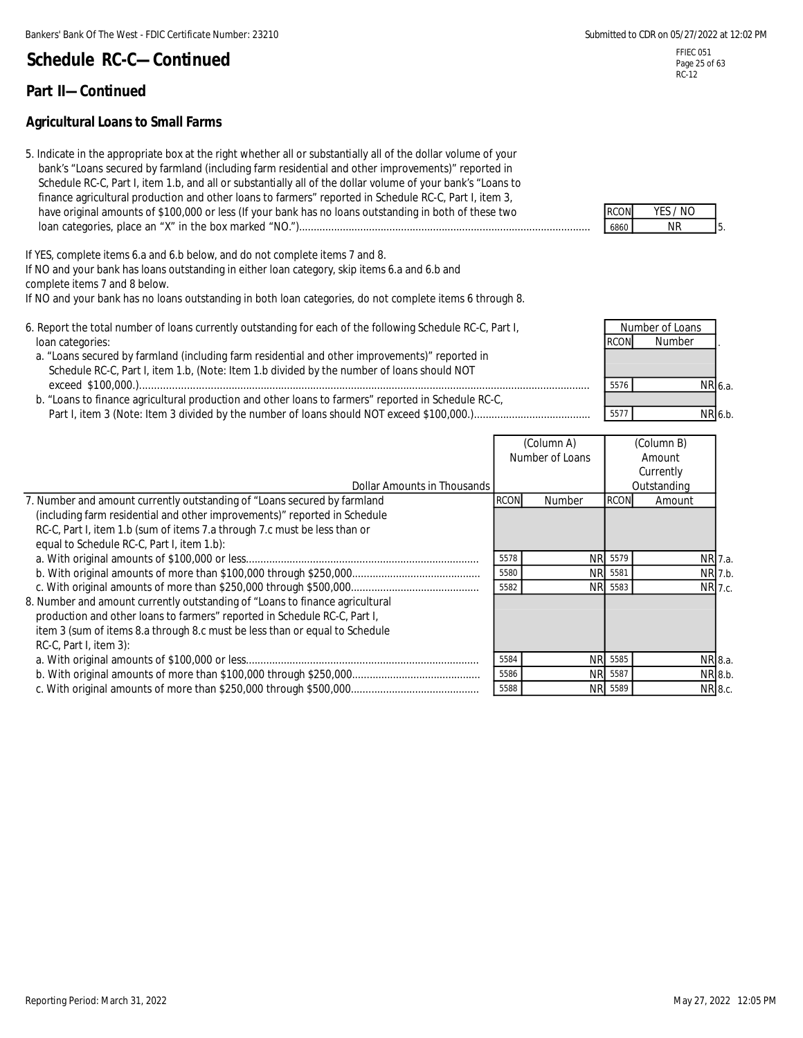# Schedule RC-C—Continued

## Part II—Continued

### Agricultural Loans to Small Farms

5. Indicate in the appropriate box at the right whether all or substantially all of the dollar volume of your bank's "Loans secured by farmland (including farm residential and other improvements)" reported in Schedule RC-C, Part I, item 1.b, and all or substantially all of the dollar volume of your bank's "Loans to finance agricultural production and other loans to farmers" reported in Schedule RC-C, Part I, item 3, have original amounts of $100,000 or less (If your bank has no loans outstanding in both of these two loan categories, place an "X" in the box marked "NO.")

| RCON | YES / NO | |
|---|---|---|
| 6860 | NR | 5. |

If YES, complete items 6.a and 6.b below, and do not complete items 7 and 8.
If NO and your bank has loans outstanding in either loan category, skip items 6.a and 6.b and complete items 7 and 8 below.
If NO and your bank has no loans outstanding in both loan categories, do not complete items 6 through 8.

| | RCON | Number of Loans (Number) | |
|---|---|---|---|
| 6. Report the total number of loans currently outstanding for each of the following Schedule RC-C, Part I, loan categories: | | | |
| a. "Loans secured by farmland (including farm residential and other improvements)" reported in Schedule RC-C, Part I, item 1.b, (Note: Item 1.b divided by the number of loans should NOT exceed $100,000.) | 5576 | NR | 6.a. |
| b. "Loans to finance agricultural production and other loans to farmers" reported in Schedule RC-C, Part I, item 3 (Note: Item 3 divided by the number of loans should NOT exceed $100,000.) | 5577 | NR | 6.b. |

| Dollar Amounts in Thousands | RCON | (Column A) Number of Loans | RCON | (Column B) Amount Currently Outstanding | |
|---|---|---|---|---|---|
| 7. Number and amount currently outstanding of "Loans secured by farmland (including farm residential and other improvements)" reported in Schedule RC-C, Part I, item 1.b (sum of items 7.a through 7.c must be less than or equal to Schedule RC-C, Part I, item 1.b): | | | | | |
| a. With original amounts of $100,000 or less | 5578 | NR | 5579 | NR | 7.a. |
| b. With original amounts of more than $100,000 through $250,000 | 5580 | NR | 5581 | NR | 7.b. |
| c. With original amounts of more than $250,000 through $500,000 | 5582 | NR | 5583 | NR | 7.c. |
| 8. Number and amount currently outstanding of "Loans to finance agricultural production and other loans to farmers" reported in Schedule RC-C, Part I, item 3 (sum of items 8.a through 8.c must be less than or equal to Schedule RC-C, Part I, item 3): | | | | | |
| a. With original amounts of $100,000 or less | 5584 | NR | 5585 | NR | 8.a. |
| b. With original amounts of more than $100,000 through $250,000 | 5586 | NR | 5587 | NR | 8.b. |
| c. With original amounts of more than $250,000 through $500,000 | 5588 | NR | 5589 | NR | 8.c. |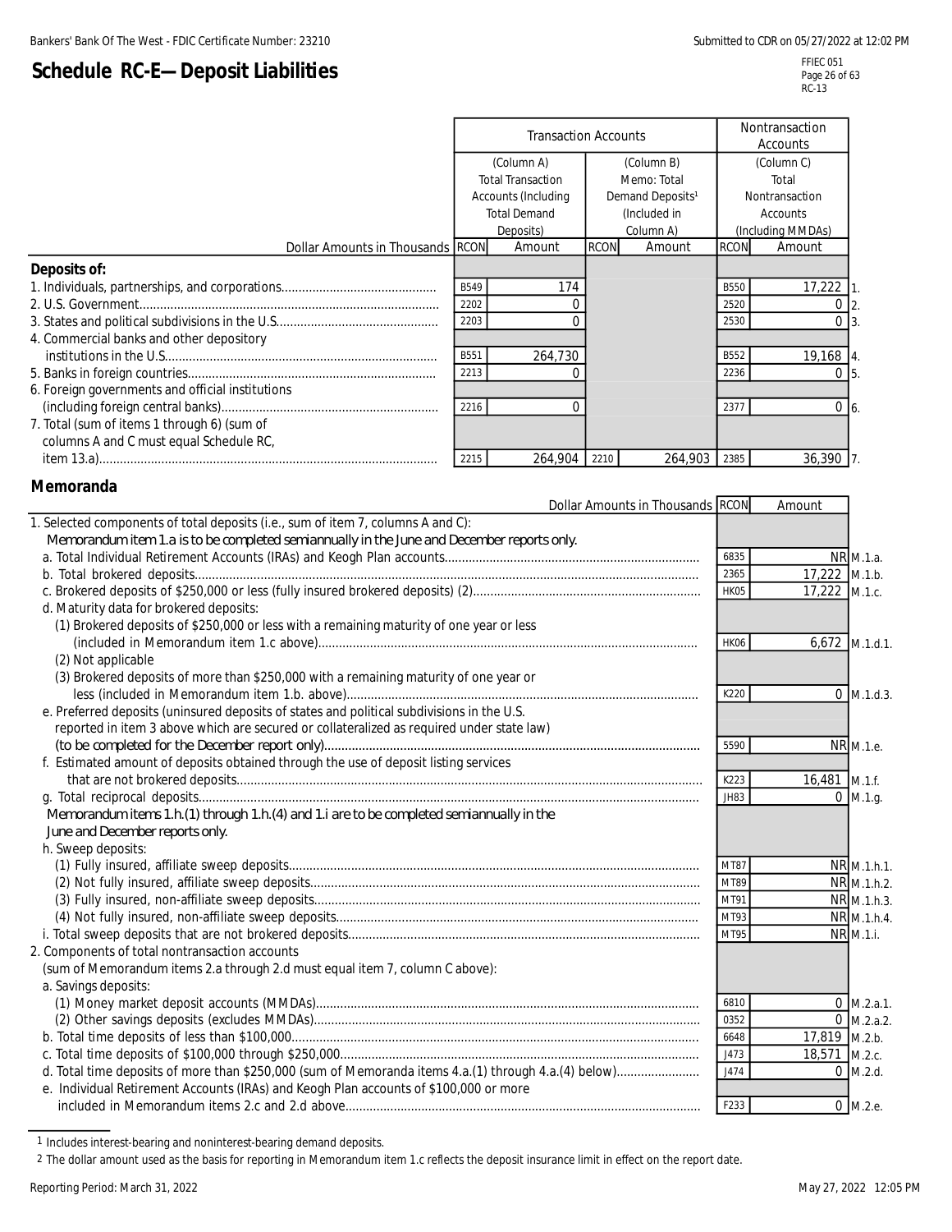# Schedule RC-E—Deposit Liabilities

| | Transaction Accounts | | | | Nontransaction Accounts | | |
|---|---|---|---|---|---|---|---|
| | (Column A) Total Transaction Accounts (Including Total Demand Deposits) | | (Column B) Memo: Total Demand Deposits[1] (Included in Column A) | | (Column C) Total Nontransaction Accounts (Including MMDAs) | | |
| Dollar Amounts in Thousands | RCON | Amount | RCON | Amount | RCON | Amount | |
| **Deposits of:** | | | | | | | |
| 1. Individuals, partnerships, and corporations | B549 | 174 | | | B550 | 17,222 | 1. |
| 2. U.S. Government | 2202 | 0 | | | 2520 | 0 | 2. |
| 3. States and political subdivisions in the U.S. | 2203 | 0 | | | 2530 | 0 | 3. |
| 4. Commercial banks and other depository institutions in the U.S. | B551 | 264,730 | | | B552 | 19,168 | 4. |
| 5. Banks in foreign countries | 2213 | 0 | | | 2236 | 0 | 5. |
| 6. Foreign governments and official institutions (including foreign central banks) | 2216 | 0 | | | 2377 | 0 | 6. |
| 7. Total (sum of items 1 through 6) (sum of columns A and C must equal Schedule RC, item 13.a) | 2215 | 264,904 | 2210 | 264,903 | 2385 | 36,390 | 7. |

## Memoranda

| Dollar Amounts in Thousands | RCON | Amount | |
|---|---|---|---|
| 1. Selected components of total deposits (i.e., sum of item 7, columns A and C): | | | |
| *Memorandum item 1.a is to be completed semiannually in the June and December reports only.* | | | |
| a. Total Individual Retirement Accounts (IRAs) and Keogh Plan accounts | 6835 | NR | M.1.a. |
| b. Total brokered deposits | 2365 | 17,222 | M.1.b. |
| c. Brokered deposits of $250,000 or less (fully insured brokered deposits) (2) | HK05 | 17,222 | M.1.c. |
| d. Maturity data for brokered deposits: | | | |
| (1) Brokered deposits of $250,000 or less with a remaining maturity of one year or less (included in Memorandum item 1.c above) | HK06 | 6,672 | M.1.d.1. |
| (2) Not applicable | | | |
| (3) Brokered deposits of more than $250,000 with a remaining maturity of one year or less (included in Memorandum item 1.b. above) | K220 | 0 | M.1.d.3. |
| e. Preferred deposits (uninsured deposits of states and political subdivisions in the U.S. reported in item 3 above which are secured or collateralized as required under state law) (to be completed for the December report only) | 5590 | NR | M.1.e. |
| f. Estimated amount of deposits obtained through the use of deposit listing services that are not brokered deposits | K223 | 16,481 | M.1.f. |
| g. Total reciprocal deposits | JH83 | 0 | M.1.g. |
| *Memorandum items 1.h.(1) through 1.h.(4) and 1.i are to be completed semiannually in the June and December reports only.* | | | |
| h. Sweep deposits: | | | |
| (1) Fully insured, affiliate sweep deposits | MT87 | NR | M.1.h.1. |
| (2) Not fully insured, affiliate sweep deposits | MT89 | NR | M.1.h.2. |
| (3) Fully insured, non-affiliate sweep deposits | MT91 | NR | M.1.h.3. |
| (4) Not fully insured, non-affiliate sweep deposits | MT93 | NR | M.1.h.4. |
| i. Total sweep deposits that are not brokered deposits | MT95 | NR | M.1.i. |
| 2. Components of total nontransaction accounts (sum of Memorandum items 2.a through 2.d must equal item 7, column C above): | | | |
| a. Savings deposits: | | | |
| (1) Money market deposit accounts (MMDAs) | 6810 | 0 | M.2.a.1. |
| (2) Other savings deposits (excludes MMDAs) | 0352 | 0 | M.2.a.2. |
| b. Total time deposits of less than $100,000 | 6648 | 17,819 | M.2.b. |
| c. Total time deposits of $100,000 through $250,000 | J473 | 18,571 | M.2.c. |
| d. Total time deposits of more than $250,000 (sum of Memoranda items 4.a.(1) through 4.a.(4) below) | J474 | 0 | M.2.d. |
| e. Individual Retirement Accounts (IRAs) and Keogh Plan accounts of $100,000 or more included in Memorandum items 2.c and 2.d above | F233 | 0 | M.2.e. |

1 Includes interest-bearing and noninterest-bearing demand deposits.

2 The dollar amount used as the basis for reporting in Memorandum item 1.c reflects the deposit insurance limit in effect on the report date.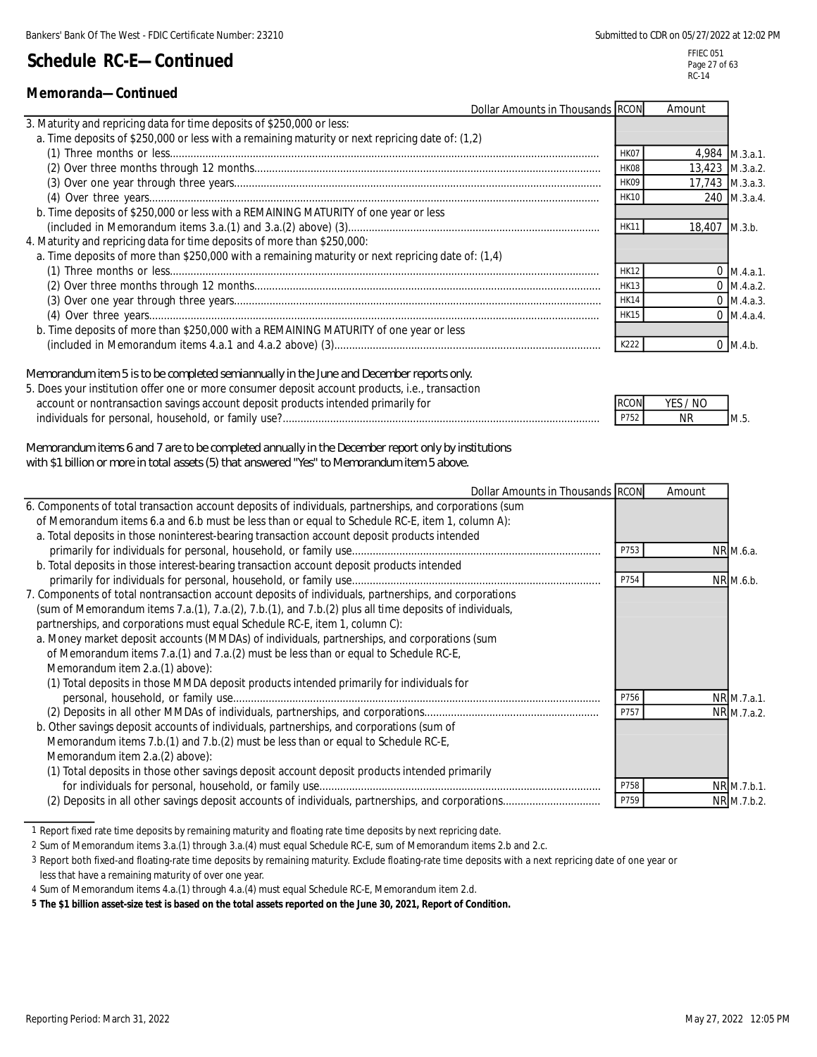# Schedule RC-E—Continued

## Memoranda—Continued

| Dollar Amounts in Thousands | RCON | Amount | |
|---|---|---|---|
| 3. Maturity and repricing data for time deposits of $250,000 or less: | | | |
| a. Time deposits of $250,000 or less with a remaining maturity or next repricing date of: (1,2) | | | |
| (1) Three months or less | HK07 | 4,984 | M.3.a.1. |
| (2) Over three months through 12 months | HK08 | 13,423 | M.3.a.2. |
| (3) Over one year through three years | HK09 | 17,743 | M.3.a.3. |
| (4) Over three years | HK10 | 240 | M.3.a.4. |
| b. Time deposits of $250,000 or less with a REMAINING MATURITY of one year or less (included in Memorandum items 3.a.(1) and 3.a.(2) above) (3) | HK11 | 18,407 | M.3.b. |
| 4. Maturity and repricing data for time deposits of more than $250,000: | | | |
| a. Time deposits of more than $250,000 with a remaining maturity or next repricing date of: (1,4) | | | |
| (1) Three months or less | HK12 | 0 | M.4.a.1. |
| (2) Over three months through 12 months | HK13 | 0 | M.4.a.2. |
| (3) Over one year through three years | HK14 | 0 | M.4.a.3. |
| (4) Over three years | HK15 | 0 | M.4.a.4. |
| b. Time deposits of more than $250,000 with a REMAINING MATURITY of one year or less (included in Memorandum items 4.a.1 and 4.a.2 above) (3) | K222 | 0 | M.4.b. |

*Memorandum item 5 is to be completed semiannually in the June and December reports only.*

| | RCON | YES / NO | |
|---|---|---|---|
| 5. Does your institution offer one or more consumer deposit account products, i.e., transaction account or nontransaction savings account deposit products intended primarily for individuals for personal, household, or family use? | P752 | NR | M.5. |

*Memorandum items 6 and 7 are to be completed annually in the December report only by institutions with $1 billion or more in total assets (5) that answered "Yes" to Memorandum item 5 above.*

| Dollar Amounts in Thousands | RCON | Amount | |
|---|---|---|---|
| 6. Components of total transaction account deposits of individuals, partnerships, and corporations (sum of Memorandum items 6.a and 6.b must be less than or equal to Schedule RC-E, item 1, column A): | | | |
| a. Total deposits in those noninterest-bearing transaction account deposit products intended primarily for individuals for personal, household, or family use | P753 | NR | M.6.a. |
| b. Total deposits in those interest-bearing transaction account deposit products intended primarily for individuals for personal, household, or family use | P754 | NR | M.6.b. |
| 7. Components of total nontransaction account deposits of individuals, partnerships, and corporations (sum of Memorandum items 7.a.(1), 7.a.(2), 7.b.(1), and 7.b.(2) plus all time deposits of individuals, partnerships, and corporations must equal Schedule RC-E, item 1, column C): | | | |
| a. Money market deposit accounts (MMDAs) of individuals, partnerships, and corporations (sum of Memorandum items 7.a.(1) and 7.a.(2) must be less than or equal to Schedule RC-E, Memorandum item 2.a.(1) above): | | | |
| (1) Total deposits in those MMDA deposit products intended primarily for individuals for personal, household, or family use | P756 | NR | M.7.a.1. |
| (2) Deposits in all other MMDAs of individuals, partnerships, and corporations | P757 | NR | M.7.a.2. |
| b. Other savings deposit accounts of individuals, partnerships, and corporations (sum of Memorandum items 7.b.(1) and 7.b.(2) must be less than or equal to Schedule RC-E, Memorandum item 2.a.(2) above): | | | |
| (1) Total deposits in those other savings deposit account deposit products intended primarily for individuals for personal, household, or family use | P758 | NR | M.7.b.1. |
| (2) Deposits in all other savings deposit accounts of individuals, partnerships, and corporations | P759 | NR | M.7.b.2. |

1 Report fixed rate time deposits by remaining maturity and floating rate time deposits by next repricing date.

2 Sum of Memorandum items 3.a.(1) through 3.a.(4) must equal Schedule RC-E, sum of Memorandum items 2.b and 2.c.

3 Report both fixed-and floating-rate time deposits by remaining maturity. Exclude floating-rate time deposits with a next repricing date of one year or less that have a remaining maturity of over one year.

4 Sum of Memorandum items 4.a.(1) through 4.a.(4) must equal Schedule RC-E, Memorandum item 2.d.

**5 The $1 billion asset-size test is based on the total assets reported on the June 30, 2021, Report of Condition.**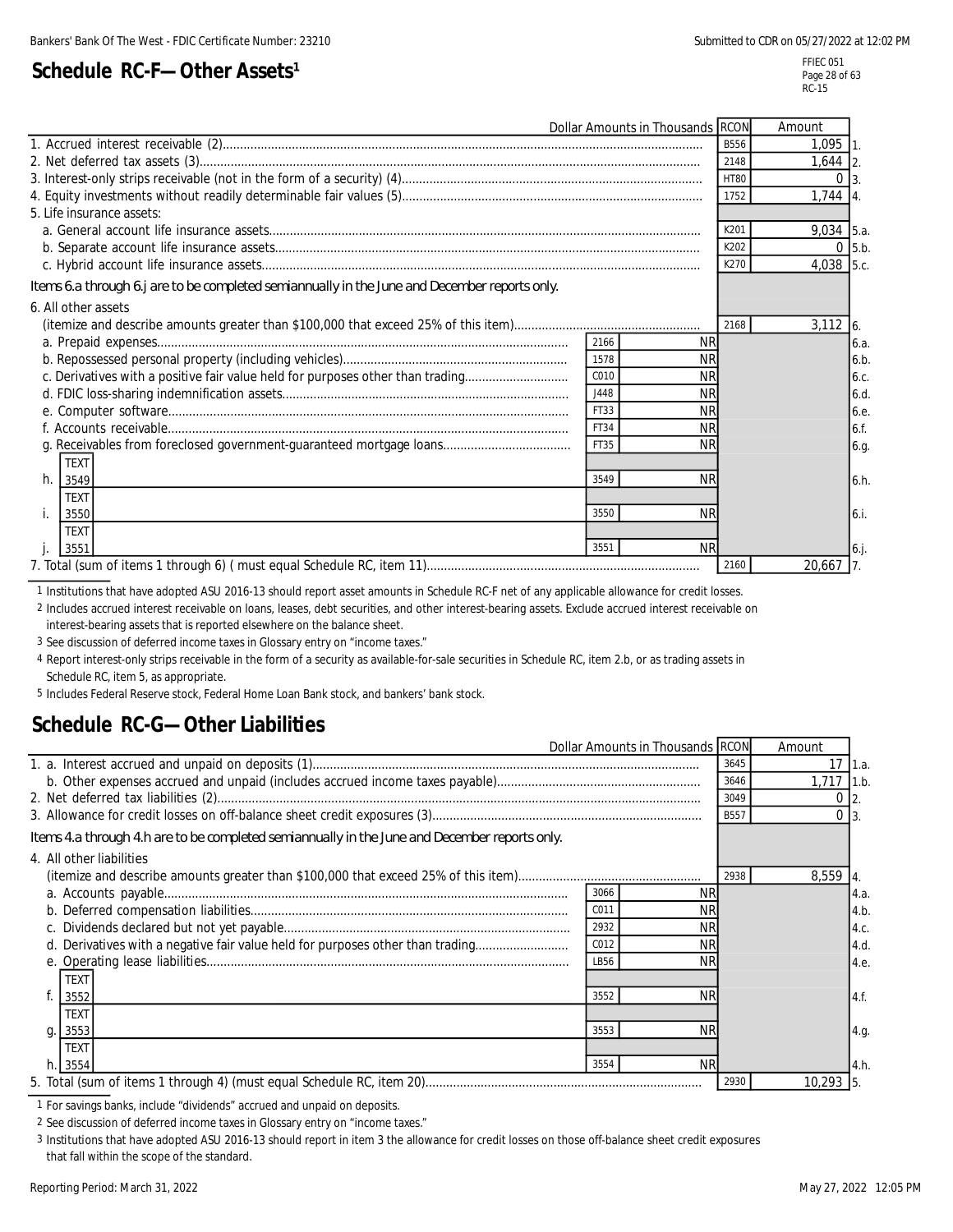# Schedule RC-F—Other Assets[1]

| | Dollar Amounts in Thousands | | RCON | Amount | |
|---|---|---|---|---|---|
| 1. Accrued interest receivable (2) | | | B556 | 1,095 | 1. |
| 2. Net deferred tax assets (3) | | | 2148 | 1,644 | 2. |
| 3. Interest-only strips receivable (not in the form of a security) (4) | | | HT80 | 0 | 3. |
| 4. Equity investments without readily determinable fair values (5) | | | 1752 | 1,744 | 4. |
| 5. Life insurance assets: | | | | | |
| a. General account life insurance assets | | | K201 | 9,034 | 5.a. |
| b. Separate account life insurance assets | | | K202 | 0 | 5.b. |
| c. Hybrid account life insurance assets | | | K270 | 4,038 | 5.c. |
| *Items 6.a through 6.j are to be completed semiannually in the June and December reports only.* | | | | | |
| 6. All other assets (itemize and describe amounts greater than $100,000 that exceed 25% of this item) | | | 2168 | 3,112 | 6. |
| a. Prepaid expenses | 2166 | NR | | | 6.a. |
| b. Repossessed personal property (including vehicles) | 1578 | NR | | | 6.b. |
| c. Derivatives with a positive fair value held for purposes other than trading | C010 | NR | | | 6.c. |
| d. FDIC loss-sharing indemnification assets | J448 | NR | | | 6.d. |
| e. Computer software | FT33 | NR | | | 6.e. |
| f. Accounts receivable | FT34 | NR | | | 6.f. |
| g. Receivables from foreclosed government-guaranteed mortgage loans | FT35 | NR | | | 6.g. |
| h. TEXT 3549 | 3549 | NR | | | 6.h. |
| i. TEXT 3550 | 3550 | NR | | | 6.i. |
| j. TEXT 3551 | 3551 | NR | | | 6.j. |
| 7. Total (sum of items 1 through 6) ( must equal Schedule RC, item 11) | | | 2160 | 20,667 | 7. |

1 Institutions that have adopted ASU 2016-13 should report asset amounts in Schedule RC-F net of any applicable allowance for credit losses.

2 Includes accrued interest receivable on loans, leases, debt securities, and other interest-bearing assets. Exclude accrued interest receivable on interest-bearing assets that is reported elsewhere on the balance sheet.

3 See discussion of deferred income taxes in Glossary entry on "income taxes."

4 Report interest-only strips receivable in the form of a security as available-for-sale securities in Schedule RC, item 2.b, or as trading assets in Schedule RC, item 5, as appropriate.

5 Includes Federal Reserve stock, Federal Home Loan Bank stock, and bankers' bank stock.

# Schedule RC-G—Other Liabilities

| | Dollar Amounts in Thousands | | RCON | Amount | |
|---|---|---|---|---|---|
| 1. a. Interest accrued and unpaid on deposits (1) | | | 3645 | 17 | 1.a. |
| b. Other expenses accrued and unpaid (includes accrued income taxes payable) | | | 3646 | 1,717 | 1.b. |
| 2. Net deferred tax liabilities (2) | | | 3049 | 0 | 2. |
| 3. Allowance for credit losses on off-balance sheet credit exposures (3) | | | B557 | 0 | 3. |
| *Items 4.a through 4.h are to be completed semiannually in the June and December reports only.* | | | | | |
| 4. All other liabilities (itemize and describe amounts greater than $100,000 that exceed 25% of this item) | | | 2938 | 8,559 | 4. |
| a. Accounts payable | 3066 | NR | | | 4.a. |
| b. Deferred compensation liabilities | C011 | NR | | | 4.b. |
| c. Dividends declared but not yet payable | 2932 | NR | | | 4.c. |
| d. Derivatives with a negative fair value held for purposes other than trading | C012 | NR | | | 4.d. |
| e. Operating lease liabilities | LB56 | NR | | | 4.e. |
| f. TEXT 3552 | 3552 | NR | | | 4.f. |
| g. TEXT 3553 | 3553 | NR | | | 4.g. |
| h. TEXT 3554 | 3554 | NR | | | 4.h. |
| 5. Total (sum of items 1 through 4) (must equal Schedule RC, item 20) | | | 2930 | 10,293 | 5. |

1 For savings banks, include "dividends" accrued and unpaid on deposits.

2 See discussion of deferred income taxes in Glossary entry on "income taxes."

3 Institutions that have adopted ASU 2016-13 should report in item 3 the allowance for credit losses on those off-balance sheet credit exposures that fall within the scope of the standard.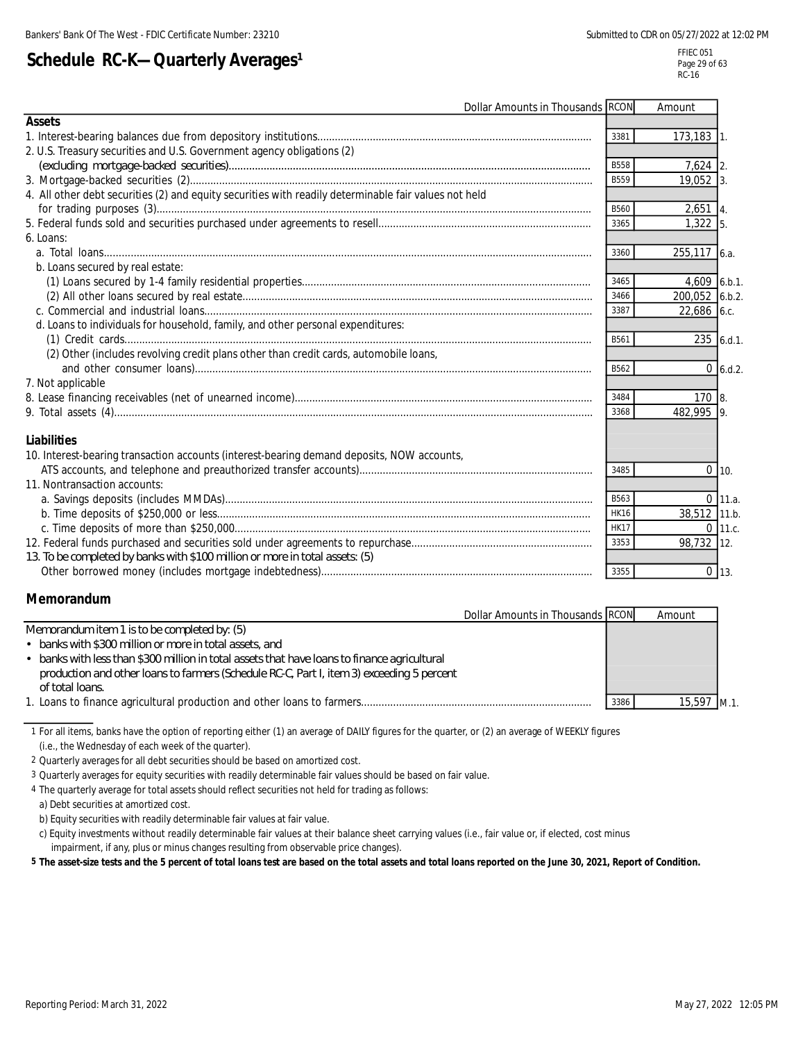# Schedule RC-K—Quarterly Averages[1]

| Dollar Amounts in Thousands | RCON | Amount | |
|---|---|---|---|
| **Assets** | | | |
| 1. Interest-bearing balances due from depository institutions | 3381 | 173,183 | 1. |
| 2. U.S. Treasury securities and U.S. Government agency obligations (2) (excluding mortgage-backed securities) | B558 | 7,624 | 2. |
| 3. Mortgage-backed securities (2) | B559 | 19,052 | 3. |
| 4. All other debt securities (2) and equity securities with readily determinable fair values not held for trading purposes (3) | B560 | 2,651 | 4. |
| 5. Federal funds sold and securities purchased under agreements to resell | 3365 | 1,322 | 5. |
| 6. Loans: | | | |
| a. Total loans | 3360 | 255,117 | 6.a. |
| b. Loans secured by real estate: | | | |
| (1) Loans secured by 1-4 family residential properties | 3465 | 4,609 | 6.b.1. |
| (2) All other loans secured by real estate | 3466 | 200,052 | 6.b.2. |
| c. Commercial and industrial loans | 3387 | 22,686 | 6.c. |
| d. Loans to individuals for household, family, and other personal expenditures: | | | |
| (1) Credit cards | B561 | 235 | 6.d.1. |
| (2) Other (includes revolving credit plans other than credit cards, automobile loans, and other consumer loans) | B562 | 0 | 6.d.2. |
| 7. Not applicable | | | |
| 8. Lease financing receivables (net of unearned income) | 3484 | 170 | 8. |
| 9. Total assets (4) | 3368 | 482,995 | 9. |
| **Liabilities** | | | |
| 10. Interest-bearing transaction accounts (interest-bearing demand deposits, NOW accounts, ATS accounts, and telephone and preauthorized transfer accounts) | 3485 | 0 | 10. |
| 11. Nontransaction accounts: | | | |
| a. Savings deposits (includes MMDAs) | B563 | 0 | 11.a. |
| b. Time deposits of $250,000 or less | HK16 | 38,512 | 11.b. |
| c. Time deposits of more than $250,000 | HK17 | 0 | 11.c. |
| 12. Federal funds purchased and securities sold under agreements to repurchase | 3353 | 98,732 | 12. |
| 13. To be completed by banks with $100 million or more in total assets: (5) Other borrowed money (includes mortgage indebtedness) | 3355 | 0 | 13. |

## Memorandum

| Dollar Amounts in Thousands | RCON | Amount | |
|---|---|---|---|
| Memorandum item 1 is to be completed by: (5)<br>• banks with $300 million or more in total assets, and<br>• banks with less than $300 million in total assets that have loans to finance agricultural production and other loans to farmers (Schedule RC-C, Part I, item 3) exceeding 5 percent of total loans. | | | |
| 1. Loans to finance agricultural production and other loans to farmers | 3386 | 15,597 | M.1. |

1 For all items, banks have the option of reporting either (1) an average of DAILY figures for the quarter, or (2) an average of WEEKLY figures (i.e., the Wednesday of each week of the quarter).

2 Quarterly averages for all debt securities should be based on amortized cost.

3 Quarterly averages for equity securities with readily determinable fair values should be based on fair value.

4 The quarterly average for total assets should reflect securities not held for trading as follows:
a) Debt securities at amortized cost.
b) Equity securities with readily determinable fair values at fair value.
c) Equity investments without readily determinable fair values at their balance sheet carrying values (i.e., fair value or, if elected, cost minus impairment, if any, plus or minus changes resulting from observable price changes).

**5 The asset-size tests and the 5 percent of total loans test are based on the total assets and total loans reported on the June 30, 2021, Report of Condition.**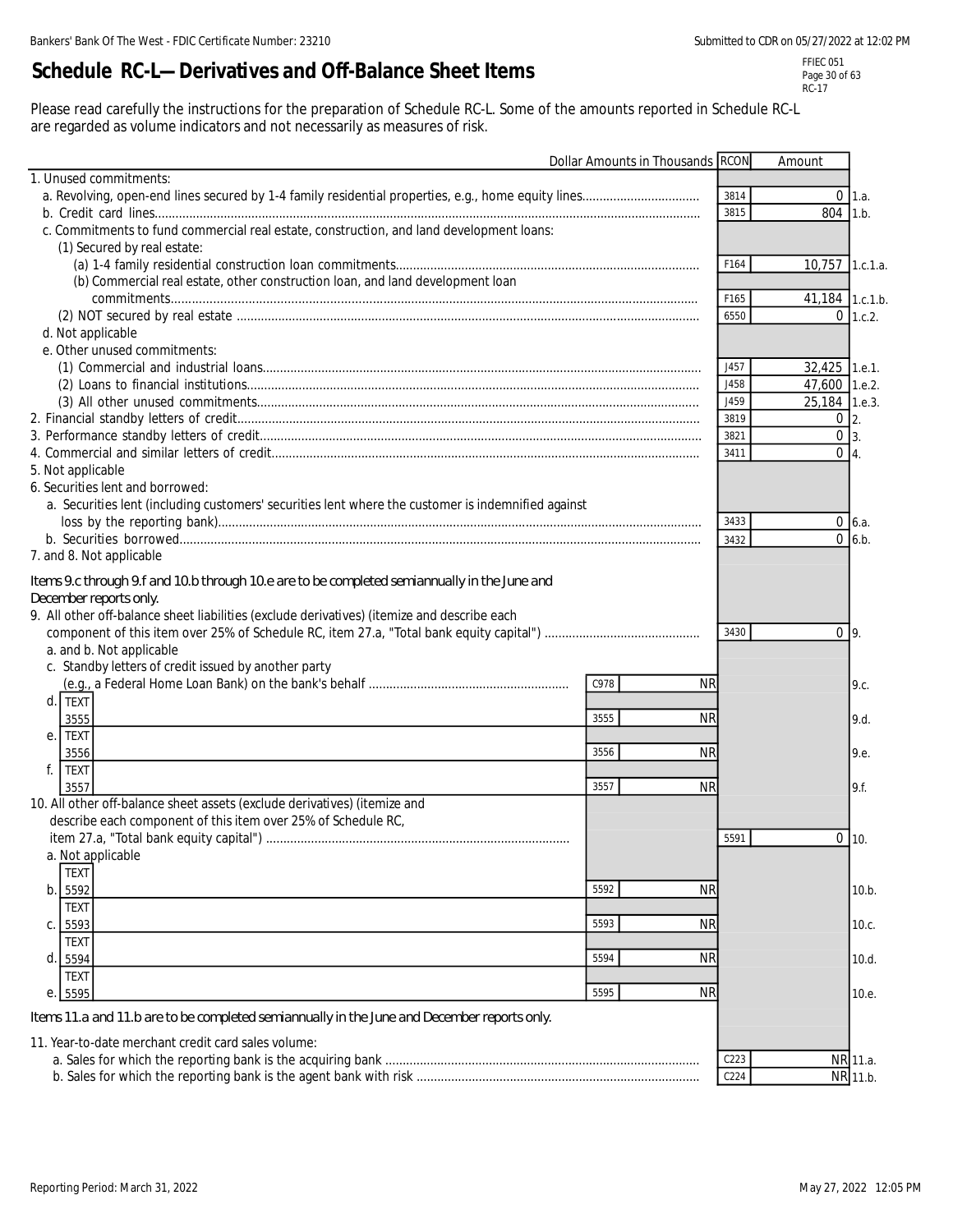## Schedule RC-L—Derivatives and Off-Balance Sheet Items

Please read carefully the instructions for the preparation of Schedule RC-L. Some of the amounts reported in Schedule RC-L are regarded as volume indicators and not necessarily as measures of risk.

| Dollar Amounts in Thousands | | | RCON | Amount | |
|---|---|---|---|---|---|
| 1. Unused commitments: | | | | | |
| a. Revolving, open-end lines secured by 1-4 family residential properties, e.g., home equity lines | | | 3814 | 0 | 1.a. |
| b. Credit card lines | | | 3815 | 804 | 1.b. |
| c. Commitments to fund commercial real estate, construction, and land development loans: | | | | | |
| (1) Secured by real estate: | | | | | |
| (a) 1-4 family residential construction loan commitments | | | F164 | 10,757 | 1.c.1.a. |
| (b) Commercial real estate, other construction loan, and land development loan commitments | | | F165 | 41,184 | 1.c.1.b. |
| (2) NOT secured by real estate | | | 6550 | 0 | 1.c.2. |
| d. Not applicable | | | | | |
| e. Other unused commitments: | | | | | |
| (1) Commercial and industrial loans | | | J457 | 32,425 | 1.e.1. |
| (2) Loans to financial institutions | | | J458 | 47,600 | 1.e.2. |
| (3) All other unused commitments | | | J459 | 25,184 | 1.e.3. |
| 2. Financial standby letters of credit | | | 3819 | 0 | 2. |
| 3. Performance standby letters of credit | | | 3821 | 0 | 3. |
| 4. Commercial and similar letters of credit | | | 3411 | 0 | 4. |
| 5. Not applicable | | | | | |
| 6. Securities lent and borrowed: | | | | | |
| a. Securities lent (including customers' securities lent where the customer is indemnified against loss by the reporting bank) | | | 3433 | 0 | 6.a. |
| b. Securities borrowed | | | 3432 | 0 | 6.b. |
| 7. and 8. Not applicable | | | | | |
| *Items 9.c through 9.f and 10.b through 10.e are to be completed semiannually in the June and December reports only.* | | | | | |
| 9. All other off-balance sheet liabilities (exclude derivatives) (itemize and describe each component of this item over 25% of Schedule RC, item 27.a, "Total bank equity capital") | | | 3430 | 0 | 9. |
| a. and b. Not applicable | | | | | |
| c. Standby letters of credit issued by another party (e.g., a Federal Home Loan Bank) on the bank's behalf | C978 | NR | | | 9.c. |
| d. TEXT 3555 | 3555 | NR | | | 9.d. |
| e. TEXT 3556 | 3556 | NR | | | 9.e. |
| f. TEXT 3557 | 3557 | NR | | | 9.f. |
| 10. All other off-balance sheet assets (exclude derivatives) (itemize and describe each component of this item over 25% of Schedule RC, item 27.a, "Total bank equity capital") | | | 5591 | 0 | 10. |
| a. Not applicable | | | | | |
| b. TEXT 5592 | 5592 | NR | | | 10.b. |
| c. TEXT 5593 | 5593 | NR | | | 10.c. |
| d. TEXT 5594 | 5594 | NR | | | 10.d. |
| e. TEXT 5595 | 5595 | NR | | | 10.e. |
| *Items 11.a and 11.b are to be completed semiannually in the June and December reports only.* | | | | | |
| 11. Year-to-date merchant credit card sales volume: | | | | | |
| a. Sales for which the reporting bank is the acquiring bank | | | C223 | NR | 11.a. |
| b. Sales for which the reporting bank is the agent bank with risk | | | C224 | NR | 11.b. |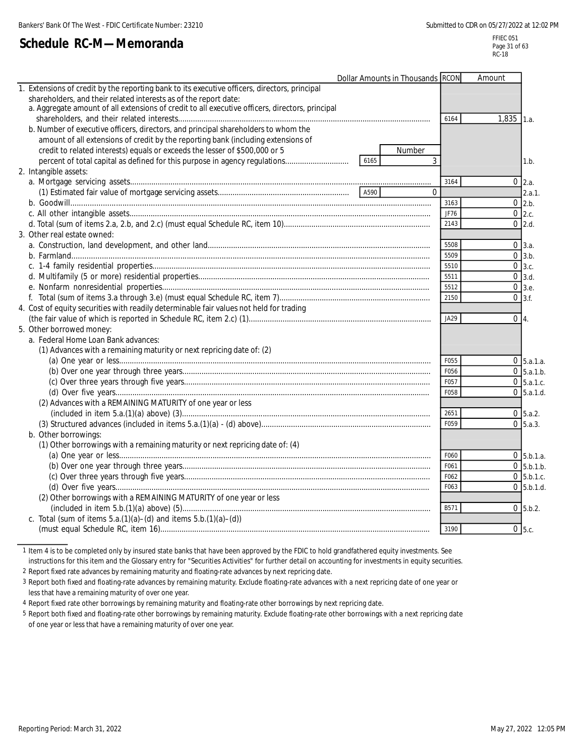# Schedule RC-M—Memoranda

| Dollar Amounts in Thousands | | | RCON | Amount | |
|---|---|---|---|---|---|
| 1. Extensions of credit by the reporting bank to its executive officers, directors, principal shareholders, and their related interests as of the report date: | | | | | |
| a. Aggregate amount of all extensions of credit to all executive officers, directors, principal shareholders, and their related interests | | | 6164 | 1,835 | 1.a. |
| b. Number of executive officers, directors, and principal shareholders to whom the amount of all extensions of credit by the reporting bank (including extensions of credit to related interests) equals or exceeds the lesser of $500,000 or 5 percent of total capital as defined for this purpose in agency regulations | 6165 | Number 3 | | | 1.b. |
| 2. Intangible assets: | | | | | |
| a. Mortgage servicing assets | | | 3164 | 0 | 2.a. |
| (1) Estimated fair value of mortgage servicing assets | A590 | 0 | | | 2.a.1. |
| b. Goodwill | | | 3163 | 0 | 2.b. |
| c. All other intangible assets | | | JF76 | 0 | 2.c. |
| d. Total (sum of items 2.a, 2.b, and 2.c) (must equal Schedule RC, item 10) | | | 2143 | 0 | 2.d. |
| 3. Other real estate owned: | | | | | |
| a. Construction, land development, and other land | | | 5508 | 0 | 3.a. |
| b. Farmland | | | 5509 | 0 | 3.b. |
| c. 1-4 family residential properties | | | 5510 | 0 | 3.c. |
| d. Multifamily (5 or more) residential properties | | | 5511 | 0 | 3.d. |
| e. Nonfarm nonresidential properties | | | 5512 | 0 | 3.e. |
| f. Total (sum of items 3.a through 3.e) (must equal Schedule RC, item 7) | | | 2150 | 0 | 3.f. |
| 4. Cost of equity securities with readily determinable fair values not held for trading (the fair value of which is reported in Schedule RC, item 2.c) (1) | | | JA29 | 0 | 4. |
| 5. Other borrowed money: | | | | | |
| a. Federal Home Loan Bank advances: | | | | | |
| (1) Advances with a remaining maturity or next repricing date of: (2) | | | | | |
| (a) One year or less | | | F055 | 0 | 5.a.1.a. |
| (b) Over one year through three years | | | F056 | 0 | 5.a.1.b. |
| (c) Over three years through five years | | | F057 | 0 | 5.a.1.c. |
| (d) Over five years | | | F058 | 0 | 5.a.1.d. |
| (2) Advances with a REMAINING MATURITY of one year or less (included in item 5.a.(1)(a) above) (3) | | | 2651 | 0 | 5.a.2. |
| (3) Structured advances (included in items 5.a.(1)(a) - (d) above) | | | F059 | 0 | 5.a.3. |
| b. Other borrowings: | | | | | |
| (1) Other borrowings with a remaining maturity or next repricing date of: (4) | | | | | |
| (a) One year or less | | | F060 | 0 | 5.b.1.a. |
| (b) Over one year through three years | | | F061 | 0 | 5.b.1.b. |
| (c) Over three years through five years | | | F062 | 0 | 5.b.1.c. |
| (d) Over five years | | | F063 | 0 | 5.b.1.d. |
| (2) Other borrowings with a REMAINING MATURITY of one year or less (included in item 5.b.(1)(a) above) (5) | | | B571 | 0 | 5.b.2. |
| c. Total (sum of items 5.a.(1)(a)–(d) and items 5.b.(1)(a)–(d)) (must equal Schedule RC, item 16) | | | 3190 | 0 | 5.c. |

1 Item 4 is to be completed only by insured state banks that have been approved by the FDIC to hold grandfathered equity investments. See instructions for this item and the Glossary entry for "Securities Activities" for further detail on accounting for investments in equity securities.

2 Report fixed rate advances by remaining maturity and floating-rate advances by next repricing date.

3 Report both fixed and floating-rate advances by remaining maturity. Exclude floating-rate advances with a next repricing date of one year or less that have a remaining maturity of over one year.

4 Report fixed rate other borrowings by remaining maturity and floating-rate other borrowings by next repricing date.

5 Report both fixed and floating-rate other borrowings by remaining maturity. Exclude floating-rate other borrowings with a next repricing date of one year or less that have a remaining maturity of over one year.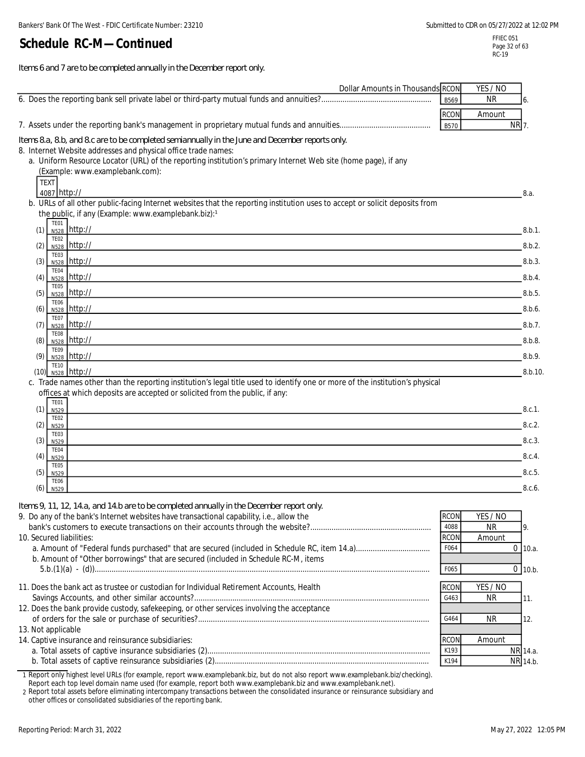Bankers' Bank Of The West - FDIC Certificate Number: 23210

Submitted to CDR on 05/27/2022 at 12:02 PM

# Schedule RC-M—Continued

FFIEC 051
RC-19

*Items 6 and 7 are to be completed annually in the December report only.*

| Dollar Amounts in Thousands | RCON | YES / NO | |
|---|---|---|---|
| 6. Does the reporting bank sell private label or third-party mutual funds and annuities? | B569 | NR | 6. |
| | RCON | Amount | |
| 7. Assets under the reporting bank's management in proprietary mutual funds and annuities | B570 | NR | 7. |

*Items 8.a, 8.b, and 8.c are to be completed semiannually in the June and December reports only.*

8. Internet Website addresses and physical office trade names:
   a. Uniform Resource Locator (URL) of the reporting institution's primary Internet Web site (home page), if any (Example: www.examplebank.com):

| TEXT 4087 | http:// | 8.a. |
|---|---|---|

   b. URLs of all other public-facing Internet websites that the reporting institution uses to accept or solicit deposits from the public, if any (Example: www.examplebank.biz):[1]

| | | | |
|---|---|---|---|
| (1) | TE01 N528 | http:// | 8.b.1. |
| (2) | TE02 N528 | http:// | 8.b.2. |
| (3) | TE03 N528 | http:// | 8.b.3. |
| (4) | TE04 N528 | http:// | 8.b.4. |
| (5) | TE05 N528 | http:// | 8.b.5. |
| (6) | TE06 N528 | http:// | 8.b.6. |
| (7) | TE07 N528 | http:// | 8.b.7. |
| (8) | TE08 N528 | http:// | 8.b.8. |
| (9) | TE09 N528 | http:// | 8.b.9. |
| (10) | TE10 N528 | http:// | 8.b.10. |

   c. Trade names other than the reporting institution's legal title used to identify one or more of the institution's physical offices at which deposits are accepted or solicited from the public, if any:

| | | | |
|---|---|---|---|
| (1) | TE01 N529 | | 8.c.1. |
| (2) | TE02 N529 | | 8.c.2. |
| (3) | TE03 N529 | | 8.c.3. |
| (4) | TE04 N529 | | 8.c.4. |
| (5) | TE05 N529 | | 8.c.5. |
| (6) | TE06 N529 | | 8.c.6. |

*Items 9, 11, 12, 14.a, and 14.b are to be completed annually in the December report only.*

| | RCON | YES / NO | |
|---|---|---|---|
| 9. Do any of the bank's Internet websites have transactional capability, i.e., allow the bank's customers to execute transactions on their accounts through the website? | 4088 | NR | 9. |
| 10. Secured liabilities: | RCON | Amount | |
| a. Amount of "Federal funds purchased" that are secured (included in Schedule RC, item 14.a) | F064 | 0 | 10.a. |
| b. Amount of "Other borrowings" that are secured (included in Schedule RC-M, items 5.b.(1)(a) - (d)) | F065 | 0 | 10.b. |
| | RCON | YES / NO | |
| 11. Does the bank act as trustee or custodian for Individual Retirement Accounts, Health Savings Accounts, and other similar accounts? | G463 | NR | 11. |
| 12. Does the bank provide custody, safekeeping, or other services involving the acceptance of orders for the sale or purchase of securities? | G464 | NR | 12. |
| 13. Not applicable | | | |
| 14. Captive insurance and reinsurance subsidiaries: | RCON | Amount | |
| a. Total assets of captive insurance subsidiaries (2) | K193 | NR | 14.a. |
| b. Total assets of captive reinsurance subsidiaries (2) | K194 | NR | 14.b. |

1 Report only highest level URLs (for example, report www.examplebank.biz, but do not also report www.examplebank.biz/checking). Report each top level domain name used (for example, report both www.examplebank.biz and www.examplebank.net).

2 Report total assets before eliminating intercompany transactions between the consolidated insurance or reinsurance subsidiary and other offices or consolidated subsidiaries of the reporting bank.

Reporting Period: March 31, 2022

May 27, 2022 12:05 PM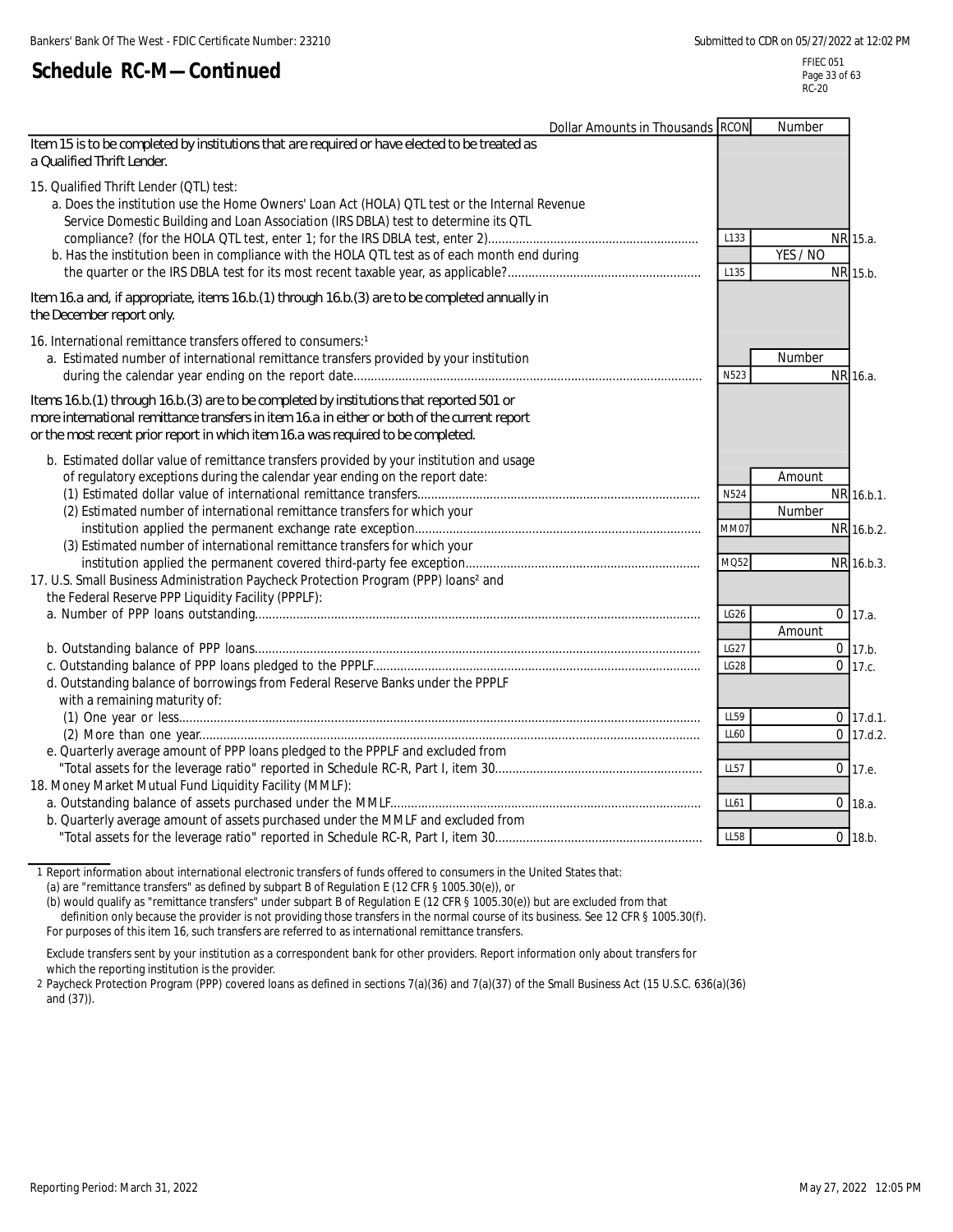# Schedule RC-M—Continued

FFIEC 051
RC-20

| Dollar Amounts in Thousands | RCON | Number | |
|---|---|---|---|
| Item 15 is to be completed by institutions that are required or have elected to be treated as a Qualified Thrift Lender. | | | |
| 15. Qualified Thrift Lender (QTL) test: | | | |
| a. Does the institution use the Home Owners' Loan Act (HOLA) QTL test or the Internal Revenue Service Domestic Building and Loan Association (IRS DBLA) test to determine its QTL compliance? (for the HOLA QTL test, enter 1; for the IRS DBLA test, enter 2) | L133 | NR | 15.a. |
| | | YES / NO | |
| b. Has the institution been in compliance with the HOLA QTL test as of each month end during the quarter or the IRS DBLA test for its most recent taxable year, as applicable? | L135 | NR | 15.b. |
| Item 16.a and, if appropriate, items 16.b.(1) through 16.b.(3) are to be completed annually in the December report only. | | | |
| 16. International remittance transfers offered to consumers:[1] | | | |
| | | Number | |
| a. Estimated number of international remittance transfers provided by your institution during the calendar year ending on the report date | N523 | NR | 16.a. |
| Items 16.b.(1) through 16.b.(3) are to be completed by institutions that reported 501 or more international remittance transfers in item 16.a in either or both of the current report or the most recent prior report in which item 16.a was required to be completed. | | | |
| b. Estimated dollar value of remittance transfers provided by your institution and usage of regulatory exceptions during the calendar year ending on the report date: | | Amount | |
| (1) Estimated dollar value of international remittance transfers | N524 | NR | 16.b.1. |
| | | Number | |
| (2) Estimated number of international remittance transfers for which your institution applied the permanent exchange rate exception | MM07 | NR | 16.b.2. |
| (3) Estimated number of international remittance transfers for which your institution applied the permanent covered third-party fee exception | MQ52 | NR | 16.b.3. |
| 17. U.S. Small Business Administration Paycheck Protection Program (PPP) loans[2] and the Federal Reserve PPP Liquidity Facility (PPPLF): | | | |
| a. Number of PPP loans outstanding | LG26 | 0 | 17.a. |
| | | Amount | |
| b. Outstanding balance of PPP loans | LG27 | 0 | 17.b. |
| c. Outstanding balance of PPP loans pledged to the PPPLF | LG28 | 0 | 17.c. |
| d. Outstanding balance of borrowings from Federal Reserve Banks under the PPPLF with a remaining maturity of: | | | |
| (1) One year or less | LL59 | 0 | 17.d.1. |
| (2) More than one year | LL60 | 0 | 17.d.2. |
| e. Quarterly average amount of PPP loans pledged to the PPPLF and excluded from "Total assets for the leverage ratio" reported in Schedule RC-R, Part I, item 30 | LL57 | 0 | 17.e. |
| 18. Money Market Mutual Fund Liquidity Facility (MMLF): | | | |
| a. Outstanding balance of assets purchased under the MMLF | LL61 | 0 | 18.a. |
| b. Quarterly average amount of assets purchased under the MMLF and excluded from "Total assets for the leverage ratio" reported in Schedule RC-R, Part I, item 30 | LL58 | 0 | 18.b. |

1 Report information about international electronic transfers of funds offered to consumers in the United States that:
(a) are "remittance transfers" as defined by subpart B of Regulation E (12 CFR § 1005.30(e)), or
(b) would qualify as "remittance transfers" under subpart B of Regulation E (12 CFR § 1005.30(e)) but are excluded from that definition only because the provider is not providing those transfers in the normal course of its business. See 12 CFR § 1005.30(f).
For purposes of this item 16, such transfers are referred to as international remittance transfers.

Exclude transfers sent by your institution as a correspondent bank for other providers. Report information only about transfers for which the reporting institution is the provider.

2 Paycheck Protection Program (PPP) covered loans as defined in sections 7(a)(36) and 7(a)(37) of the Small Business Act (15 U.S.C. 636(a)(36) and (37)).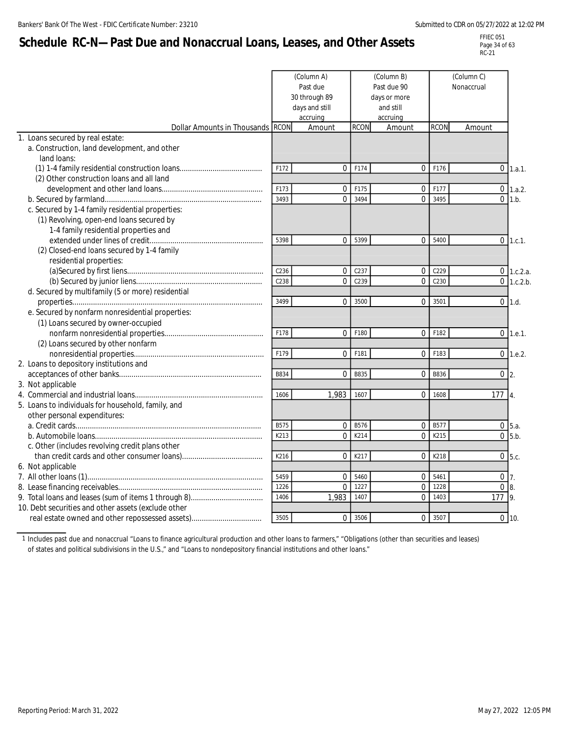# Schedule RC-N—Past Due and Nonaccrual Loans, Leases, and Other Assets

| Dollar Amounts in Thousands | RCON | (Column A) Past due 30 through 89 days and still accruing Amount | RCON | (Column B) Past due 90 days or more and still accruing Amount | RCON | (Column C) Nonaccrual Amount | |
|---|---|---|---|---|---|---|---|
| 1. Loans secured by real estate: | | | | | | | |
| a. Construction, land development, and other land loans: | | | | | | | |
| (1) 1-4 family residential construction loans | F172 | 0 | F174 | 0 | F176 | 0 | 1.a.1. |
| (2) Other construction loans and all land development and other land loans | F173 | 0 | F175 | 0 | F177 | 0 | 1.a.2. |
| b. Secured by farmland | 3493 | 0 | 3494 | 0 | 3495 | 0 | 1.b. |
| c. Secured by 1-4 family residential properties: | | | | | | | |
| (1) Revolving, open-end loans secured by 1-4 family residential properties and extended under lines of credit | 5398 | 0 | 5399 | 0 | 5400 | 0 | 1.c.1. |
| (2) Closed-end loans secured by 1-4 family residential properties: | | | | | | | |
| (a)Secured by first liens | C236 | 0 | C237 | 0 | C229 | 0 | 1.c.2.a. |
| (b) Secured by junior liens | C238 | 0 | C239 | 0 | C230 | 0 | 1.c.2.b. |
| d. Secured by multifamily (5 or more) residential properties | 3499 | 0 | 3500 | 0 | 3501 | 0 | 1.d. |
| e. Secured by nonfarm nonresidential properties: | | | | | | | |
| (1) Loans secured by owner-occupied nonfarm nonresidential properties | F178 | 0 | F180 | 0 | F182 | 0 | 1.e.1. |
| (2) Loans secured by other nonfarm nonresidential properties | F179 | 0 | F181 | 0 | F183 | 0 | 1.e.2. |
| 2. Loans to depository institutions and acceptances of other banks | B834 | 0 | B835 | 0 | B836 | 0 | 2. |
| 3. Not applicable | | | | | | | |
| 4. Commercial and industrial loans | 1606 | 1,983 | 1607 | 0 | 1608 | 177 | 4. |
| 5. Loans to individuals for household, family, and other personal expenditures: | | | | | | | |
| a. Credit cards | B575 | 0 | B576 | 0 | B577 | 0 | 5.a. |
| b. Automobile loans | K213 | 0 | K214 | 0 | K215 | 0 | 5.b. |
| c. Other (includes revolving credit plans other than credit cards and other consumer loans) | K216 | 0 | K217 | 0 | K218 | 0 | 5.c. |
| 6. Not applicable | | | | | | | |
| 7. All other loans (1) | 5459 | 0 | 5460 | 0 | 5461 | 0 | 7. |
| 8. Lease financing receivables | 1226 | 0 | 1227 | 0 | 1228 | 0 | 8. |
| 9. Total loans and leases (sum of items 1 through 8) | 1406 | 1,983 | 1407 | 0 | 1403 | 177 | 9. |
| 10. Debt securities and other assets (exclude other real estate owned and other repossessed assets) | 3505 | 0 | 3506 | 0 | 3507 | 0 | 10. |

1 Includes past due and nonaccrual "Loans to finance agricultural production and other loans to farmers," "Obligations (other than securities and leases) of states and political subdivisions in the U.S.," and "Loans to nondepository financial institutions and other loans."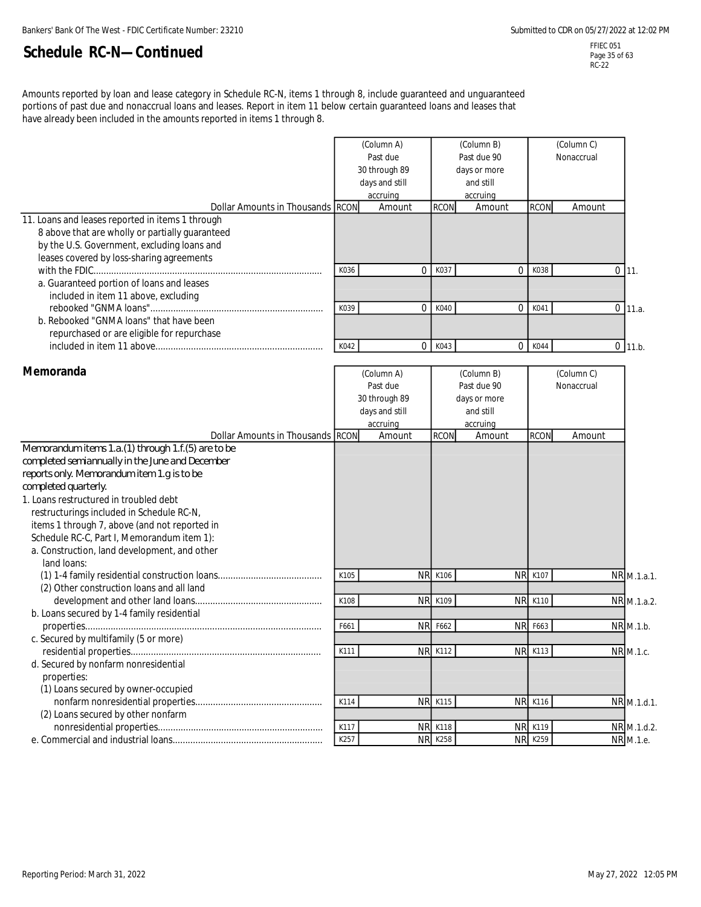# Schedule RC-N—Continued

Amounts reported by loan and lease category in Schedule RC-N, items 1 through 8, include guaranteed and unguaranteed portions of past due and nonaccrual loans and leases. Report in item 11 below certain guaranteed loans and leases that have already been included in the amounts reported in items 1 through 8.

| Dollar Amounts in Thousands | RCON | (Column A) Past due 30 through 89 days and still accruing Amount | RCON | (Column B) Past due 90 days or more and still accruing Amount | RCON | (Column C) Nonaccrual Amount | |
|---|---|---|---|---|---|---|---|
| 11. Loans and leases reported in items 1 through 8 above that are wholly or partially guaranteed by the U.S. Government, excluding loans and leases covered by loss-sharing agreements with the FDIC | K036 | 0 | K037 | 0 | K038 | 0 | 11. |
| a. Guaranteed portion of loans and leases included in item 11 above, excluding rebooked "GNMA loans" | K039 | 0 | K040 | 0 | K041 | 0 | 11.a. |
| b. Rebooked "GNMA loans" that have been repurchased or are eligible for repurchase included in item 11 above | K042 | 0 | K043 | 0 | K044 | 0 | 11.b. |

## Memoranda

| Dollar Amounts in Thousands | RCON | (Column A) Past due 30 through 89 days and still accruing Amount | RCON | (Column B) Past due 90 days or more and still accruing Amount | RCON | (Column C) Nonaccrual Amount | |
|---|---|---|---|---|---|---|---|
| *Memorandum items 1.a.(1) through 1.f.(5) are to be completed semiannually in the June and December reports only. Memorandum item 1.g is to be completed quarterly.* | | | | | | | |
| 1. Loans restructured in troubled debt restructurings included in Schedule RC-N, items 1 through 7, above (and not reported in Schedule RC-C, Part I, Memorandum item 1): | | | | | | | |
| a. Construction, land development, and other land loans: | | | | | | | |
| (1) 1-4 family residential construction loans | K105 | NR | K106 | NR | K107 | NR | M.1.a.1. |
| (2) Other construction loans and all land development and other land loans | K108 | NR | K109 | NR | K110 | NR | M.1.a.2. |
| b. Loans secured by 1-4 family residential properties | F661 | NR | F662 | NR | F663 | NR | M.1.b. |
| c. Secured by multifamily (5 or more) residential properties | K111 | NR | K112 | NR | K113 | NR | M.1.c. |
| d. Secured by nonfarm nonresidential properties: | | | | | | | |
| (1) Loans secured by owner-occupied nonfarm nonresidential properties | K114 | NR | K115 | NR | K116 | NR | M.1.d.1. |
| (2) Loans secured by other nonfarm nonresidential properties | K117 | NR | K118 | NR | K119 | NR | M.1.d.2. |
| e. Commercial and industrial loans | K257 | NR | K258 | NR | K259 | NR | M.1.e. |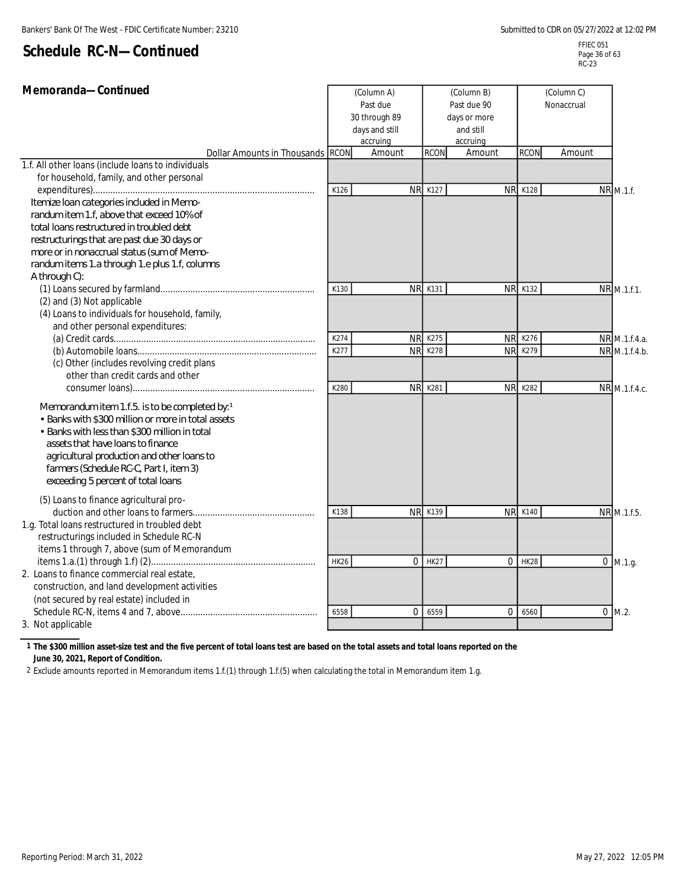# Schedule RC-N—Continued

FFIEC 051
RC-23

## Memoranda—Continued

| Dollar Amounts in Thousands | RCON | (Column A) Past due 30 through 89 days and still accruing Amount | RCON | (Column B) Past due 90 days or more and still accruing Amount | RCON | (Column C) Nonaccrual Amount | |
|---|---|---|---|---|---|---|---|
| 1.f. All other loans (include loans to individuals for household, family, and other personal expenditures) | K126 | NR | K127 | NR | K128 | NR | M.1.f. |
| Itemize loan categories included in Memorandum item 1.f, above that exceed 10% of total loans restructured in troubled debt restructurings that are past due 30 days or more or in nonaccrual status (sum of Memorandum items 1.a through 1.e plus 1.f, columns A through C): | | | | | | | |
| (1) Loans secured by farmland | K130 | NR | K131 | NR | K132 | NR | M.1.f.1. |
| (2) and (3) Not applicable | | | | | | | |
| (4) Loans to individuals for household, family, and other personal expenditures: | | | | | | | |
| (a) Credit cards | K274 | NR | K275 | NR | K276 | NR | M.1.f.4.a. |
| (b) Automobile loans | K277 | NR | K278 | NR | K279 | NR | M.1.f.4.b. |
| (c) Other (includes revolving credit plans other than credit cards and other consumer loans) | K280 | NR | K281 | NR | K282 | NR | M.1.f.4.c. |
| Memorandum item 1.f.5. is to be completed by:[1] • Banks with $300 million or more in total assets • Banks with less than $300 million in total assets that have loans to finance agricultural production and other loans to farmers (Schedule RC-C, Part I, item 3) exceeding 5 percent of total loans | | | | | | | |
| (5) Loans to finance agricultural production and other loans to farmers | K138 | NR | K139 | NR | K140 | NR | M.1.f.5. |
| 1.g. Total loans restructured in troubled debt restructurings included in Schedule RC-N items 1 through 7, above (sum of Memorandum items 1.a.(1) through 1.f) (2) | HK26 | 0 | HK27 | 0 | HK28 | 0 | M.1.g. |
| 2. Loans to finance commercial real estate, construction, and land development activities (not secured by real estate) included in Schedule RC-N, items 4 and 7, above | 6558 | 0 | 6559 | 0 | 6560 | 0 | M.2. |
| 3. Not applicable | | | | | | | |

1 **The $300 million asset-size test and the five percent of total loans test are based on the total assets and total loans reported on the June 30, 2021, Report of Condition.**

2 Exclude amounts reported in Memorandum items 1.f.(1) through 1.f.(5) when calculating the total in Memorandum item 1.g.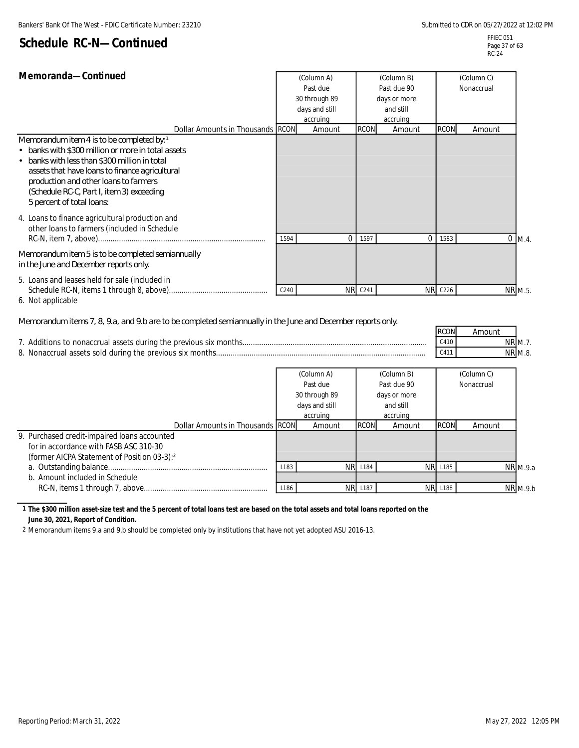# Schedule RC-N—Continued

## Memoranda—Continued

| Dollar Amounts in Thousands | RCON | (Column A) Past due 30 through 89 days and still accruing Amount | RCON | (Column B) Past due 90 days or more and still accruing Amount | RCON | (Column C) Nonaccrual Amount | |
|---|---|---|---|---|---|---|---|
| Memorandum item 4 is to be completed by:[1] • banks with $300 million or more in total assets • banks with less than $300 million in total assets that have loans to finance agricultural production and other loans to farmers (Schedule RC-C, Part I, item 3) exceeding 5 percent of total loans: | | | | | | | |
| 4. Loans to finance agricultural production and other loans to farmers (included in Schedule RC-N, item 7, above) | 1594 | 0 | 1597 | 0 | 1583 | 0 | M.4. |
| Memorandum item 5 is to be completed semiannually in the June and December reports only. | | | | | | | |
| 5. Loans and leases held for sale (included in Schedule RC-N, items 1 through 8, above) | C240 | NR | C241 | NR | C226 | NR | M.5. |

6. Not applicable

Memorandum items 7, 8, 9.a, and 9.b are to be completed semiannually in the June and December reports only.

| | RCON | Amount | |
|---|---|---|---|
| 7. Additions to nonaccrual assets during the previous six months | C410 | NR | M.7. |
| 8. Nonaccrual assets sold during the previous six months | C411 | NR | M.8. |

| Dollar Amounts in Thousands | RCON | (Column A) Past due 30 through 89 days and still accruing Amount | RCON | (Column B) Past due 90 days or more and still accruing Amount | RCON | (Column C) Nonaccrual Amount | |
|---|---|---|---|---|---|---|---|
| 9. Purchased credit-impaired loans accounted for in accordance with FASB ASC 310-30 (former AICPA Statement of Position 03-3):[2] | | | | | | | |
| a. Outstanding balance | L183 | NR | L184 | NR | L185 | NR | M.9.a |
| b. Amount included in Schedule RC-N, items 1 through 7, above | L186 | NR | L187 | NR | L188 | NR | M.9.b |

[1] **The $300 million asset-size test and the 5 percent of total loans test are based on the total assets and total loans reported on the June 30, 2021, Report of Condition.**

[2] Memorandum items 9.a and 9.b should be completed only by institutions that have not yet adopted ASU 2016-13.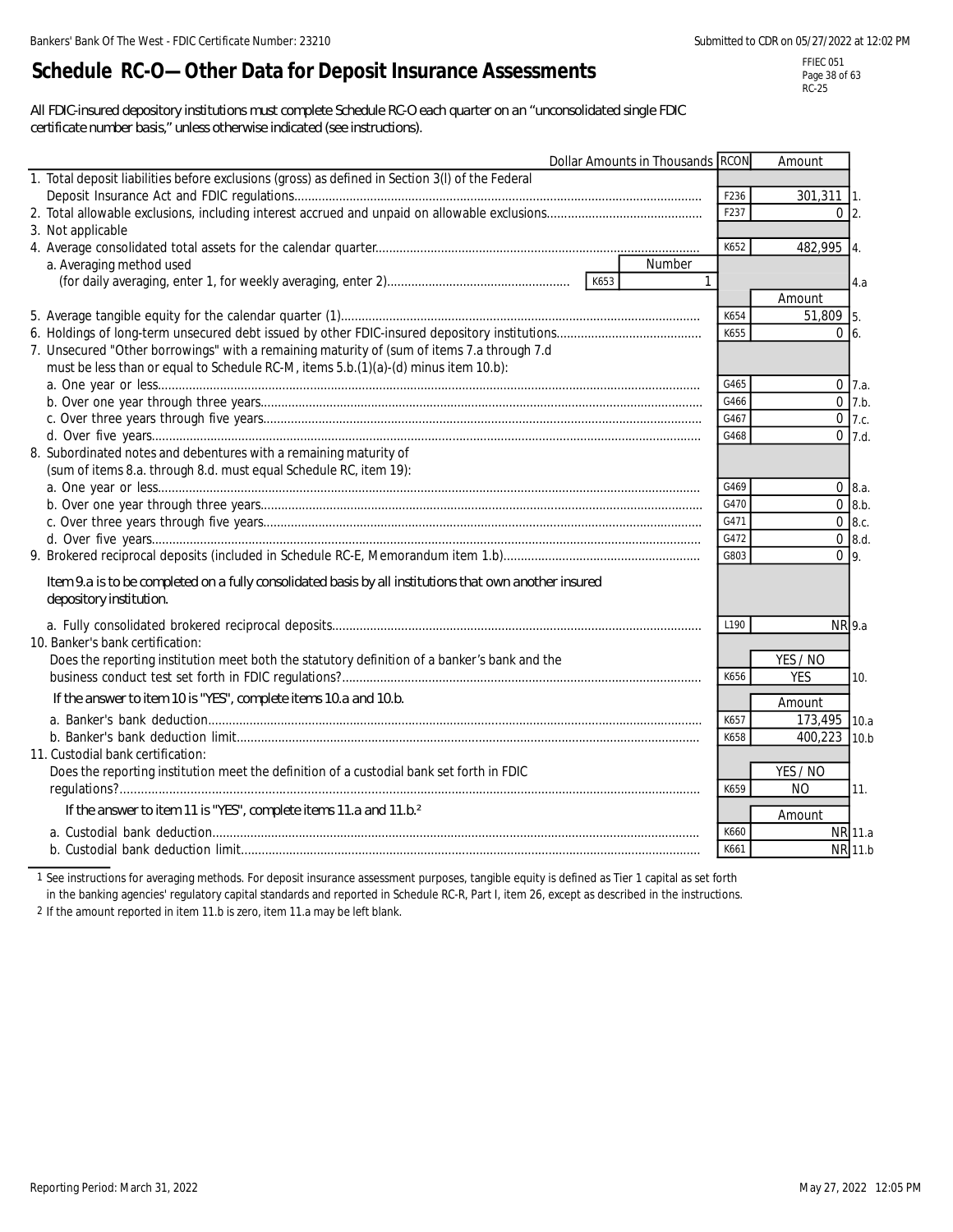# Schedule RC-O—Other Data for Deposit Insurance Assessments

All FDIC-insured depository institutions must complete Schedule RC-O each quarter on an "unconsolidated single FDIC certificate number basis," unless otherwise indicated (see instructions).

| Dollar Amounts in Thousands | RCON | Amount | |
|---|---|---|---|
| 1. Total deposit liabilities before exclusions (gross) as defined in Section 3(l) of the Federal Deposit Insurance Act and FDIC regulations | F236 | 301,311 | 1. |
| 2. Total allowable exclusions, including interest accrued and unpaid on allowable exclusions | F237 | 0 | 2. |
| 3. Not applicable | | | |
| 4. Average consolidated total assets for the calendar quarter | K652 | 482,995 | 4. |
| a. Averaging method used (for daily averaging, enter 1, for weekly averaging, enter 2) — K653 | | Number: 1 | 4.a |
| 5. Average tangible equity for the calendar quarter (1) | K654 | 51,809 | 5. |
| 6. Holdings of long-term unsecured debt issued by other FDIC-insured depository institutions | K655 | 0 | 6. |
| 7. Unsecured "Other borrowings" with a remaining maturity of (sum of items 7.a through 7.d must be less than or equal to Schedule RC-M, items 5.b.(1)(a)-(d) minus item 10.b): | | | |
| a. One year or less | G465 | 0 | 7.a. |
| b. Over one year through three years | G466 | 0 | 7.b. |
| c. Over three years through five years | G467 | 0 | 7.c. |
| d. Over five years | G468 | 0 | 7.d. |
| 8. Subordinated notes and debentures with a remaining maturity of (sum of items 8.a. through 8.d. must equal Schedule RC, item 19): | | | |
| a. One year or less | G469 | 0 | 8.a. |
| b. Over one year through three years | G470 | 0 | 8.b. |
| c. Over three years through five years | G471 | 0 | 8.c. |
| d. Over five years | G472 | 0 | 8.d. |
| 9. Brokered reciprocal deposits (included in Schedule RC-E, Memorandum item 1.b) | G803 | 0 | 9. |
| Item 9.a is to be completed on a fully consolidated basis by all institutions that own another insured depository institution. | | | |
| a. Fully consolidated brokered reciprocal deposits | L190 | NR | 9.a |
| 10. Banker's bank certification: Does the reporting institution meet both the statutory definition of a banker's bank and the business conduct test set forth in FDIC regulations? | K656 | YES | 10. |
| If the answer to item 10 is "YES", complete items 10.a and 10.b. | | Amount | |
| a. Banker's bank deduction | K657 | 173,495 | 10.a |
| b. Banker's bank deduction limit | K658 | 400,223 | 10.b |
| 11. Custodial bank certification: Does the reporting institution meet the definition of a custodial bank set forth in FDIC regulations? | K659 | NO | 11. |
| If the answer to item 11 is "YES", complete items 11.a and 11.b.[2] | | Amount | |
| a. Custodial bank deduction | K660 | NR | 11.a |
| b. Custodial bank deduction limit | K661 | NR | 11.b |

1 See instructions for averaging methods. For deposit insurance assessment purposes, tangible equity is defined as Tier 1 capital as set forth in the banking agencies' regulatory capital standards and reported in Schedule RC-R, Part I, item 26, except as described in the instructions.

2 If the amount reported in item 11.b is zero, item 11.a may be left blank.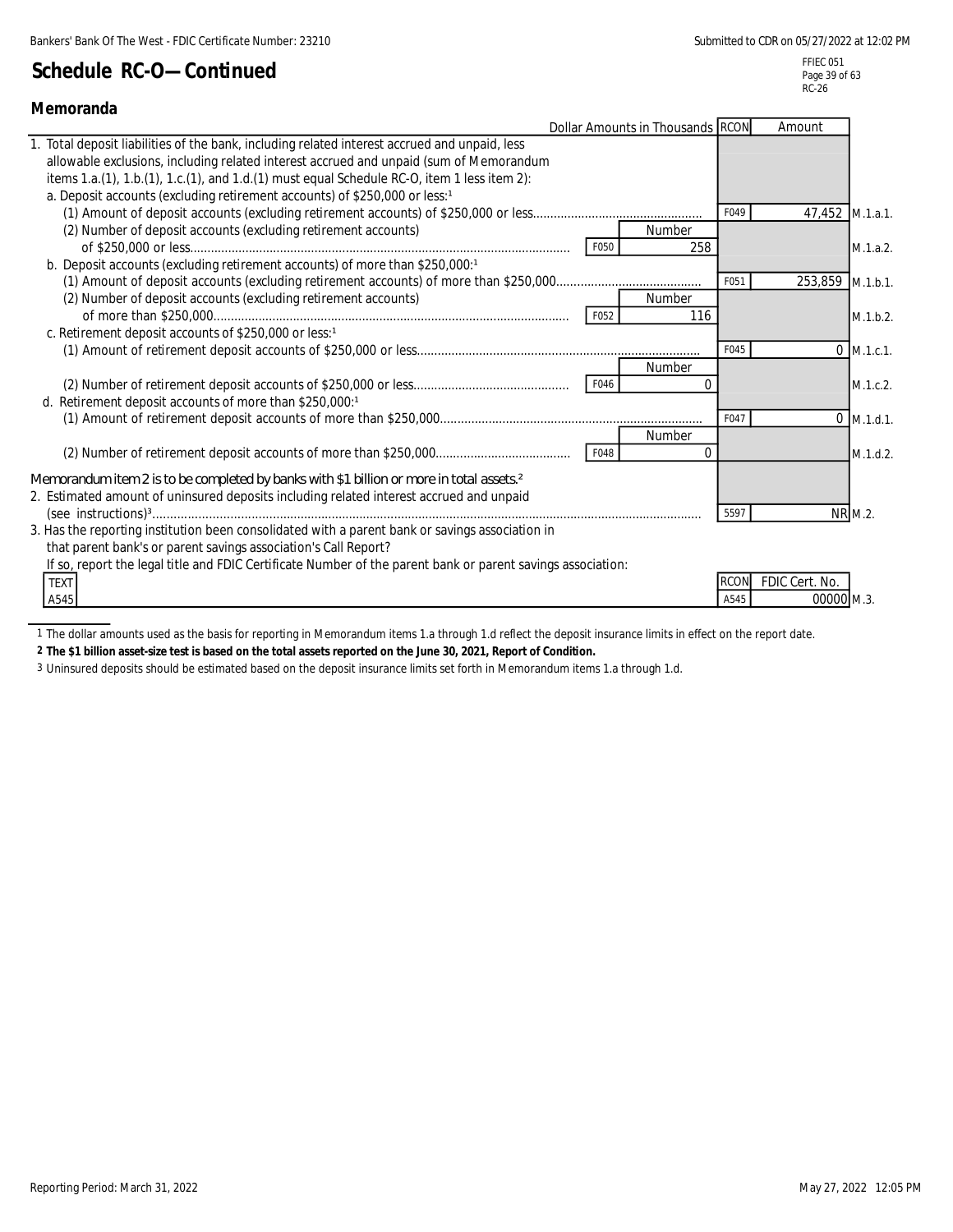# Schedule RC-O—Continued

FFIEC 051
RC-26

## Memoranda

| Dollar Amounts in Thousands | | Number | RCON | Amount | |
|---|---|---|---|---|---|
| 1. Total deposit liabilities of the bank, including related interest accrued and unpaid, less allowable exclusions, including related interest accrued and unpaid (sum of Memorandum items 1.a.(1), 1.b.(1), 1.c.(1), and 1.d.(1) must equal Schedule RC-O, item 1 less item 2): | | | | | |
| a. Deposit accounts (excluding retirement accounts) of $250,000 or less:[1] | | | | | |
| (1) Amount of deposit accounts (excluding retirement accounts) of $250,000 or less | | | F049 | 47,452 | M.1.a.1. |
| (2) Number of deposit accounts (excluding retirement accounts) of $250,000 or less | F050 | 258 | | | M.1.a.2. |
| b. Deposit accounts (excluding retirement accounts) of more than $250,000:[1] | | | | | |
| (1) Amount of deposit accounts (excluding retirement accounts) of more than $250,000 | | | F051 | 253,859 | M.1.b.1. |
| (2) Number of deposit accounts (excluding retirement accounts) of more than $250,000 | F052 | 116 | | | M.1.b.2. |
| c. Retirement deposit accounts of $250,000 or less:[1] | | | | | |
| (1) Amount of retirement deposit accounts of $250,000 or less | | | F045 | 0 | M.1.c.1. |
| (2) Number of retirement deposit accounts of $250,000 or less | F046 | 0 | | | M.1.c.2. |
| d. Retirement deposit accounts of more than $250,000:[1] | | | | | |
| (1) Amount of retirement deposit accounts of more than $250,000 | | | F047 | 0 | M.1.d.1. |
| (2) Number of retirement deposit accounts of more than $250,000 | F048 | 0 | | | M.1.d.2. |
| *Memorandum item 2 is to be completed by banks with $1 billion or more in total assets.*[2] | | | | | |
| 2. Estimated amount of uninsured deposits including related interest accrued and unpaid (see instructions)[3] | | | 5597 | NR | M.2. |
| 3. Has the reporting institution been consolidated with a parent bank or savings association in that parent bank's or parent savings association's Call Report? If so, report the legal title and FDIC Certificate Number of the parent bank or parent savings association: | | | | | |
| TEXT A545 | | | RCON A545 | FDIC Cert. No. 00000 | M.3. |

1 The dollar amounts used as the basis for reporting in Memorandum items 1.a through 1.d reflect the deposit insurance limits in effect on the report date.

**2 The $1 billion asset-size test is based on the total assets reported on the June 30, 2021, Report of Condition.**

3 Uninsured deposits should be estimated based on the deposit insurance limits set forth in Memorandum items 1.a through 1.d.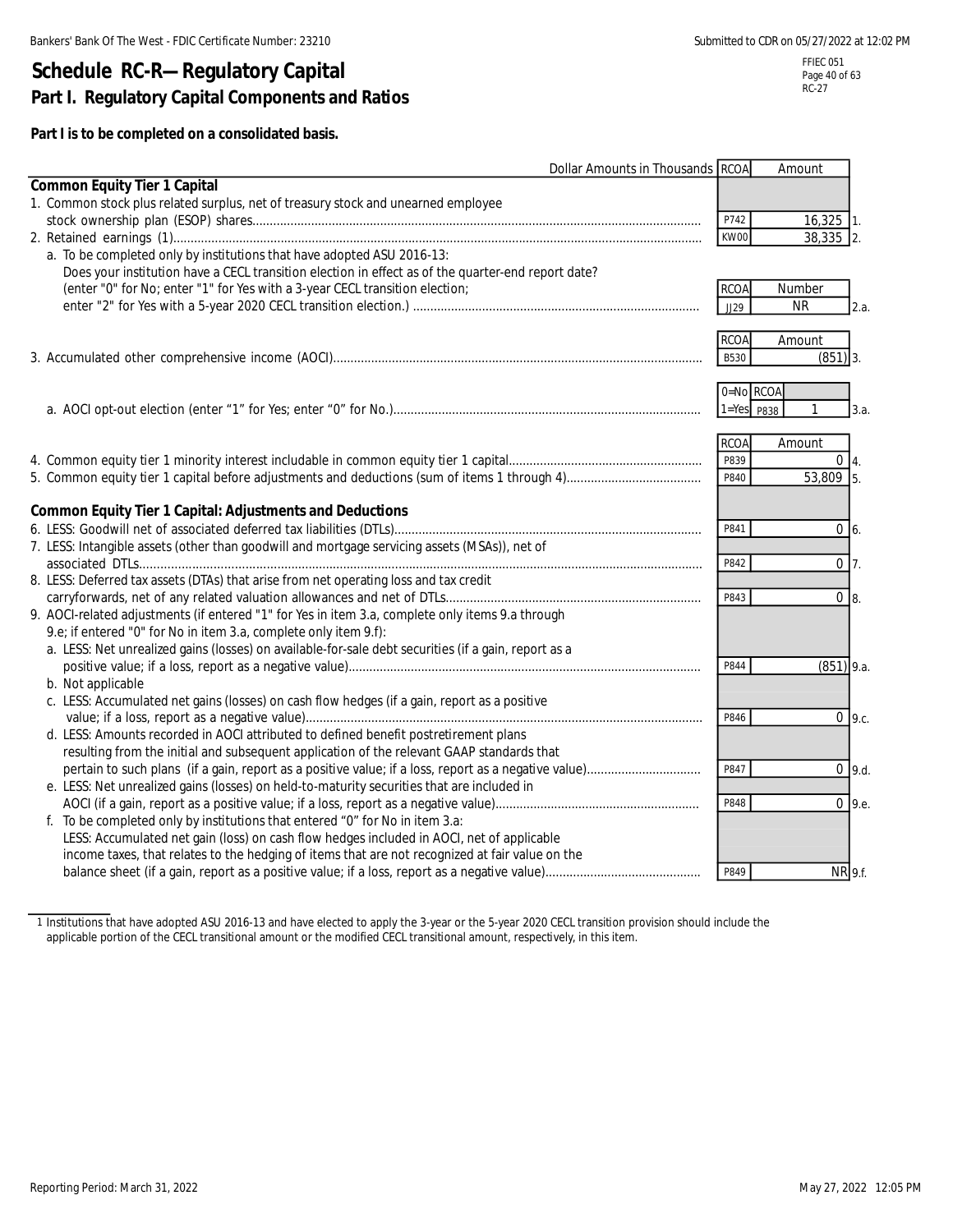# Schedule RC-R—Regulatory Capital

FFIEC 051
RC-27

## Part I. Regulatory Capital Components and Ratios

**Part I is to be completed on a consolidated basis.**

| Dollar Amounts in Thousands | RCOA | Amount | |
|---|---|---|---|
| **Common Equity Tier 1 Capital** | | | |
| 1. Common stock plus related surplus, net of treasury stock and unearned employee stock ownership plan (ESOP) shares | P742 | 16,325 | 1. |
| 2. Retained earnings (1) | KW00 | 38,335 | 2. |
| a. To be completed only by institutions that have adopted ASU 2016-13: Does your institution have a CECL transition election in effect as of the quarter-end report date? (enter "0" for No; enter "1" for Yes with a 3-year CECL transition election; enter "2" for Yes with a 5-year 2020 CECL transition election.) | RCOA JJ29 | Number NR | 2.a. |
| 3. Accumulated other comprehensive income (AOCI) | RCOA B530 | Amount (851) | 3. |
| a. AOCI opt-out election (enter "1" for Yes; enter "0" for No.) | 0=No 1=Yes RCOA P838 | 1 | 3.a. |
| 4. Common equity tier 1 minority interest includable in common equity tier 1 capital | RCOA P839 | Amount 0 | 4. |
| 5. Common equity tier 1 capital before adjustments and deductions (sum of items 1 through 4) | P840 | 53,809 | 5. |
| **Common Equity Tier 1 Capital: Adjustments and Deductions** | | | |
| 6. LESS: Goodwill net of associated deferred tax liabilities (DTLs) | P841 | 0 | 6. |
| 7. LESS: Intangible assets (other than goodwill and mortgage servicing assets (MSAs)), net of associated DTLs | P842 | 0 | 7. |
| 8. LESS: Deferred tax assets (DTAs) that arise from net operating loss and tax credit carryforwards, net of any related valuation allowances and net of DTLs | P843 | 0 | 8. |
| 9. AOCI-related adjustments (if entered "1" for Yes in item 3.a, complete only items 9.a through 9.e; if entered "0" for No in item 3.a, complete only item 9.f): | | | |
| a. LESS: Net unrealized gains (losses) on available-for-sale debt securities (if a gain, report as a positive value; if a loss, report as a negative value) | P844 | (851) | 9.a. |
| b. Not applicable | | | |
| c. LESS: Accumulated net gains (losses) on cash flow hedges (if a gain, report as a positive value; if a loss, report as a negative value) | P846 | 0 | 9.c. |
| d. LESS: Amounts recorded in AOCI attributed to defined benefit postretirement plans resulting from the initial and subsequent application of the relevant GAAP standards that pertain to such plans (if a gain, report as a positive value; if a loss, report as a negative value) | P847 | 0 | 9.d. |
| e. LESS: Net unrealized gains (losses) on held-to-maturity securities that are included in AOCI (if a gain, report as a positive value; if a loss, report as a negative value) | P848 | 0 | 9.e. |
| f. To be completed only by institutions that entered "0" for No in item 3.a: LESS: Accumulated net gain (loss) on cash flow hedges included in AOCI, net of applicable income taxes, that relates to the hedging of items that are not recognized at fair value on the balance sheet (if a gain, report as a positive value; if a loss, report as a negative value) | P849 | NR | 9.f. |

1 Institutions that have adopted ASU 2016-13 and have elected to apply the 3-year or the 5-year 2020 CECL transition provision should include the applicable portion of the CECL transitional amount or the modified CECL transitional amount, respectively, in this item.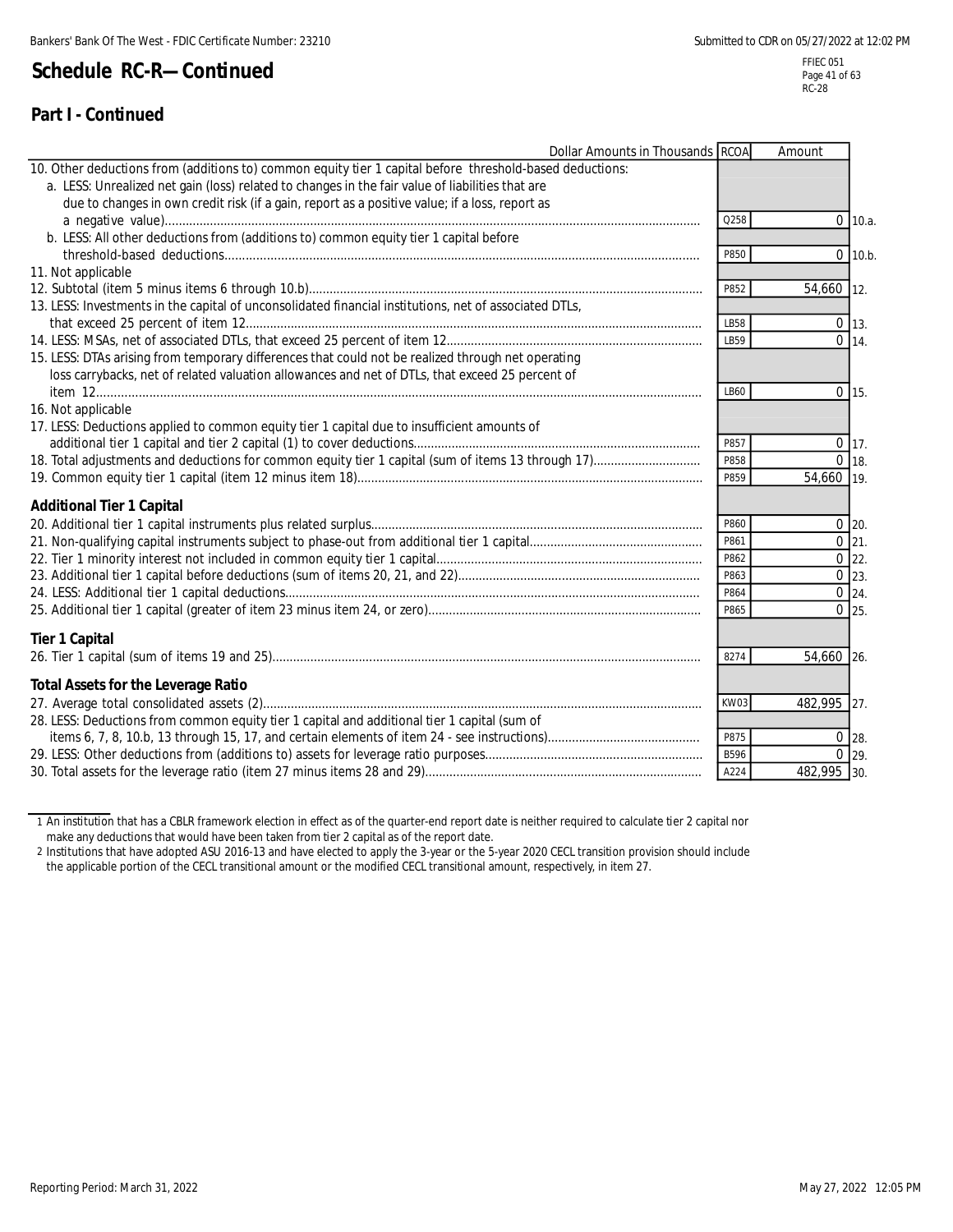# Schedule RC-R—Continued

## Part I - Continued

| Dollar Amounts in Thousands | RCOA | Amount | |
|---|---|---|---|
| 10. Other deductions from (additions to) common equity tier 1 capital before threshold-based deductions: | | | |
| a. LESS: Unrealized net gain (loss) related to changes in the fair value of liabilities that are due to changes in own credit risk (if a gain, report as a positive value; if a loss, report as a negative value) | Q258 | 0 | 10.a. |
| b. LESS: All other deductions from (additions to) common equity tier 1 capital before threshold-based deductions | P850 | 0 | 10.b. |
| 11. Not applicable | | | |
| 12. Subtotal (item 5 minus items 6 through 10.b) | P852 | 54,660 | 12. |
| 13. LESS: Investments in the capital of unconsolidated financial institutions, net of associated DTLs, that exceed 25 percent of item 12 | LB58 | 0 | 13. |
| 14. LESS: MSAs, net of associated DTLs, that exceed 25 percent of item 12 | LB59 | 0 | 14. |
| 15. LESS: DTAs arising from temporary differences that could not be realized through net operating loss carrybacks, net of related valuation allowances and net of DTLs, that exceed 25 percent of item 12 | LB60 | 0 | 15. |
| 16. Not applicable | | | |
| 17. LESS: Deductions applied to common equity tier 1 capital due to insufficient amounts of additional tier 1 capital and tier 2 capital (1) to cover deductions | P857 | 0 | 17. |
| 18. Total adjustments and deductions for common equity tier 1 capital (sum of items 13 through 17) | P858 | 0 | 18. |
| 19. Common equity tier 1 capital (item 12 minus item 18) | P859 | 54,660 | 19. |
| **Additional Tier 1 Capital** | | | |
| 20. Additional tier 1 capital instruments plus related surplus | P860 | 0 | 20. |
| 21. Non-qualifying capital instruments subject to phase-out from additional tier 1 capital | P861 | 0 | 21. |
| 22. Tier 1 minority interest not included in common equity tier 1 capital | P862 | 0 | 22. |
| 23. Additional tier 1 capital before deductions (sum of items 20, 21, and 22) | P863 | 0 | 23. |
| 24. LESS: Additional tier 1 capital deductions | P864 | 0 | 24. |
| 25. Additional tier 1 capital (greater of item 23 minus item 24, or zero) | P865 | 0 | 25. |
| **Tier 1 Capital** | | | |
| 26. Tier 1 capital (sum of items 19 and 25) | 8274 | 54,660 | 26. |
| **Total Assets for the Leverage Ratio** | | | |
| 27. Average total consolidated assets (2) | KW03 | 482,995 | 27. |
| 28. LESS: Deductions from common equity tier 1 capital and additional tier 1 capital (sum of items 6, 7, 8, 10.b, 13 through 15, 17, and certain elements of item 24 - see instructions) | P875 | 0 | 28. |
| 29. LESS: Other deductions from (additions to) assets for leverage ratio purposes | B596 | 0 | 29. |
| 30. Total assets for the leverage ratio (item 27 minus items 28 and 29) | A224 | 482,995 | 30. |

1 An institution that has a CBLR framework election in effect as of the quarter-end report date is neither required to calculate tier 2 capital nor make any deductions that would have been taken from tier 2 capital as of the report date.

2 Institutions that have adopted ASU 2016-13 and have elected to apply the 3-year or the 5-year 2020 CECL transition provision should include the applicable portion of the CECL transitional amount or the modified CECL transitional amount, respectively, in item 27.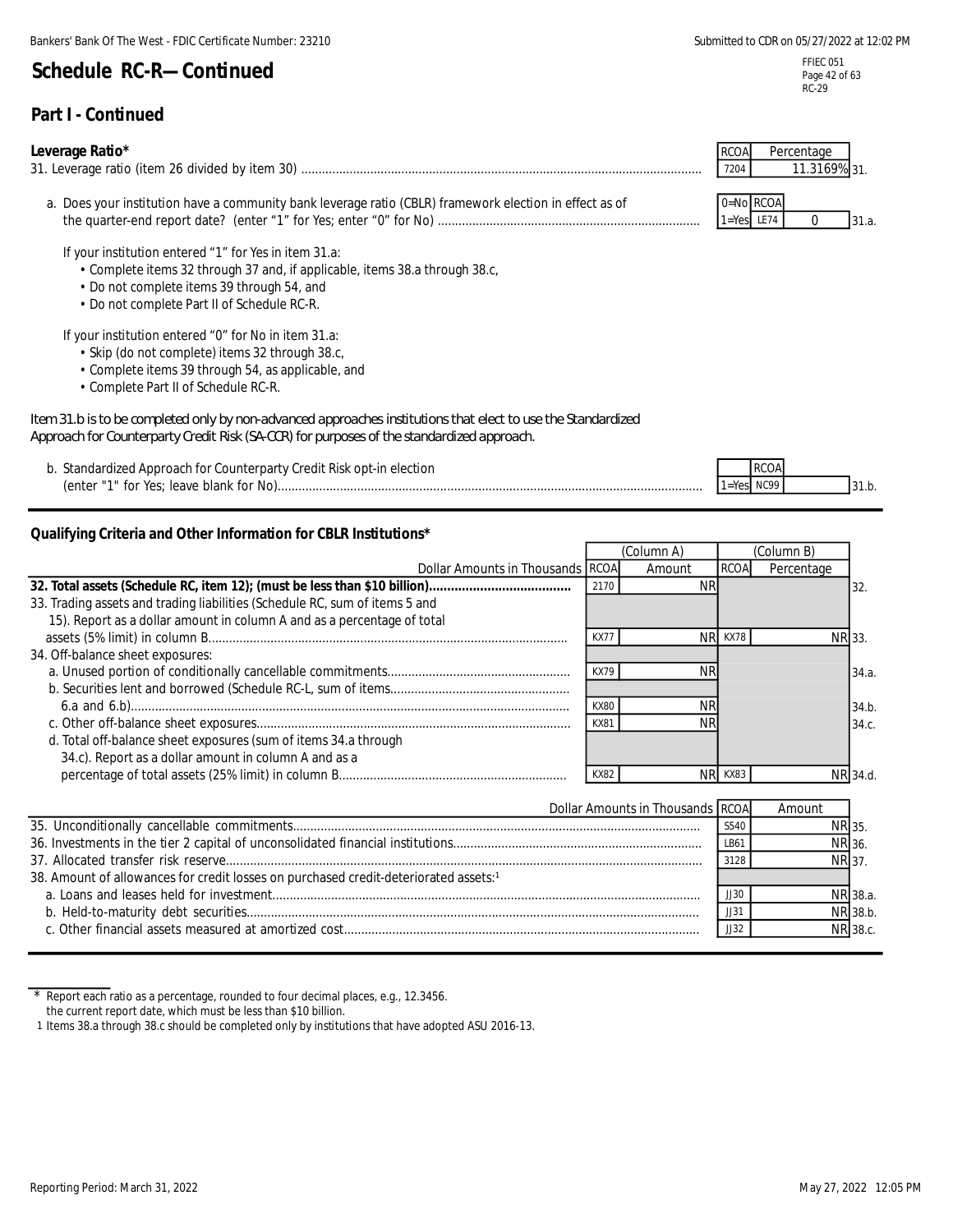# Schedule RC-R—Continued

## Part I - Continued

### Leverage Ratio*

| | RCOA | Percentage | |
|---|---|---|---|
| 31. Leverage ratio (item 26 divided by item 30) | 7204 | 11.3169% | 31. |

a. Does your institution have a community bank leverage ratio (CBLR) framework election in effect as of the quarter-end report date? (enter "1" for Yes; enter "0" for No)

| 0=No 1=Yes | RCOA | | |
|---|---|---|---|
| | LE74 | 0 | 31.a. |

If your institution entered "1" for Yes in item 31.a:
- Complete items 32 through 37 and, if applicable, items 38.a through 38.c,
- Do not complete items 39 through 54, and
- Do not complete Part II of Schedule RC-R.

If your institution entered "0" for No in item 31.a:
- Skip (do not complete) items 32 through 38.c,
- Complete items 39 through 54, as applicable, and
- Complete Part II of Schedule RC-R.

*Item 31.b is to be completed only by non-advanced approaches institutions that elect to use the Standardized Approach for Counterparty Credit Risk (SA-CCR) for purposes of the standardized approach.*

b. Standardized Approach for Counterparty Credit Risk opt-in election (enter "1" for Yes; leave blank for No)

| 1=Yes | RCOA | | |
|---|---|---|---|
| | NC99 | | 31.b. |

### Qualifying Criteria and Other Information for CBLR Institutions*

| Dollar Amounts in Thousands | RCOA | (Column A) Amount | RCOA | (Column B) Percentage | |
|---|---|---|---|---|---|
| **32. Total assets (Schedule RC, item 12); (must be less than $10 billion)** | 2170 | NR | | | 32. |
| 33. Trading assets and trading liabilities (Schedule RC, sum of items 5 and 15). Report as a dollar amount in column A and as a percentage of total assets (5% limit) in column B | KX77 | NR | KX78 | NR | 33. |
| 34. Off-balance sheet exposures: | | | | | |
| a. Unused portion of conditionally cancellable commitments | KX79 | NR | | | 34.a. |
| b. Securities lent and borrowed (Schedule RC-L, sum of items 6.a and 6.b) | KX80 | NR | | | 34.b. |
| c. Other off-balance sheet exposures | KX81 | NR | | | 34.c. |
| d. Total off-balance sheet exposures (sum of items 34.a through 34.c). Report as a dollar amount in column A and as a percentage of total assets (25% limit) in column B | KX82 | NR | KX83 | NR | 34.d. |

| Dollar Amounts in Thousands | RCOA | Amount | |
|---|---|---|---|
| 35. Unconditionally cancellable commitments | S540 | NR | 35. |
| 36. Investments in the tier 2 capital of unconsolidated financial institutions | LB61 | NR | 36. |
| 37. Allocated transfer risk reserve | 3128 | NR | 37. |
| 38. Amount of allowances for credit losses on purchased credit-deteriorated assets:[1] | | | |
| a. Loans and leases held for investment | JJ30 | NR | 38.a. |
| b. Held-to-maturity debt securities | JJ31 | NR | 38.b. |
| c. Other financial assets measured at amortized cost | JJ32 | NR | 38.c. |

---

\* Report each ratio as a percentage, rounded to four decimal places, e.g., 12.3456.
the current report date, which must be less than $10 billion.

1 Items 38.a through 38.c should be completed only by institutions that have adopted ASU 2016-13.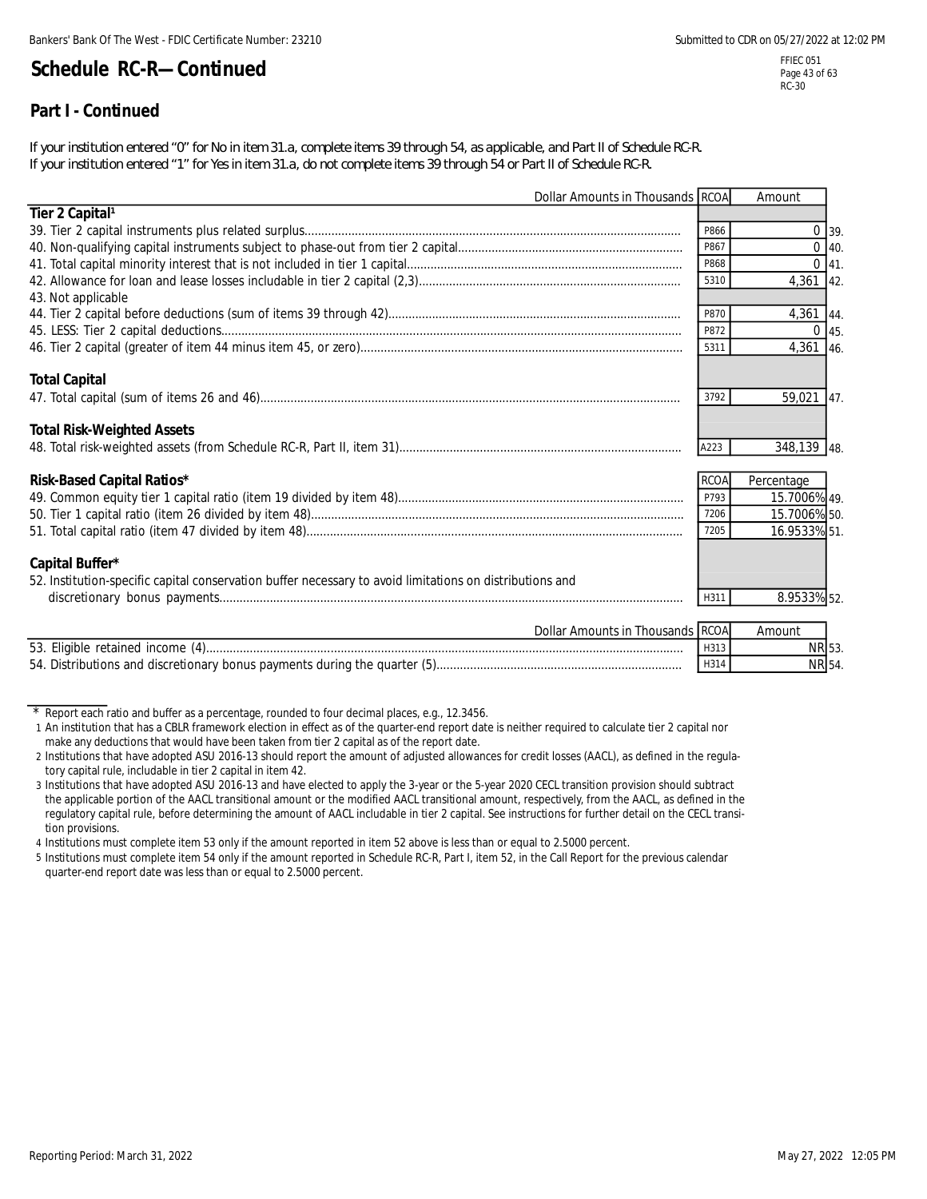# Schedule RC-R—Continued

## Part I - Continued

If your institution entered "0" for No in item 31.a, complete items 39 through 54, as applicable, and Part II of Schedule RC-R.
If your institution entered "1" for Yes in item 31.a, do not complete items 39 through 54 or Part II of Schedule RC-R.

| Dollar Amounts in Thousands | RCOA | Amount | |
|---|---|---|---|
| **Tier 2 Capital**[1] | | | |
| 39. Tier 2 capital instruments plus related surplus | P866 | 0 | 39. |
| 40. Non-qualifying capital instruments subject to phase-out from tier 2 capital | P867 | 0 | 40. |
| 41. Total capital minority interest that is not included in tier 1 capital | P868 | 0 | 41. |
| 42. Allowance for loan and lease losses includable in tier 2 capital (2,3) | 5310 | 4,361 | 42. |
| 43. Not applicable | | | |
| 44. Tier 2 capital before deductions (sum of items 39 through 42) | P870 | 4,361 | 44. |
| 45. LESS: Tier 2 capital deductions | P872 | 0 | 45. |
| 46. Tier 2 capital (greater of item 44 minus item 45, or zero) | 5311 | 4,361 | 46. |
| **Total Capital** | | | |
| 47. Total capital (sum of items 26 and 46) | 3792 | 59,021 | 47. |
| **Total Risk-Weighted Assets** | | | |
| 48. Total risk-weighted assets (from Schedule RC-R, Part II, item 31) | A223 | 348,139 | 48. |

| **Risk-Based Capital Ratios*** | RCOA | Percentage | |
|---|---|---|---|
| 49. Common equity tier 1 capital ratio (item 19 divided by item 48) | P793 | 15.7006% | 49. |
| 50. Tier 1 capital ratio (item 26 divided by item 48) | 7206 | 15.7006% | 50. |
| 51. Total capital ratio (item 47 divided by item 48) | 7205 | 16.9533% | 51. |
| **Capital Buffer*** | | | |
| 52. Institution-specific capital conservation buffer necessary to avoid limitations on distributions and discretionary bonus payments | H311 | 8.9533% | 52. |

| Dollar Amounts in Thousands | RCOA | Amount | |
|---|---|---|---|
| 53. Eligible retained income (4) | H313 | NR | 53. |
| 54. Distributions and discretionary bonus payments during the quarter (5) | H314 | NR | 54. |

\* Report each ratio and buffer as a percentage, rounded to four decimal places, e.g., 12.3456.

1 An institution that has a CBLR framework election in effect as of the quarter-end report date is neither required to calculate tier 2 capital nor make any deductions that would have been taken from tier 2 capital as of the report date.

2 Institutions that have adopted ASU 2016-13 should report the amount of adjusted allowances for credit losses (AACL), as defined in the regulatory capital rule, includable in tier 2 capital in item 42.

3 Institutions that have adopted ASU 2016-13 and have elected to apply the 3-year or the 5-year 2020 CECL transition provision should subtract the applicable portion of the AACL transitional amount or the modified AACL transitional amount, respectively, from the AACL, as defined in the regulatory capital rule, before determining the amount of AACL includable in tier 2 capital. See instructions for further detail on the CECL transition provisions.

4 Institutions must complete item 53 only if the amount reported in item 52 above is less than or equal to 2.5000 percent.

5 Institutions must complete item 54 only if the amount reported in Schedule RC-R, Part I, item 52, in the Call Report for the previous calendar quarter-end report date was less than or equal to 2.5000 percent.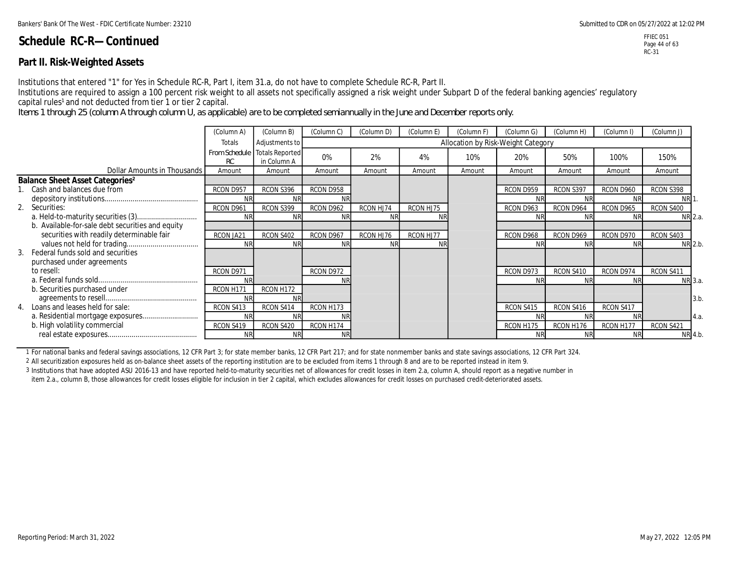# Schedule RC-R—Continued

## Part II. Risk-Weighted Assets

Institutions that entered "1" for Yes in Schedule RC-R, Part I, item 31.a, do not have to complete Schedule RC-R, Part II.

Institutions are required to assign a 100 percent risk weight to all assets not specifically assigned a risk weight under Subpart D of the federal banking agencies' regulatory capital rules[1] and not deducted from tier 1 or tier 2 capital.

Items 1 through 25 (column A through column U, as applicable) are to be completed semiannually in the June and December reports only.

| | (Column A) | (Column B) | (Column C) | (Column D) | (Column E) | (Column F) | (Column G) | (Column H) | (Column I) | (Column J) | |
|---|---|---|---|---|---|---|---|---|---|---|---|
| | Totals | Adjustments to | Allocation by Risk-Weight Category | | | | | | | | |
| | From Schedule RC | Totals Reported in Column A | 0% | 2% | 4% | 10% | 20% | 50% | 100% | 150% | |
| Dollar Amounts in Thousands | Amount | Amount | Amount | Amount | Amount | Amount | Amount | Amount | Amount | Amount | |
| **Balance Sheet Asset Categories[2]** | | | | | | | | | | | |
| 1. Cash and balances due from depository institutions | RCON D957 NR | RCON S396 NR | RCON D958 NR | | | | RCON D959 NR | RCON S397 NR | RCON D960 NR | RCON S398 NR | 1. |
| 2. Securities: | | | | | | | | | | | |
| a. Held-to-maturity securities (3) | RCON D961 NR | RCON S399 NR | RCON D962 NR | RCON HJ74 NR | RCON HJ75 NR | | RCON D963 NR | RCON D964 NR | RCON D965 NR | RCON S400 NR | 2.a. |
| b. Available-for-sale debt securities and equity securities with readily determinable fair values not held for trading | RCON JA21 NR | RCON S402 NR | RCON D967 NR | RCON HJ76 NR | RCON HJ77 NR | | RCON D968 NR | RCON D969 NR | RCON D970 NR | RCON S403 NR | 2.b. |
| 3. Federal funds sold and securities purchased under agreements to resell: | | | | | | | | | | | |
| a. Federal funds sold | RCON D971 NR | | RCON D972 NR | | | | RCON D973 NR | RCON S410 NR | RCON D974 NR | RCON S411 NR | 3.a. |
| b. Securities purchased under agreements to resell | RCON H171 NR | RCON H172 NR | | | | | | | | | 3.b. |
| 4. Loans and leases held for sale: | | | | | | | | | | | |
| a. Residential mortgage exposures | RCON S413 NR | RCON S414 NR | RCON H173 NR | | | | RCON S415 NR | RCON S416 NR | RCON S417 NR | | 4.a. |
| b. High volatility commercial real estate exposures | RCON S419 NR | RCON S420 NR | RCON H174 NR | | | | RCON H175 NR | RCON H176 NR | RCON H177 NR | RCON S421 NR | 4.b. |

1 For national banks and federal savings associations, 12 CFR Part 3; for state member banks, 12 CFR Part 217; and for state nonmember banks and state savings associations, 12 CFR Part 324.

2 All securitization exposures held as on-balance sheet assets of the reporting institution are to be excluded from items 1 through 8 and are to be reported instead in item 9.

3 Institutions that have adopted ASU 2016-13 and have reported held-to-maturity securities net of allowances for credit losses in item 2.a, column A, should report as a negative number in item 2.a., column B, those allowances for credit losses eligible for inclusion in tier 2 capital, which excludes allowances for credit losses on purchased credit-deteriorated assets.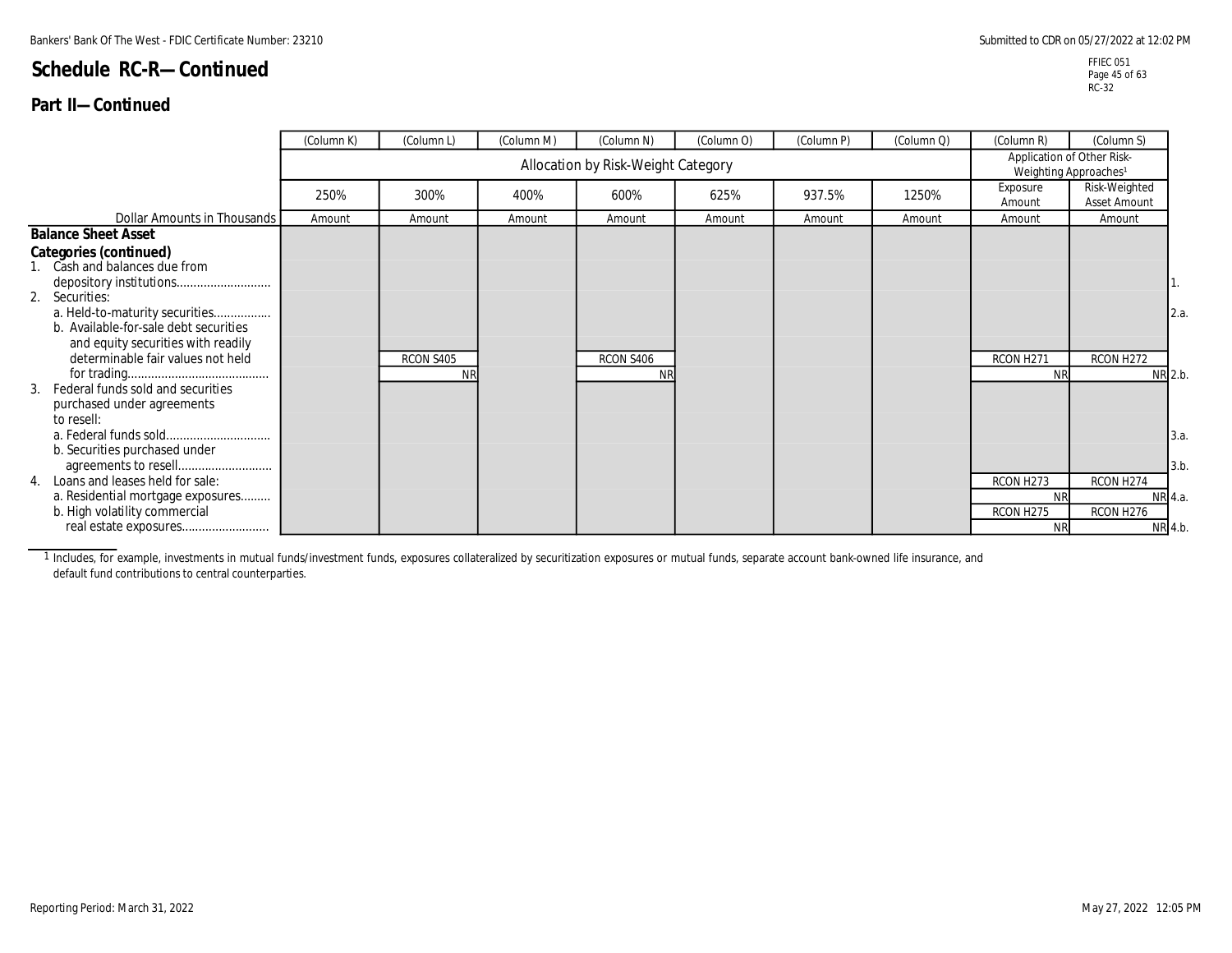# Schedule RC-R—Continued

## Part II—Continued

| | (Column K) | (Column L) | (Column M) | (Column N) | (Column O) | (Column P) | (Column Q) | (Column R) | (Column S) | |
|---|---|---|---|---|---|---|---|---|---|---|
| | Allocation by Risk-Weight Category | | | | | | | Application of Other Risk-Weighting Approaches[1] | | |
| | 250% | 300% | 400% | 600% | 625% | 937.5% | 1250% | Exposure Amount | Risk-Weighted Asset Amount | |
| Dollar Amounts in Thousands | Amount | Amount | Amount | Amount | Amount | Amount | Amount | Amount | Amount | |
| **Balance Sheet Asset Categories (continued)** | | | | | | | | | | |
| 1. Cash and balances due from depository institutions | | | | | | | | | | 1. |
| 2. Securities: | | | | | | | | | | |
| a. Held-to-maturity securities | | | | | | | | | | 2.a. |
| b. Available-for-sale debt securities and equity securities with readily determinable fair values not held for trading | | RCON S405 NR | | RCON S406 NR | | | | RCON H271 NR | RCON H272 NR | 2.b. |
| 3. Federal funds sold and securities purchased under agreements to resell: | | | | | | | | | | |
| a. Federal funds sold | | | | | | | | | | 3.a. |
| b. Securities purchased under agreements to resell | | | | | | | | | | 3.b. |
| 4. Loans and leases held for sale: | | | | | | | | | | |
| a. Residential mortgage exposures | | | | | | | | RCON H273 NR | RCON H274 NR | 4.a. |
| b. High volatility commercial real estate exposures | | | | | | | | RCON H275 NR | RCON H276 NR | 4.b. |

[1] Includes, for example, investments in mutual funds/investment funds, exposures collateralized by securitization exposures or mutual funds, separate account bank-owned life insurance, and default fund contributions to central counterparties.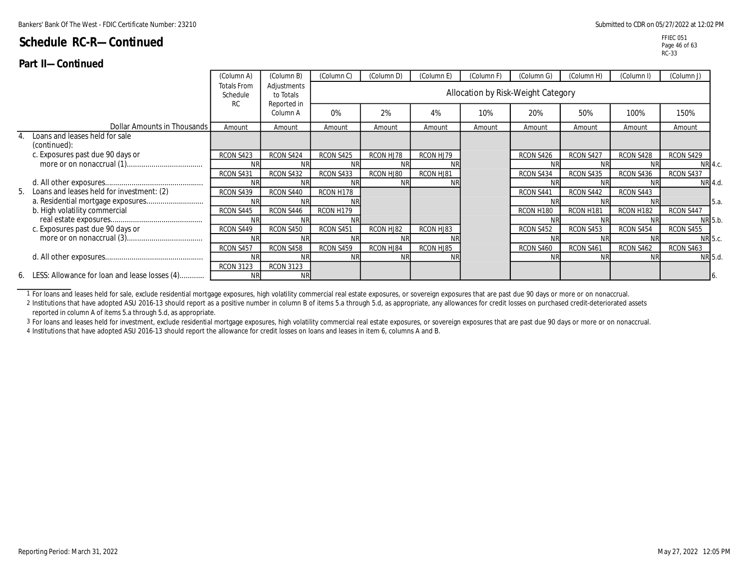# Schedule RC-R—Continued

## Part II—Continued

| | (Column A) Totals From Schedule RC | (Column B) Adjustments to Totals Reported in Column A | (Column C) | (Column D) | (Column E) | (Column F) | (Column G) | (Column H) | (Column I) | (Column J) | |
|---|---|---|---|---|---|---|---|---|---|---|---|
| | | | Allocation by Risk-Weight Category | | | | | | | | |
| | | | 0% | 2% | 4% | 10% | 20% | 50% | 100% | 150% | |
| Dollar Amounts in Thousands | Amount | Amount | Amount | Amount | Amount | Amount | Amount | Amount | Amount | Amount | |
| 4. Loans and leases held for sale (continued): | | | | | | | | | | | |
| c. Exposures past due 90 days or more or on nonaccrual (1) | RCON S423 NR | RCON S424 NR | RCON S425 NR | RCON HJ78 NR | RCON HJ79 NR | | RCON S426 NR | RCON S427 NR | RCON S428 NR | RCON S429 NR | 4.c. |
| d. All other exposures | RCON S431 NR | RCON S432 NR | RCON S433 NR | RCON HJ80 NR | RCON HJ81 NR | | RCON S434 NR | RCON S435 NR | RCON S436 NR | RCON S437 NR | 4.d. |
| 5. Loans and leases held for investment: (2) a. Residential mortgage exposures | RCON S439 NR | RCON S440 NR | RCON H178 NR | | | | RCON S441 NR | RCON S442 NR | RCON S443 NR | | 5.a. |
| b. High volatility commercial real estate exposures | RCON S445 NR | RCON S446 NR | RCON H179 NR | | | | RCON H180 NR | RCON H181 NR | RCON H182 NR | RCON S447 NR | 5.b. |
| c. Exposures past due 90 days or more or on nonaccrual (3) | RCON S449 NR | RCON S450 NR | RCON S451 NR | RCON HJ82 NR | RCON HJ83 NR | | RCON S452 NR | RCON S453 NR | RCON S454 NR | RCON S455 NR | 5.c. |
| d. All other exposures | RCON S457 NR | RCON S458 NR | RCON S459 NR | RCON HJ84 NR | RCON HJ85 NR | | RCON S460 NR | RCON S461 NR | RCON S462 NR | RCON S463 NR | 5.d. |
| 6. LESS: Allowance for loan and lease losses (4) | RCON 3123 NR | RCON 3123 NR | | | | | | | | | 6. |

1 For loans and leases held for sale, exclude residential mortgage exposures, high volatility commercial real estate exposures, or sovereign exposures that are past due 90 days or more or on nonaccrual.

2 Institutions that have adopted ASU 2016-13 should report as a positive number in column B of items 5.a through 5.d, as appropriate, any allowances for credit losses on purchased credit-deteriorated assets reported in column A of items 5.a through 5.d, as appropriate.

3 For loans and leases held for investment, exclude residential mortgage exposures, high volatility commercial real estate exposures, or sovereign exposures that are past due 90 days or more or on nonaccrual.

4 Institutions that have adopted ASU 2016-13 should report the allowance for credit losses on loans and leases in item 6, columns A and B.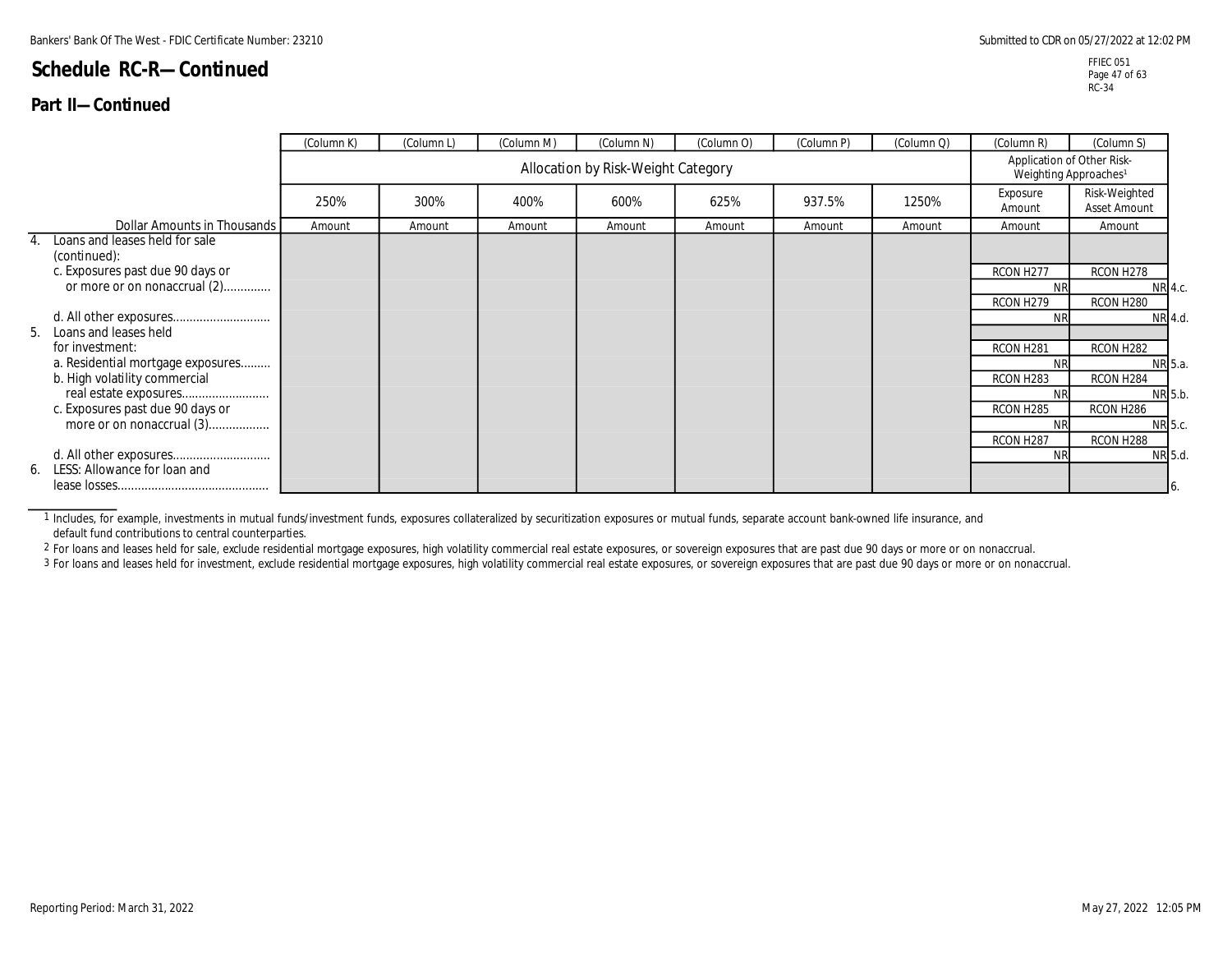# Schedule RC-R—Continued

## Part II—Continued

| | (Column K) | (Column L) | (Column M) | (Column N) | (Column O) | (Column P) | (Column Q) | (Column R) | (Column S) | |
|---|---|---|---|---|---|---|---|---|---|---|
| | Allocation by Risk-Weight Category | | | | | | | Application of Other Risk-Weighting Approaches[1] | | |
| | 250% | 300% | 400% | 600% | 625% | 937.5% | 1250% | Exposure Amount | Risk-Weighted Asset Amount | |
| Dollar Amounts in Thousands | Amount | Amount | Amount | Amount | Amount | Amount | Amount | Amount | Amount | |
| 4. Loans and leases held for sale (continued): | | | | | | | | | | |
| c. Exposures past due 90 days or or more or on nonaccrual (2) | | | | | | | | RCON H277 NR | RCON H278 NR | 4.c. |
| d. All other exposures | | | | | | | | RCON H279 NR | RCON H280 NR | 4.d. |
| 5. Loans and leases held for investment: | | | | | | | | | | |
| a. Residential mortgage exposures | | | | | | | | RCON H281 NR | RCON H282 NR | 5.a. |
| b. High volatility commercial real estate exposures | | | | | | | | RCON H283 NR | RCON H284 NR | 5.b. |
| c. Exposures past due 90 days or more or on nonaccrual (3) | | | | | | | | RCON H285 NR | RCON H286 NR | 5.c. |
| d. All other exposures | | | | | | | | RCON H287 NR | RCON H288 NR | 5.d. |
| 6. LESS: Allowance for loan and lease losses | | | | | | | | | | 6. |

1 Includes, for example, investments in mutual funds/investment funds, exposures collateralized by securitization exposures or mutual funds, separate account bank-owned life insurance, and default fund contributions to central counterparties.

2 For loans and leases held for sale, exclude residential mortgage exposures, high volatility commercial real estate exposures, or sovereign exposures that are past due 90 days or more or on nonaccrual.

3 For loans and leases held for investment, exclude residential mortgage exposures, high volatility commercial real estate exposures, or sovereign exposures that are past due 90 days or more or on nonaccrual.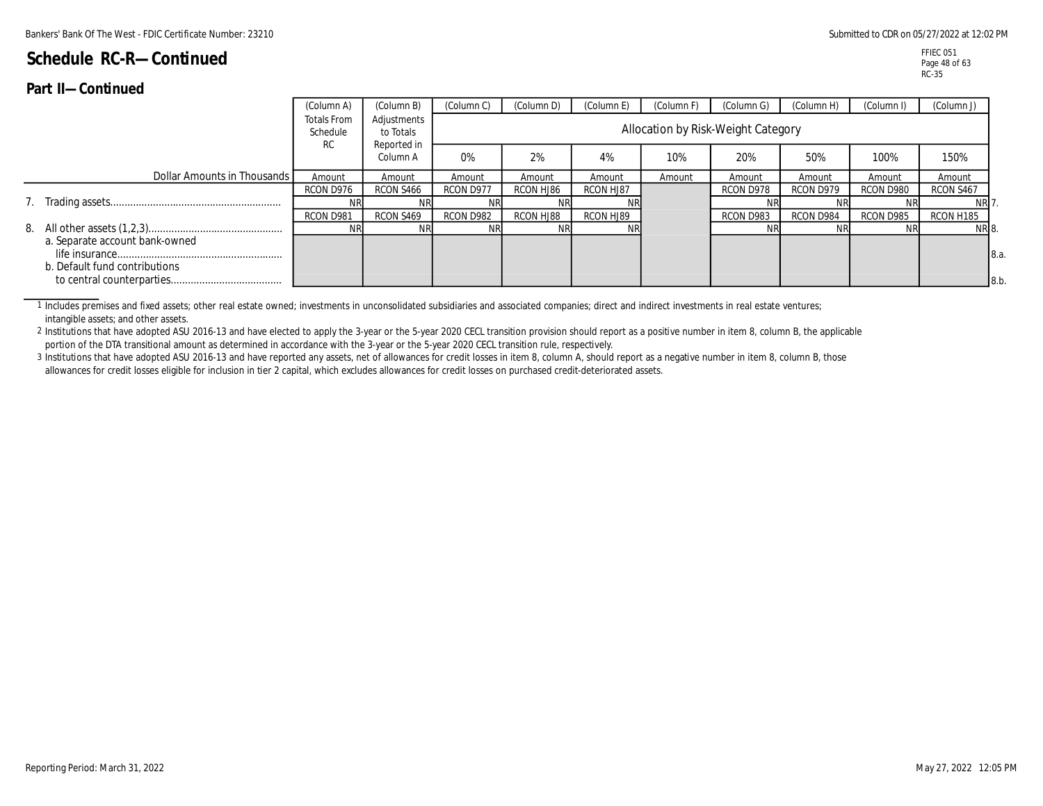# Schedule RC-R—Continued

FFIEC 051
RC-35

## Part II—Continued

| Dollar Amounts in Thousands | (Column A) Totals From Schedule RC | (Column B) Adjustments to Totals Reported in Column A | (Column C) Allocation by Risk-Weight Category 0% | (Column D) 2% | (Column E) 4% | (Column F) 10% | (Column G) 20% | (Column H) 50% | (Column I) 100% | (Column J) 150% | |
|---|---|---|---|---|---|---|---|---|---|---|---|
| | Amount | Amount | Amount | Amount | Amount | Amount | Amount | Amount | Amount | Amount | |
| | RCON D976 | RCON S466 | RCON D977 | RCON HJ86 | RCON HJ87 | | RCON D978 | RCON D979 | RCON D980 | RCON S467 | |
| 7. Trading assets | NR | NR | NR | NR | NR | | NR | NR | NR | NR | 7. |
| | RCON D981 | RCON S469 | RCON D982 | RCON HJ88 | RCON HJ89 | | RCON D983 | RCON D984 | RCON D985 | RCON H185 | |
| 8. All other assets (1,2,3) | NR | NR | NR | NR | NR | | NR | NR | NR | NR | 8. |
| a. Separate account bank-owned life insurance | | | | | | | | | | | 8.a. |
| b. Default fund contributions to central counterparties | | | | | | | | | | | 8.b. |

1 Includes premises and fixed assets; other real estate owned; investments in unconsolidated subsidiaries and associated companies; direct and indirect investments in real estate ventures; intangible assets; and other assets.

2 Institutions that have adopted ASU 2016-13 and have elected to apply the 3-year or the 5-year 2020 CECL transition provision should report as a positive number in item 8, column B, the applicable portion of the DTA transitional amount as determined in accordance with the 3-year or the 5-year 2020 CECL transition rule, respectively.

3 Institutions that have adopted ASU 2016-13 and have reported any assets, net of allowances for credit losses in item 8, column A, should report as a negative number in item 8, column B, those allowances for credit losses eligible for inclusion in tier 2 capital, which excludes allowances for credit losses on purchased credit-deteriorated assets.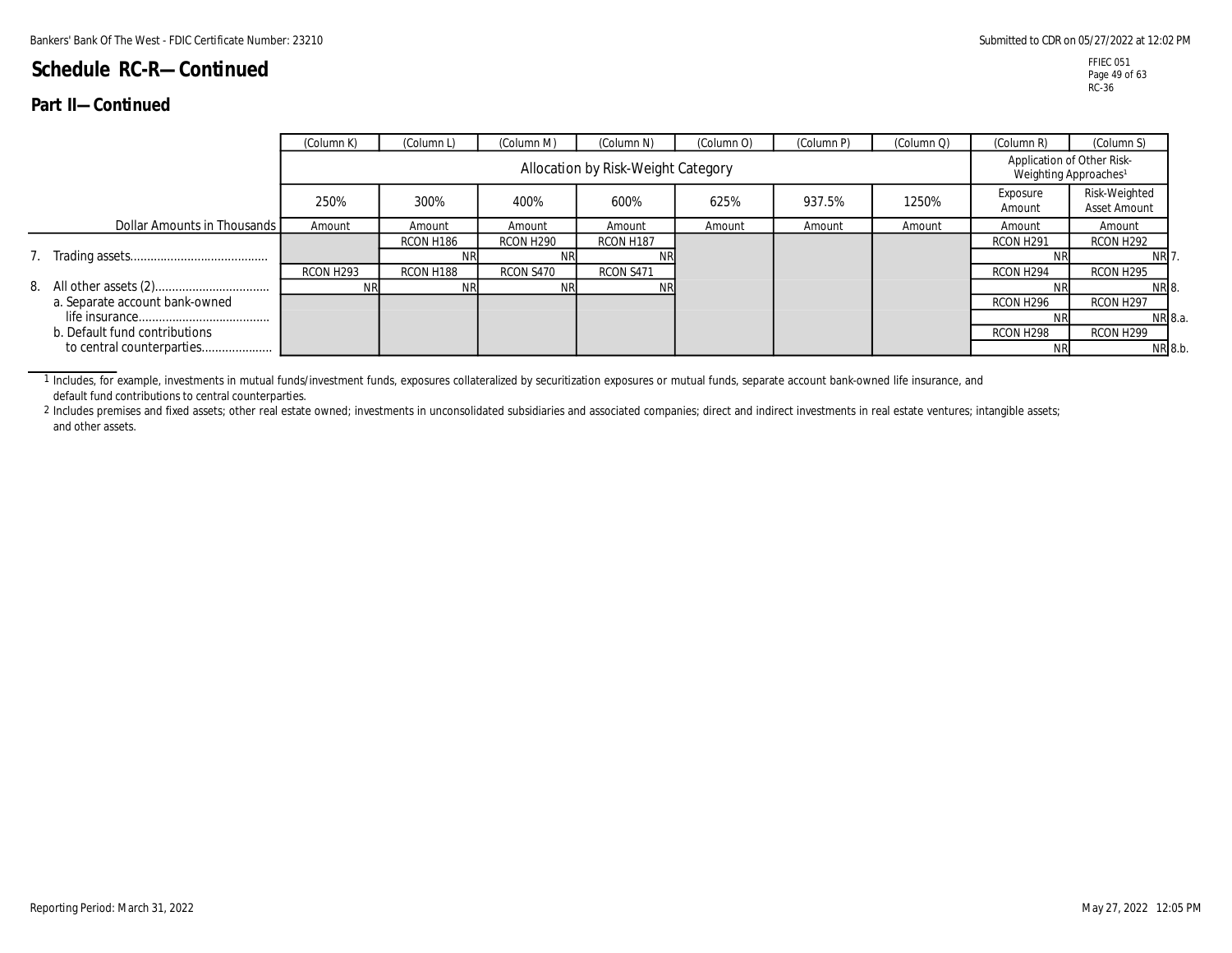# Schedule RC-R—Continued

## Part II—Continued

| Dollar Amounts in Thousands | (Column K) 250% Amount | (Column L) 300% Amount | (Column M) 400% Amount | (Column N) 600% Amount | (Column O) 625% Amount | (Column P) 937.5% Amount | (Column Q) 1250% Amount | (Column R) Exposure Amount | (Column S) Risk-Weighted Asset Amount | |
|---|---|---|---|---|---|---|---|---|---|---|
| | Allocation by Risk-Weight Category | | | | | | | Application of Other Risk-Weighting Approaches[1] | | |
| 7. Trading assets | | RCON H186 NR | RCON H290 NR | RCON H187 NR | | | | RCON H291 NR | RCON H292 NR | 7. |
| 8. All other assets (2) | RCON H293 NR | RCON H188 NR | RCON S470 NR | RCON S471 NR | | | | RCON H294 NR | RCON H295 NR | 8. |
| a. Separate account bank-owned life insurance | | | | | | | | RCON H296 NR | RCON H297 NR | 8.a. |
| b. Default fund contributions to central counterparties | | | | | | | | RCON H298 NR | RCON H299 NR | 8.b. |

1 Includes, for example, investments in mutual funds/investment funds, exposures collateralized by securitization exposures or mutual funds, separate account bank-owned life insurance, and default fund contributions to central counterparties.

2 Includes premises and fixed assets; other real estate owned; investments in unconsolidated subsidiaries and associated companies; direct and indirect investments in real estate ventures; intangible assets; and other assets.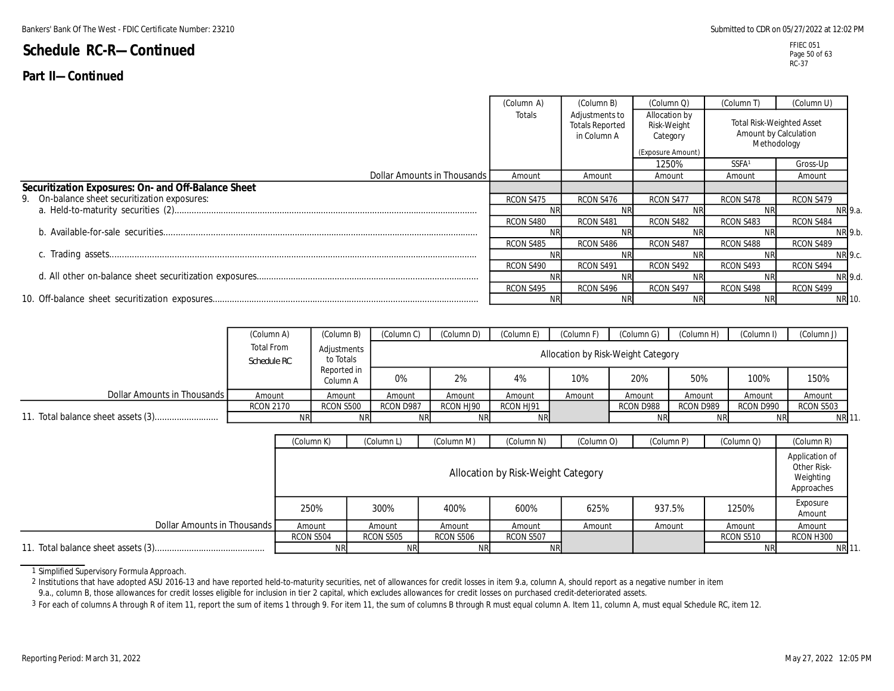# Schedule RC-R—Continued

## Part II—Continued

| Dollar Amounts in Thousands | (Column A) Totals | (Column B) Adjustments to Totals Reported in Column A | (Column Q) Allocation by Risk-Weight Category (Exposure Amount) 1250% | (Column T) Total Risk-Weighted Asset Amount by Calculation Methodology SSFA[1] | (Column U) Gross-Up | |
|---|---|---|---|---|---|---|
| | Amount | Amount | Amount | Amount | Amount | |
| **Securitization Exposures: On- and Off-Balance Sheet** | | | | | | |
| 9. On-balance sheet securitization exposures: | RCON S475 | RCON S476 | RCON S477 | RCON S478 | RCON S479 | |
| a. Held-to-maturity securities (2) | NR | NR | NR | NR | NR | 9.a. |
| | RCON S480 | RCON S481 | RCON S482 | RCON S483 | RCON S484 | |
| b. Available-for-sale securities | NR | NR | NR | NR | NR | 9.b. |
| | RCON S485 | RCON S486 | RCON S487 | RCON S488 | RCON S489 | |
| c. Trading assets | NR | NR | NR | NR | NR | 9.c. |
| | RCON S490 | RCON S491 | RCON S492 | RCON S493 | RCON S494 | |
| d. All other on-balance sheet securitization exposures | NR | NR | NR | NR | NR | 9.d. |
| | RCON S495 | RCON S496 | RCON S497 | RCON S498 | RCON S499 | |
| 10. Off-balance sheet securitization exposures | NR | NR | NR | NR | NR | 10. |

| Dollar Amounts in Thousands | (Column A) Total From Schedule RC | (Column B) Adjustments to Totals Reported in Column A | (Column C) 0% | (Column D) 2% | (Column E) 4% | (Column F) 10% | (Column G) 20% | (Column H) 50% | (Column I) 100% | (Column J) 150% | |
|---|---|---|---|---|---|---|---|---|---|---|---|
| | | | Allocation by Risk-Weight Category | | | | | | | | |
| | Amount | Amount | Amount | Amount | Amount | Amount | Amount | Amount | Amount | Amount | |
| | RCON 2170 | RCON S500 | RCON D987 | RCON HJ90 | RCON HJ91 | | RCON D988 | RCON D989 | RCON D990 | RCON S503 | |
| 11. Total balance sheet assets (3) | NR | NR | NR | NR | NR | | NR | NR | NR | NR | 11. |

| Dollar Amounts in Thousands | (Column K) 250% | (Column L) 300% | (Column M) 400% | (Column N) 600% | (Column O) 625% | (Column P) 937.5% | (Column Q) 1250% | (Column R) Application of Other Risk-Weighting Approaches Exposure Amount | |
|---|---|---|---|---|---|---|---|---|---|
| | Allocation by Risk-Weight Category | | | | | | | | |
| | Amount | Amount | Amount | Amount | Amount | Amount | Amount | Amount | |
| | RCON S504 | RCON S505 | RCON S506 | RCON S507 | | | RCON S510 | RCON H300 | |
| 11. Total balance sheet assets (3) | NR | NR | NR | NR | | | NR | NR | 11. |

1 Simplified Supervisory Formula Approach.

2 Institutions that have adopted ASU 2016-13 and have reported held-to-maturity securities, net of allowances for credit losses in item 9.a, column A, should report as a negative number in item 9.a., column B, those allowances for credit losses eligible for inclusion in tier 2 capital, which excludes allowances for credit losses on purchased credit-deteriorated assets.

3 For each of columns A through R of item 11, report the sum of items 1 through 9. For item 11, the sum of columns B through R must equal column A. Item 11, column A, must equal Schedule RC, item 12.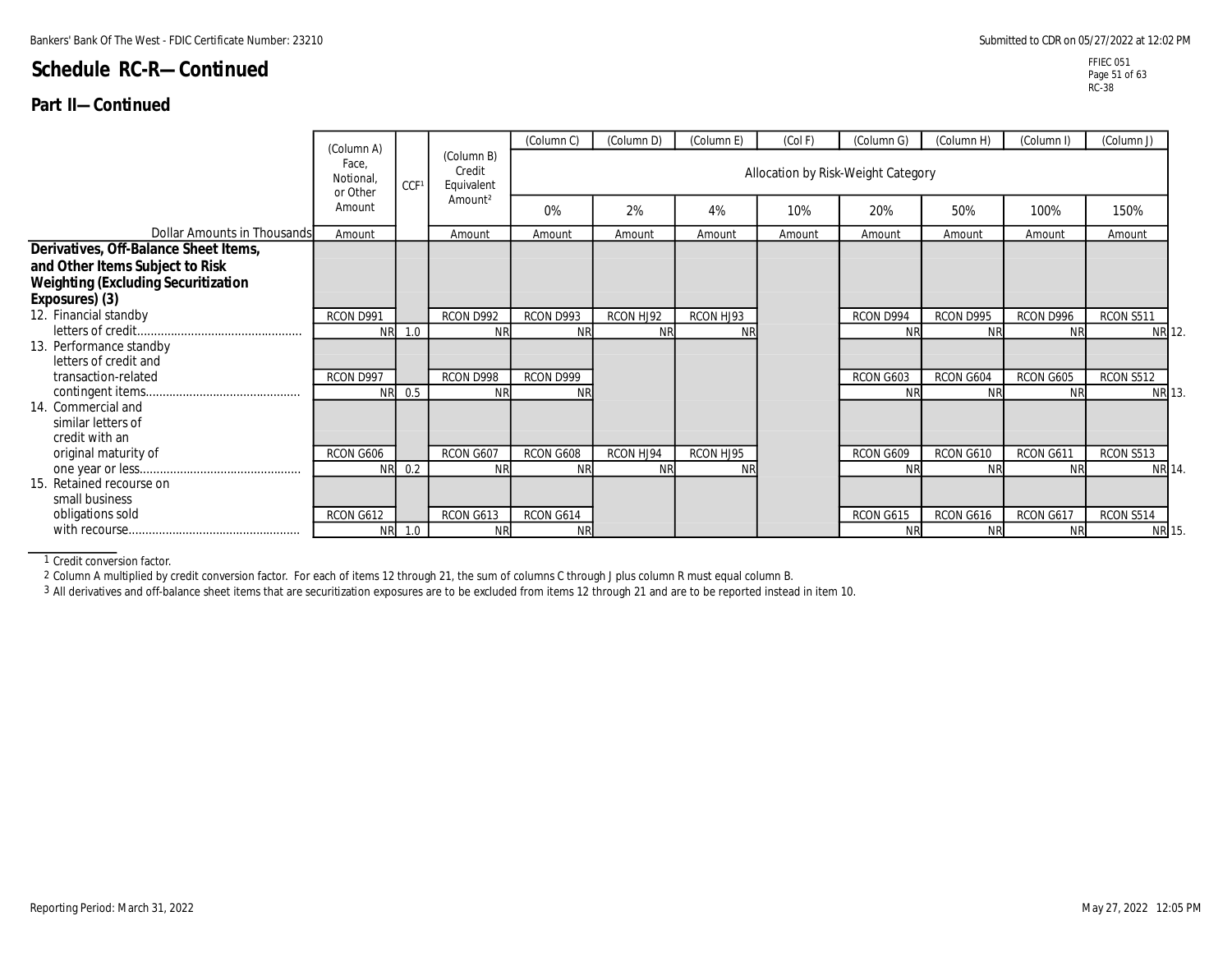# Schedule RC-R—Continued

## Part II—Continued

| Dollar Amounts in Thousands | (Column A) Face, Notional, or Other Amount | CCF[1] | (Column B) Credit Equivalent Amount[2] | (Column C) 0% | (Column D) 2% | (Column E) 4% | (Col F) 10% | (Column G) 20% | (Column H) 50% | (Column I) 100% | (Column J) 150% | |
|---|---|---|---|---|---|---|---|---|---|---|---|---|
| | | | | Allocation by Risk-Weight Category | | | | | | | | |
| | Amount | | Amount | Amount | Amount | Amount | Amount | Amount | Amount | Amount | Amount | |
| **Derivatives, Off-Balance Sheet Items, and Other Items Subject to Risk Weighting (Excluding Securitization Exposures) (3)** | | | | | | | | | | | | |
| 12. Financial standby letters of credit | RCON D991 NR | 1.0 | RCON D992 NR | RCON D993 NR | RCON HJ92 NR | RCON HJ93 NR | | RCON D994 NR | RCON D995 NR | RCON D996 NR | RCON S511 NR | 12. |
| 13. Performance standby letters of credit and transaction-related contingent items | RCON D997 NR | 0.5 | RCON D998 NR | RCON D999 NR | | | | RCON G603 NR | RCON G604 NR | RCON G605 NR | RCON S512 NR | 13. |
| 14. Commercial and similar letters of credit with an original maturity of one year or less | RCON G606 NR | 0.2 | RCON G607 NR | RCON G608 NR | RCON HJ94 NR | RCON HJ95 NR | | RCON G609 NR | RCON G610 NR | RCON G611 NR | RCON S513 NR | 14. |
| 15. Retained recourse on small business obligations sold with recourse | RCON G612 NR | 1.0 | RCON G613 NR | RCON G614 NR | | | | RCON G615 NR | RCON G616 NR | RCON G617 NR | RCON S514 NR | 15. |

1 Credit conversion factor.

2 Column A multiplied by credit conversion factor. For each of items 12 through 21, the sum of columns C through J plus column R must equal column B.

3 All derivatives and off-balance sheet items that are securitization exposures are to be excluded from items 12 through 21 and are to be reported instead in item 10.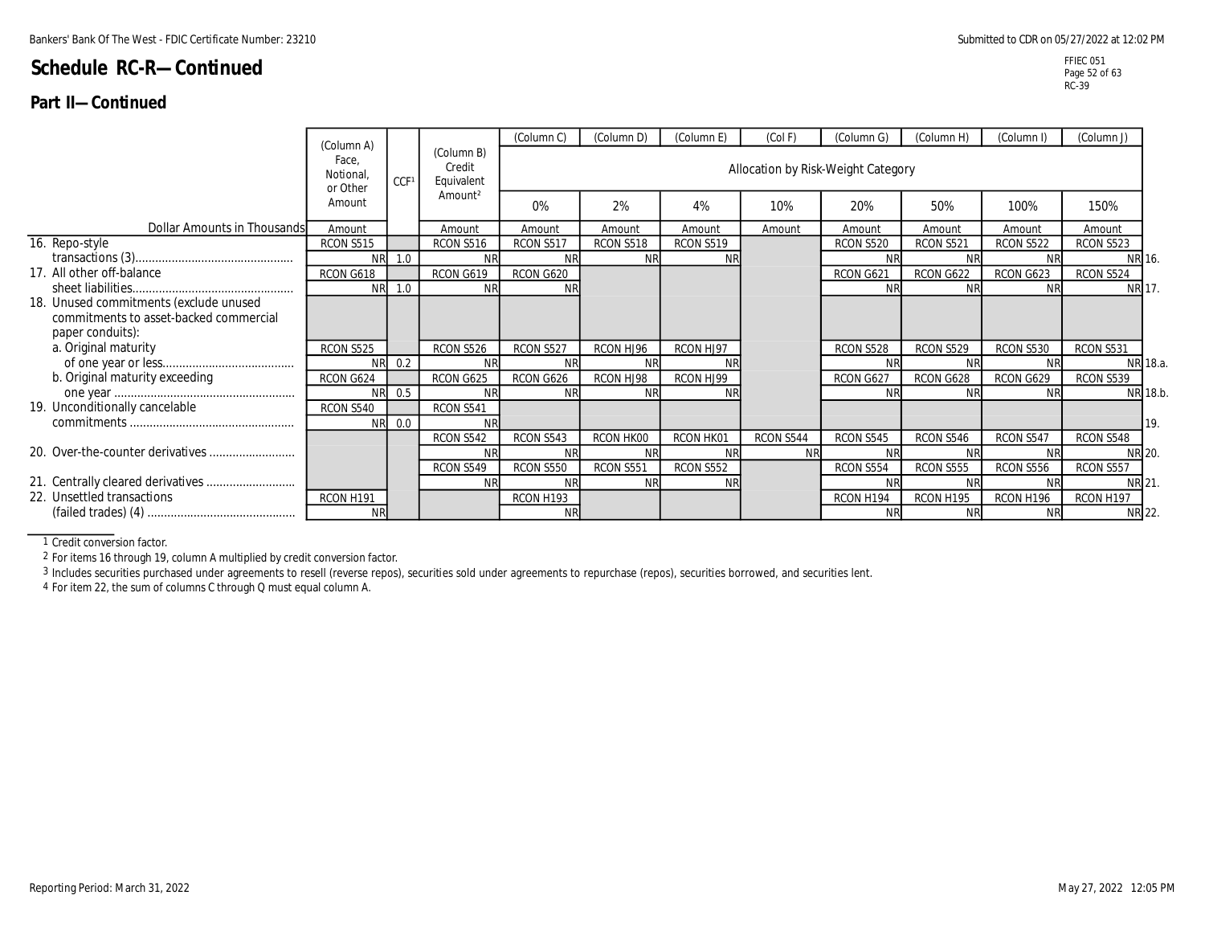# Schedule RC-R—Continued

## Part II—Continued

| Dollar Amounts in Thousands | (Column A) Face, Notional, or Other Amount | CCF[1] | (Column B) Credit Equivalent Amount[2] | (Column C) 0% | (Column D) 2% | (Column E) 4% | (Col F) 10% | (Column G) 20% | (Column H) 50% | (Column I) 100% | (Column J) 150% | |
|---|---|---|---|---|---|---|---|---|---|---|---|---|
| | | | | Allocation by Risk-Weight Category | | | | | | | | |
| | Amount | | Amount | Amount | Amount | Amount | Amount | Amount | Amount | Amount | Amount | |
| 16. Repo-style transactions (3) | RCON S515 NR | 1.0 | RCON S516 NR | RCON S517 NR | RCON S518 NR | RCON S519 NR | | RCON S520 NR | RCON S521 NR | RCON S522 NR | RCON S523 NR | 16. |
| 17. All other off-balance sheet liabilities | RCON G618 NR | 1.0 | RCON G619 NR | RCON G620 NR | | | | RCON G621 NR | RCON G622 NR | RCON G623 NR | RCON S524 NR | 17. |
| 18. Unused commitments (exclude unused commitments to asset-backed commercial paper conduits): | | | | | | | | | | | | |
| a. Original maturity of one year or less | RCON S525 NR | 0.2 | RCON S526 NR | RCON S527 NR | RCON HJ96 NR | RCON HJ97 NR | | RCON S528 NR | RCON S529 NR | RCON S530 NR | RCON S531 NR | 18.a. |
| b. Original maturity exceeding one year | RCON G624 NR | 0.5 | RCON G625 NR | RCON G626 NR | RCON HJ98 NR | RCON HJ99 NR | | RCON G627 NR | RCON G628 NR | RCON G629 NR | RCON S539 NR | 18.b. |
| 19. Unconditionally cancelable commitments | RCON S540 NR | 0.0 | RCON S541 NR | | | | | | | | | 19. |
| 20. Over-the-counter derivatives | | | RCON S542 NR | RCON S543 NR | RCON HK00 NR | RCON HK01 NR | RCON S544 NR | RCON S545 NR | RCON S546 NR | RCON S547 NR | RCON S548 NR | 20. |
| 21. Centrally cleared derivatives | | | RCON S549 NR | RCON S550 NR | RCON S551 NR | RCON S552 NR | | RCON S554 NR | RCON S555 NR | RCON S556 NR | RCON S557 NR | 21. |
| 22. Unsettled transactions (failed trades) (4) | RCON H191 NR | | | RCON H193 NR | | | | RCON H194 NR | RCON H195 NR | RCON H196 NR | RCON H197 NR | 22. |

1 Credit conversion factor.

2 For items 16 through 19, column A multiplied by credit conversion factor.

3 Includes securities purchased under agreements to resell (reverse repos), securities sold under agreements to repurchase (repos), securities borrowed, and securities lent.

4 For item 22, the sum of columns C through Q must equal column A.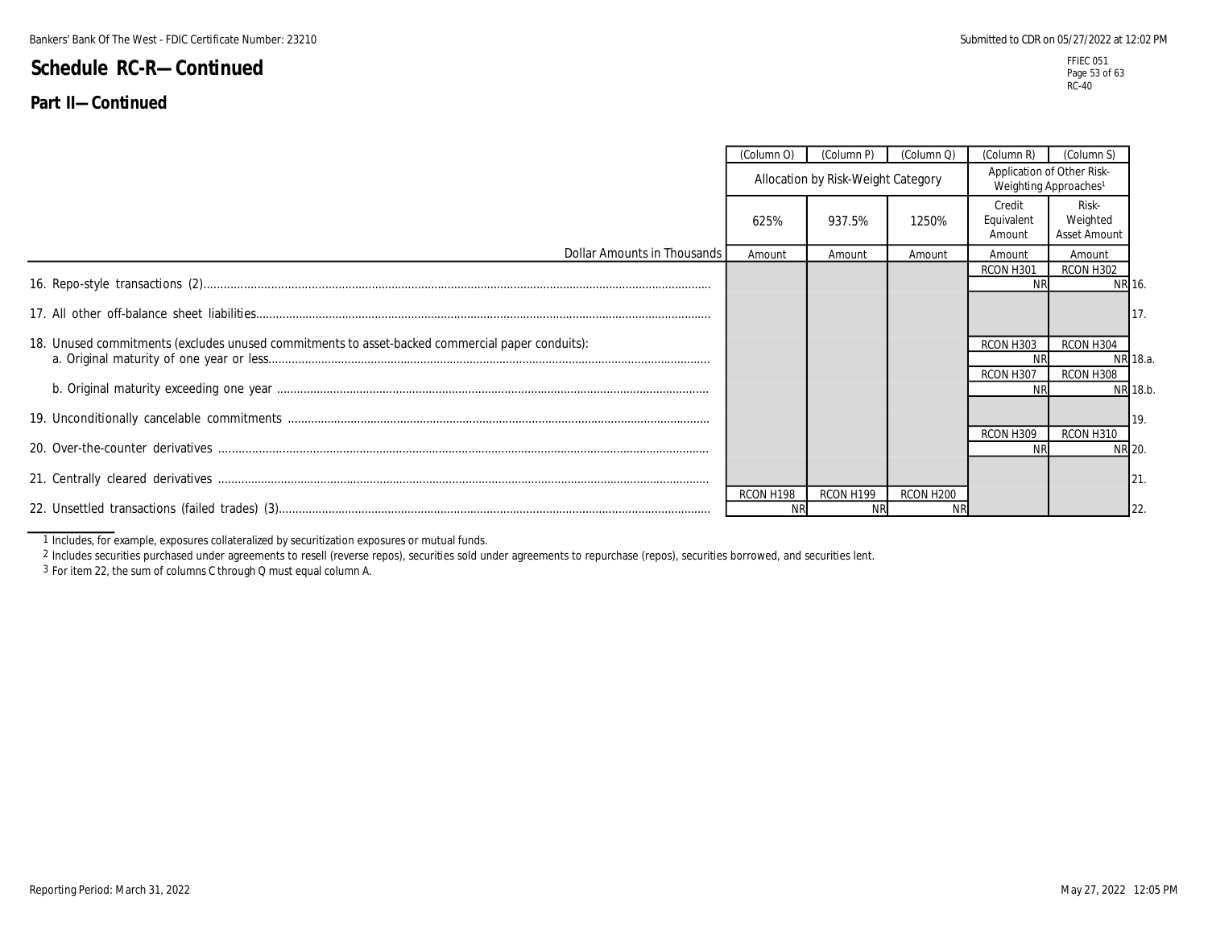# Schedule RC-R—Continued

## Part II—Continued

| | (Column O) | (Column P) | (Column Q) | (Column R) | (Column S) | |
|---|---|---|---|---|---|---|
| | Allocation by Risk-Weight Category | | | Application of Other Risk-Weighting Approaches[1] | | |
| | 625% | 937.5% | 1250% | Credit Equivalent Amount | Risk-Weighted Asset Amount | |
| Dollar Amounts in Thousands | Amount | Amount | Amount | Amount | Amount | |
| 16. Repo-style transactions (2) | | | | RCON H301 NR | RCON H302 NR | 16. |
| 17. All other off-balance sheet liabilities | | | | | | 17. |
| 18. Unused commitments (excludes unused commitments to asset-backed commercial paper conduits): | | | | | | |
| a. Original maturity of one year or less | | | | RCON H303 NR | RCON H304 NR | 18.a. |
| b. Original maturity exceeding one year | | | | RCON H307 NR | RCON H308 NR | 18.b. |
| 19. Unconditionally cancelable commitments | | | | | | 19. |
| 20. Over-the-counter derivatives | | | | RCON H309 NR | RCON H310 NR | 20. |
| 21. Centrally cleared derivatives | | | | | | 21. |
| 22. Unsettled transactions (failed trades) (3) | RCON H198 NR | RCON H199 NR | RCON H200 NR | | | 22. |

1 Includes, for example, exposures collateralized by securitization exposures or mutual funds.

2 Includes securities purchased under agreements to resell (reverse repos), securities sold under agreements to repurchase (repos), securities borrowed, and securities lent.

3 For item 22, the sum of columns C through Q must equal column A.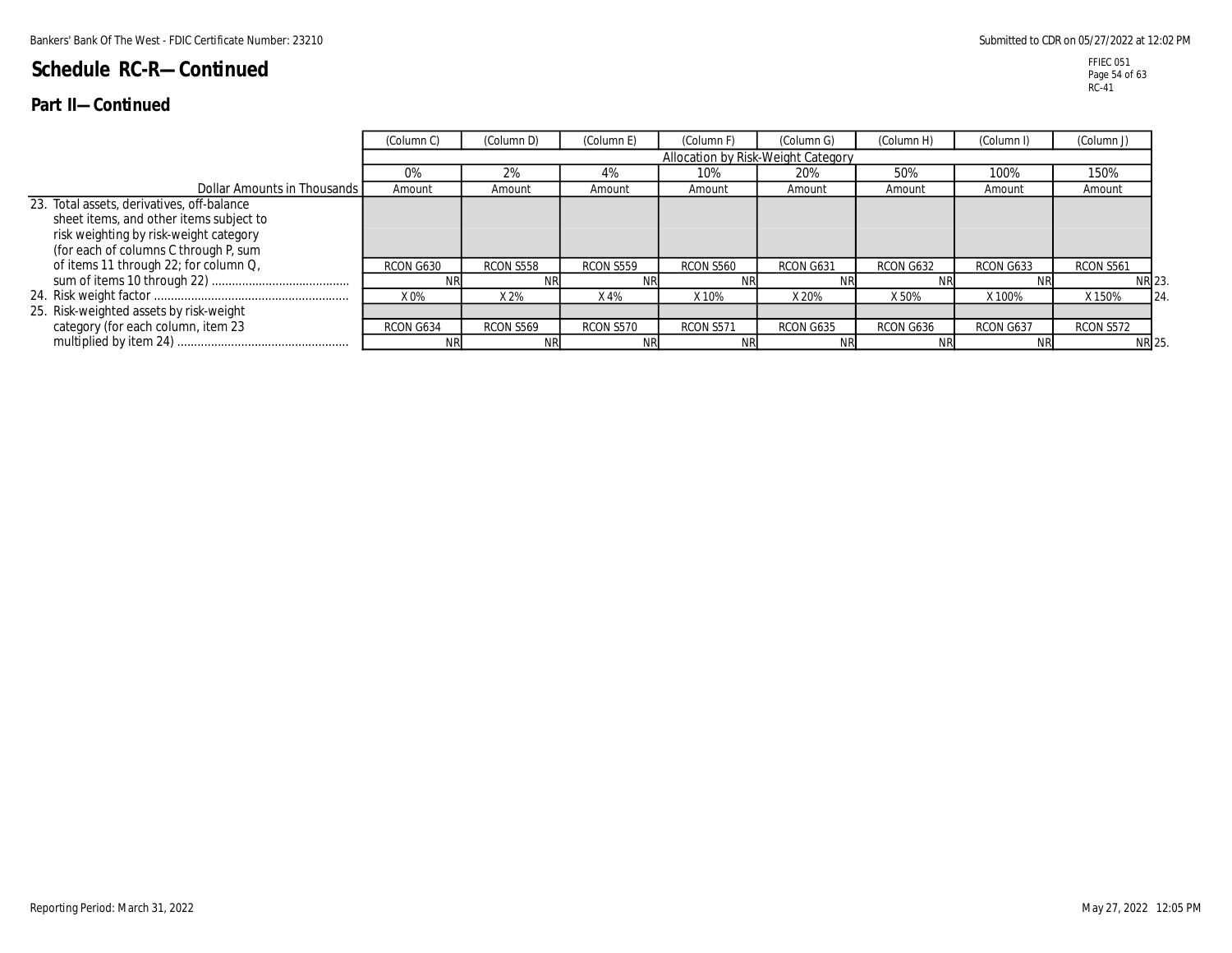# Schedule RC-R—Continued

## Part II—Continued

| Dollar Amounts in Thousands | (Column C) | (Column D) | (Column E) | (Column F) | (Column G) | (Column H) | (Column I) | (Column J) | |
|---|---|---|---|---|---|---|---|---|---|
| | Allocation by Risk-Weight Category | | | | | | | | |
| | 0% | 2% | 4% | 10% | 20% | 50% | 100% | 150% | |
| | Amount | Amount | Amount | Amount | Amount | Amount | Amount | Amount | |
| 23. Total assets, derivatives, off-balance sheet items, and other items subject to risk weighting by risk-weight category (for each of columns C through P, sum of items 11 through 22; for column Q, sum of items 10 through 22) | RCON G630 NR | RCON S558 NR | RCON S559 NR | RCON S560 NR | RCON G631 NR | RCON G632 NR | RCON G633 NR | RCON S561 NR | 23. |
| 24. Risk weight factor | X 0% | X 2% | X 4% | X 10% | X 20% | X 50% | X 100% | X 150% | 24. |
| 25. Risk-weighted assets by risk-weight category (for each column, item 23 multiplied by item 24) | RCON G634 NR | RCON S569 NR | RCON S570 NR | RCON S571 NR | RCON G635 NR | RCON G636 NR | RCON G637 NR | RCON S572 NR | 25. |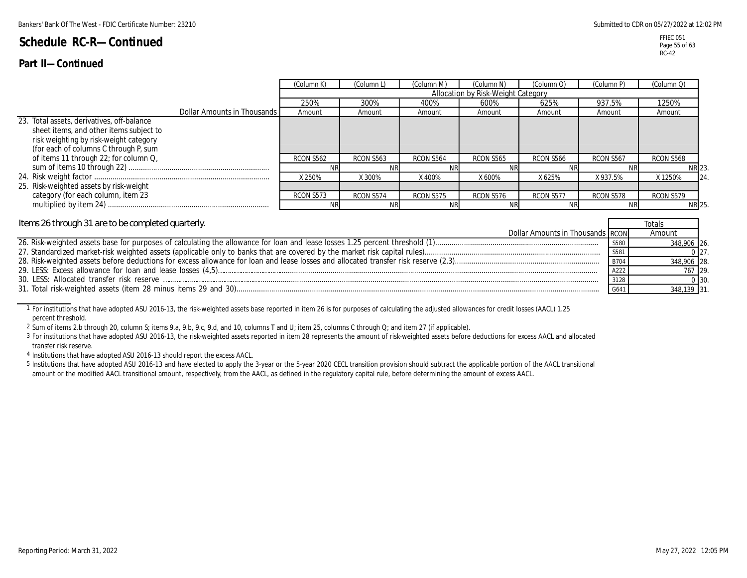# Schedule RC-R—Continued

## Part II—Continued

| Dollar Amounts in Thousands | (Column K) 250% Amount | (Column L) 300% Amount | (Column M) 400% Amount | (Column N) 600% Amount | (Column O) 625% Amount | (Column P) 937.5% Amount | (Column Q) 1250% Amount | |
|---|---|---|---|---|---|---|---|---|
| | Allocation by Risk-Weight Category | | | | | | | |
| 23. Total assets, derivatives, off-balance sheet items, and other items subject to risk weighting by risk-weight category (for each of columns C through P, sum of items 11 through 22; for column Q, sum of items 10 through 22) | RCON S562 NR | RCON S563 NR | RCON S564 NR | RCON S565 NR | RCON S566 NR | RCON S567 NR | RCON S568 NR | 23. |
| 24. Risk weight factor | X 250% | X 300% | X 400% | X 600% | X 625% | X 937.5% | X 1250% | 24. |
| 25. Risk-weighted assets by risk-weight category (for each column, item 23 multiplied by item 24) | RCON S573 NR | RCON S574 NR | RCON S575 NR | RCON S576 NR | RCON S577 NR | RCON S578 NR | RCON S579 NR | 25. |

Items 26 through 31 are to be completed quarterly.

| Dollar Amounts in Thousands | RCON | Totals Amount | |
|---|---|---|---|
| 26. Risk-weighted assets base for purposes of calculating the allowance for loan and lease losses 1.25 percent threshold (1) | S580 | 348,906 | 26. |
| 27. Standardized market-risk weighted assets (applicable only to banks that are covered by the market risk capital rules) | S581 | 0 | 27. |
| 28. Risk-weighted assets before deductions for excess allowance for loan and lease losses and allocated transfer risk reserve (2,3) | B704 | 348,906 | 28. |
| 29. LESS: Excess allowance for loan and lease losses (4,5) | A222 | 767 | 29. |
| 30. LESS: Allocated transfer risk reserve | 3128 | 0 | 30. |
| 31. Total risk-weighted assets (item 28 minus items 29 and 30) | G641 | 348,139 | 31. |

---

1 For institutions that have adopted ASU 2016-13, the risk-weighted assets base reported in item 26 is for purposes of calculating the adjusted allowances for credit losses (AACL) 1.25 percent threshold.

2 Sum of items 2.b through 20, column S; items 9.a, 9.b, 9.c, 9.d, and 10, columns T and U; item 25, columns C through Q; and item 27 (if applicable).

3 For institutions that have adopted ASU 2016-13, the risk-weighted assets reported in item 28 represents the amount of risk-weighted assets before deductions for excess AACL and allocated transfer risk reserve.

4 Institutions that have adopted ASU 2016-13 should report the excess AACL.

5 Institutions that have adopted ASU 2016-13 and have elected to apply the 3-year or the 5-year 2020 CECL transition provision should subtract the applicable portion of the AACL transitional amount or the modified AACL transitional amount, respectively, from the AACL, as defined in the regulatory capital rule, before determining the amount of excess AACL.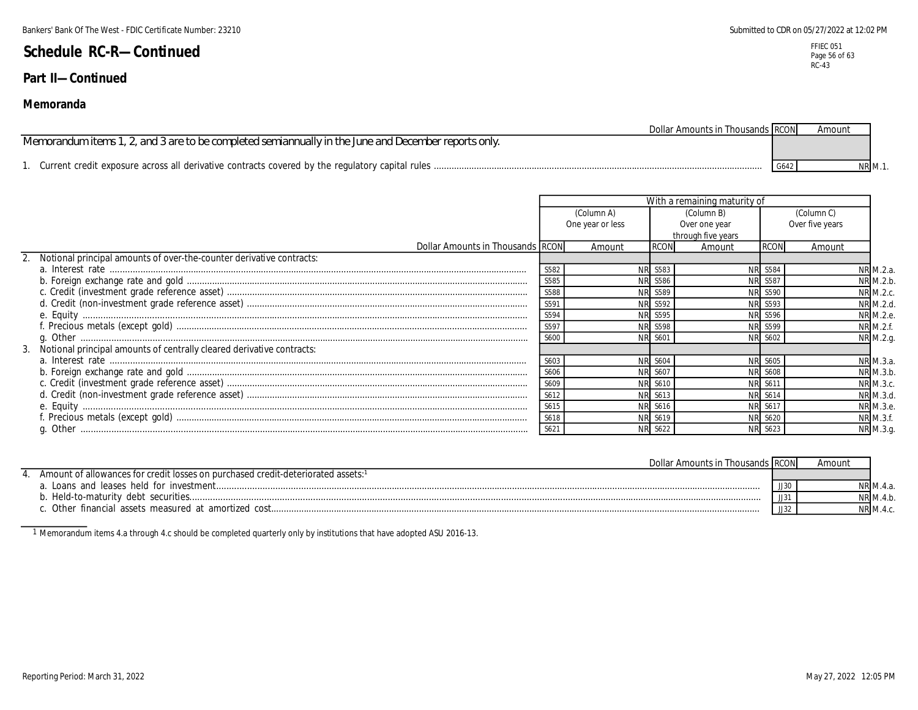# Schedule RC-R—Continued

## Part II—Continued

### Memoranda

| | Dollar Amounts in Thousands | RCON | Amount | |
|---|---|---|---|---|
| Memorandum items 1, 2, and 3 are to be completed semiannually in the June and December reports only. | | | | |
| 1. Current credit exposure across all derivative contracts covered by the regulatory capital rules | | G642 | NR | M.1. |

| | With a remaining maturity of | | | | | | |
|---|---|---|---|---|---|---|---|
| | (Column A) One year or less | | (Column B) Over one year through five years | | (Column C) Over five years | | |
| Dollar Amounts in Thousands | RCON | Amount | RCON | Amount | RCON | Amount | |
| 2. Notional principal amounts of over-the-counter derivative contracts: | | | | | | | |
| a. Interest rate | S582 | NR | S583 | NR | S584 | NR | M.2.a. |
| b. Foreign exchange rate and gold | S585 | NR | S586 | NR | S587 | NR | M.2.b. |
| c. Credit (investment grade reference asset) | S588 | NR | S589 | NR | S590 | NR | M.2.c. |
| d. Credit (non-investment grade reference asset) | S591 | NR | S592 | NR | S593 | NR | M.2.d. |
| e. Equity | S594 | NR | S595 | NR | S596 | NR | M.2.e. |
| f. Precious metals (except gold) | S597 | NR | S598 | NR | S599 | NR | M.2.f. |
| g. Other | S600 | NR | S601 | NR | S602 | NR | M.2.g. |
| 3. Notional principal amounts of centrally cleared derivative contracts: | | | | | | | |
| a. Interest rate | S603 | NR | S604 | NR | S605 | NR | M.3.a. |
| b. Foreign exchange rate and gold | S606 | NR | S607 | NR | S608 | NR | M.3.b. |
| c. Credit (investment grade reference asset) | S609 | NR | S610 | NR | S611 | NR | M.3.c. |
| d. Credit (non-investment grade reference asset) | S612 | NR | S613 | NR | S614 | NR | M.3.d. |
| e. Equity | S615 | NR | S616 | NR | S617 | NR | M.3.e. |
| f. Precious metals (except gold) | S618 | NR | S619 | NR | S620 | NR | M.3.f. |
| g. Other | S621 | NR | S622 | NR | S623 | NR | M.3.g. |

| Dollar Amounts in Thousands | RCON | Amount | |
|---|---|---|---|
| 4. Amount of allowances for credit losses on purchased credit-deteriorated assets:[1] | | | |
| a. Loans and leases held for investment | JJ30 | NR | M.4.a. |
| b. Held-to-maturity debt securities | JJ31 | NR | M.4.b. |
| c. Other financial assets measured at amortized cost | JJ32 | NR | M.4.c. |

[1] Memorandum items 4.a through 4.c should be completed quarterly only by institutions that have adopted ASU 2016-13.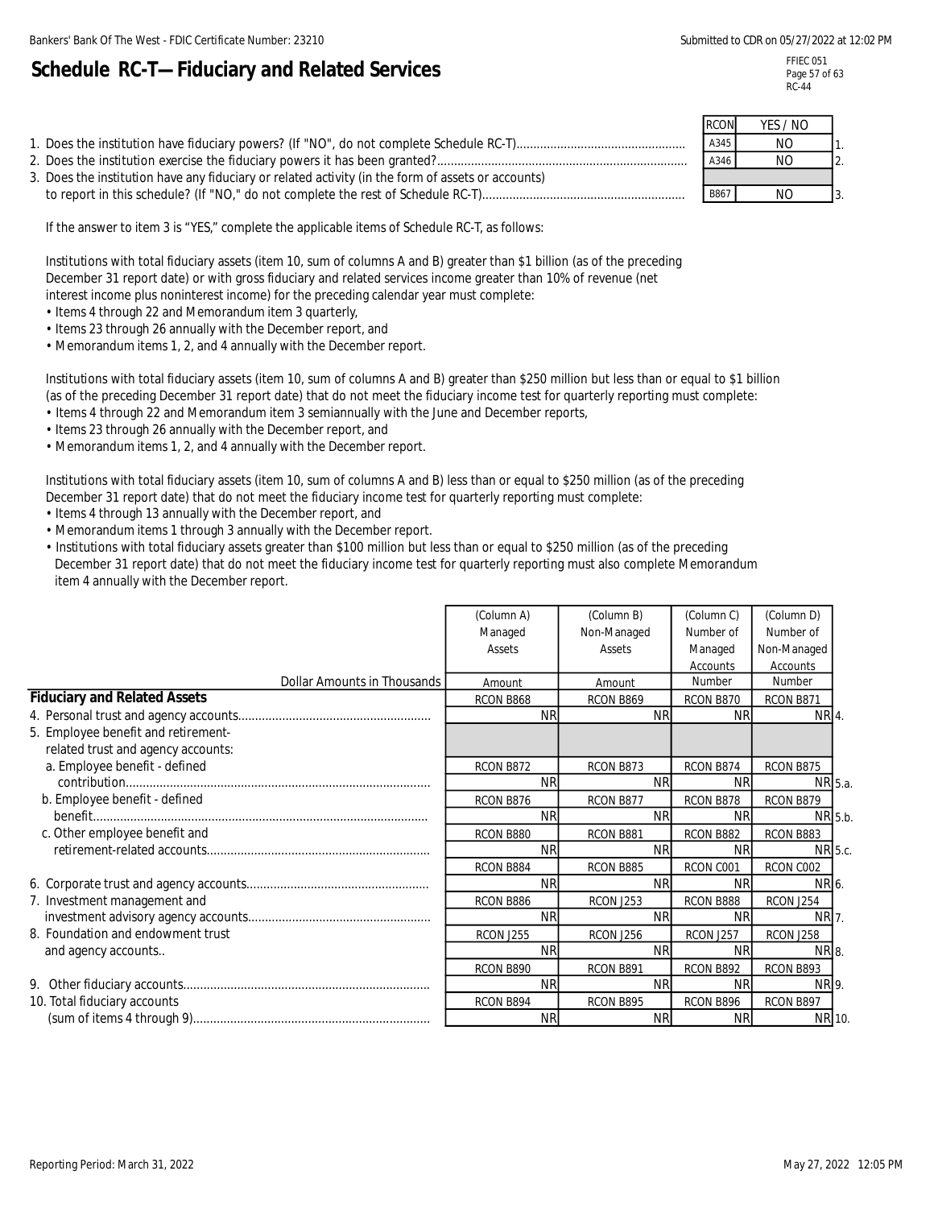# Schedule RC-T—Fiduciary and Related Services

| | RCON | YES / NO | |
|---|---|---|---|
| 1. Does the institution have fiduciary powers? (If "NO", do not complete Schedule RC-T) | A345 | NO | 1. |
| 2. Does the institution exercise the fiduciary powers it has been granted? | A346 | NO | 2. |
| 3. Does the institution have any fiduciary or related activity (in the form of assets or accounts) to report in this schedule? (If "NO," do not complete the rest of Schedule RC-T) | B867 | NO | 3. |

If the answer to item 3 is "YES," complete the applicable items of Schedule RC-T, as follows:

Institutions with total fiduciary assets (item 10, sum of columns A and B) greater than $1 billion (as of the preceding December 31 report date) or with gross fiduciary and related services income greater than 10% of revenue (net interest income plus noninterest income) for the preceding calendar year must complete:

- Items 4 through 22 and Memorandum item 3 quarterly,
- Items 23 through 26 annually with the December report, and
- Memorandum items 1, 2, and 4 annually with the December report.

Institutions with total fiduciary assets (item 10, sum of columns A and B) greater than $250 million but less than or equal to $1 billion (as of the preceding December 31 report date) that do not meet the fiduciary income test for quarterly reporting must complete:

- Items 4 through 22 and Memorandum item 3 semiannually with the June and December reports,
- Items 23 through 26 annually with the December report, and
- Memorandum items 1, 2, and 4 annually with the December report.

Institutions with total fiduciary assets (item 10, sum of columns A and B) less than or equal to $250 million (as of the preceding December 31 report date) that do not meet the fiduciary income test for quarterly reporting must complete:

- Items 4 through 13 annually with the December report, and
- Memorandum items 1 through 3 annually with the December report.
- Institutions with total fiduciary assets greater than $100 million but less than or equal to $250 million (as of the preceding December 31 report date) that do not meet the fiduciary income test for quarterly reporting must also complete Memorandum item 4 annually with the December report.

| Dollar Amounts in Thousands | (Column A) Managed Assets Amount | (Column B) Non-Managed Assets Amount | (Column C) Number of Managed Accounts Number | (Column D) Number of Non-Managed Accounts Number | |
|---|---|---|---|---|---|
| **Fiduciary and Related Assets** | RCON B868 | RCON B869 | RCON B870 | RCON B871 | |
| 4. Personal trust and agency accounts | NR | NR | NR | NR | 4. |
| 5. Employee benefit and retirement-related trust and agency accounts: | | | | | |
| a. Employee benefit - defined contribution | RCON B872<br>NR | RCON B873<br>NR | RCON B874<br>NR | RCON B875<br>NR | 5.a. |
| b. Employee benefit - defined benefit | RCON B876<br>NR | RCON B877<br>NR | RCON B878<br>NR | RCON B879<br>NR | 5.b. |
| c. Other employee benefit and retirement-related accounts | RCON B880<br>NR | RCON B881<br>NR | RCON B882<br>NR | RCON B883<br>NR | 5.c. |
| 6. Corporate trust and agency accounts | RCON B884<br>NR | RCON B885<br>NR | RCON C001<br>NR | RCON C002<br>NR | 6. |
| 7. Investment management and investment advisory agency accounts | RCON B886<br>NR | RCON J253<br>NR | RCON B888<br>NR | RCON J254<br>NR | 7. |
| 8. Foundation and endowment trust and agency accounts.. | RCON J255<br>NR | RCON J256<br>NR | RCON J257<br>NR | RCON J258<br>NR | 8. |
| 9. Other fiduciary accounts | RCON B890<br>NR | RCON B891<br>NR | RCON B892<br>NR | RCON B893<br>NR | 9. |
| 10. Total fiduciary accounts (sum of items 4 through 9) | RCON B894<br>NR | RCON B895<br>NR | RCON B896<br>NR | RCON B897<br>NR | 10. |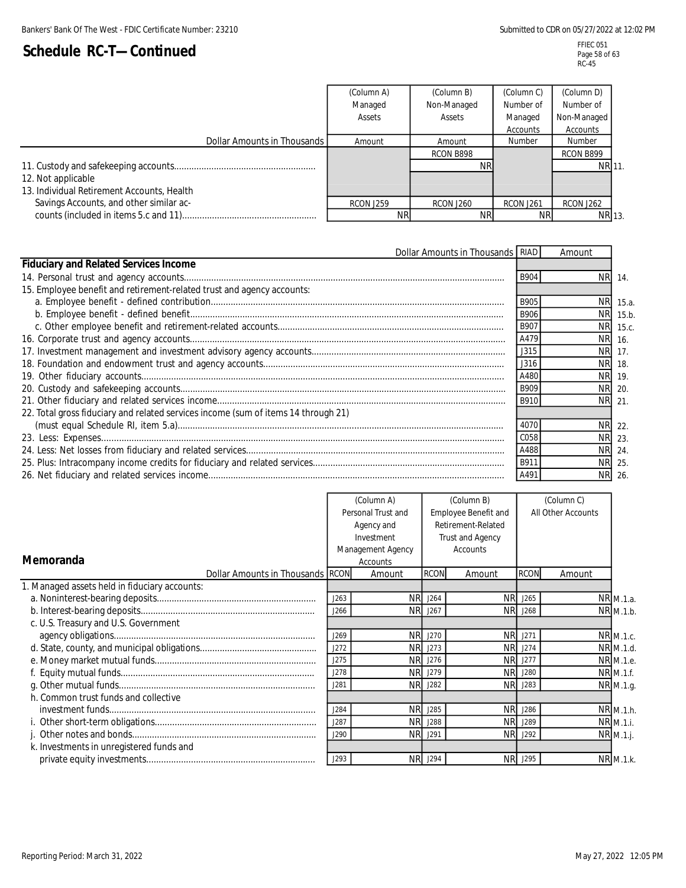## Schedule RC-T—Continued

| Dollar Amounts in Thousands | (Column A) Managed Assets Amount | (Column B) Non-Managed Assets Amount | (Column C) Number of Managed Accounts Number | (Column D) Number of Non-Managed Accounts Number | |
|---|---|---|---|---|---|
| 11. Custody and safekeeping accounts | | RCON B898 NR | | RCON B899 NR | 11. |
| 12. Not applicable | | | | | |
| 13. Individual Retirement Accounts, Health Savings Accounts, and other similar accounts (included in items 5.c and 11) | RCON J259 NR | RCON J260 NR | RCON J261 NR | RCON J262 NR | 13. |

| Dollar Amounts in Thousands | RIAD | Amount | |
|---|---|---|---|
| **Fiduciary and Related Services Income** | | | |
| 14. Personal trust and agency accounts | B904 | NR | 14. |
| 15. Employee benefit and retirement-related trust and agency accounts: | | | |
| a. Employee benefit - defined contribution | B905 | NR | 15.a. |
| b. Employee benefit - defined benefit | B906 | NR | 15.b. |
| c. Other employee benefit and retirement-related accounts | B907 | NR | 15.c. |
| 16. Corporate trust and agency accounts | A479 | NR | 16. |
| 17. Investment management and investment advisory agency accounts | J315 | NR | 17. |
| 18. Foundation and endowment trust and agency accounts | J316 | NR | 18. |
| 19. Other fiduciary accounts | A480 | NR | 19. |
| 20. Custody and safekeeping accounts | B909 | NR | 20. |
| 21. Other fiduciary and related services income | B910 | NR | 21. |
| 22. Total gross fiduciary and related services income (sum of items 14 through 21) (must equal Schedule RI, item 5.a) | 4070 | NR | 22. |
| 23. Less: Expenses | C058 | NR | 23. |
| 24. Less: Net losses from fiduciary and related services | A488 | NR | 24. |
| 25. Plus: Intracompany income credits for fiduciary and related services | B911 | NR | 25. |
| 26. Net fiduciary and related services income | A491 | NR | 26. |

### Memoranda

| Dollar Amounts in Thousands | RCON | (Column A) Personal Trust and Agency and Investment Management Agency Accounts Amount | RCON | (Column B) Employee Benefit and Retirement-Related Trust and Agency Accounts Amount | RCON | (Column C) All Other Accounts Amount | |
|---|---|---|---|---|---|---|---|
| 1. Managed assets held in fiduciary accounts: | | | | | | | |
| a. Noninterest-bearing deposits | J263 | NR | J264 | NR | J265 | NR | M.1.a. |
| b. Interest-bearing deposits | J266 | NR | J267 | NR | J268 | NR | M.1.b. |
| c. U.S. Treasury and U.S. Government agency obligations | J269 | NR | J270 | NR | J271 | NR | M.1.c. |
| d. State, county, and municipal obligations | J272 | NR | J273 | NR | J274 | NR | M.1.d. |
| e. Money market mutual funds | J275 | NR | J276 | NR | J277 | NR | M.1.e. |
| f. Equity mutual funds | J278 | NR | J279 | NR | J280 | NR | M.1.f. |
| g. Other mutual funds | J281 | NR | J282 | NR | J283 | NR | M.1.g. |
| h. Common trust funds and collective investment funds | J284 | NR | J285 | NR | J286 | NR | M.1.h. |
| i. Other short-term obligations | J287 | NR | J288 | NR | J289 | NR | M.1.i. |
| j. Other notes and bonds | J290 | NR | J291 | NR | J292 | NR | M.1.j. |
| k. Investments in unregistered funds and private equity investments | J293 | NR | J294 | NR | J295 | NR | M.1.k. |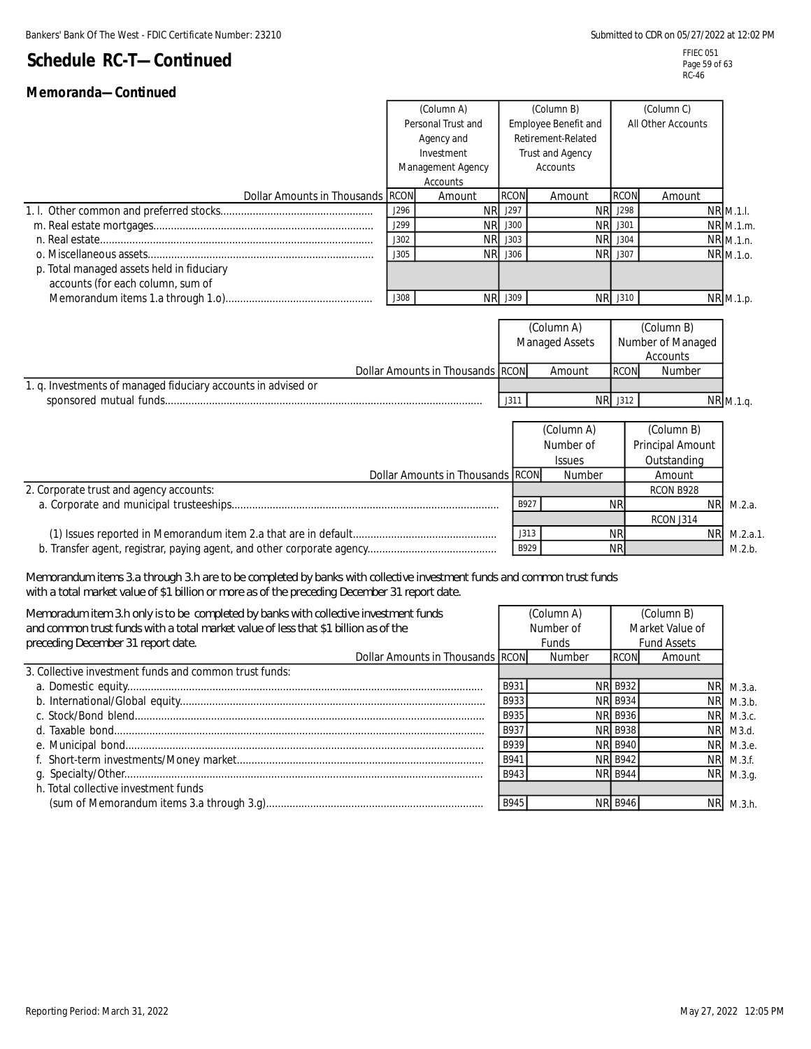# Schedule RC-T—Continued

FFIEC 051
RC-46

## Memoranda—Continued

| Dollar Amounts in Thousands | RCON | (Column A) Personal Trust and Agency and Investment Management Agency Accounts Amount | RCON | (Column B) Employee Benefit and Retirement-Related Trust and Agency Accounts Amount | RCON | (Column C) All Other Accounts Amount | |
|---|---|---|---|---|---|---|---|
| 1. l. Other common and preferred stocks | J296 | NR | J297 | NR | J298 | NR | M.1.l. |
| m. Real estate mortgages | J299 | NR | J300 | NR | J301 | NR | M.1.m. |
| n. Real estate | J302 | NR | J303 | NR | J304 | NR | M.1.n. |
| o. Miscellaneous assets | J305 | NR | J306 | NR | J307 | NR | M.1.o. |
| p. Total managed assets held in fiduciary accounts (for each column, sum of Memorandum items 1.a through 1.o) | J308 | NR | J309 | NR | J310 | NR | M.1.p. |

| Dollar Amounts in Thousands | RCON | (Column A) Managed Assets Amount | RCON | (Column B) Number of Managed Accounts Number | |
|---|---|---|---|---|---|
| 1. q. Investments of managed fiduciary accounts in advised or sponsored mutual funds | J311 | NR | J312 | NR | M.1.q. |

| Dollar Amounts in Thousands | RCON | (Column A) Number of Issues Number | (Column B) Principal Amount Outstanding Amount | |
|---|---|---|---|---|
| 2. Corporate trust and agency accounts: | | | RCON B928 | |
| a. Corporate and municipal trusteeships | B927 | NR | NR | M.2.a. |
| | | | RCON J314 | |
| (1) Issues reported in Memorandum item 2.a that are in default | J313 | NR | NR | M.2.a.1. |
| b. Transfer agent, registrar, paying agent, and other corporate agency | B929 | NR | | M.2.b. |

*Memorandum items 3.a through 3.h are to be completed by banks with collective investment funds and common trust funds with a total market value of $1 billion or more as of the preceding December 31 report date.*

*Memoradum item 3.h only is to be completed by banks with collective investment funds and common trust funds with a total market value of less that $1 billion as of the preceding December 31 report date.*

| Dollar Amounts in Thousands | RCON | (Column A) Number of Funds Number | RCON | (Column B) Market Value of Fund Assets Amount | |
|---|---|---|---|---|---|
| 3. Collective investment funds and common trust funds: | | | | | |
| a. Domestic equity | B931 | NR | B932 | NR | M.3.a. |
| b. International/Global equity | B933 | NR | B934 | NR | M.3.b. |
| c. Stock/Bond blend | B935 | NR | B936 | NR | M.3.c. |
| d. Taxable bond | B937 | NR | B938 | NR | M3.d. |
| e. Municipal bond | B939 | NR | B940 | NR | M.3.e. |
| f. Short-term investments/Money market | B941 | NR | B942 | NR | M.3.f. |
| g. Specialty/Other | B943 | NR | B944 | NR | M.3.g. |
| h. Total collective investment funds (sum of Memorandum items 3.a through 3.g) | B945 | NR | B946 | NR | M.3.h. |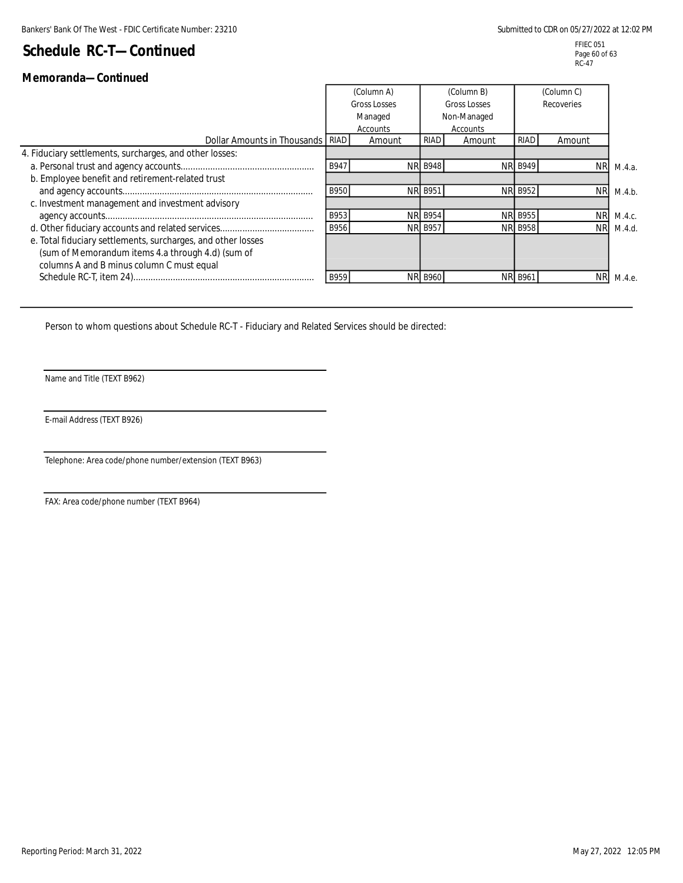# Schedule RC-T—Continued

## Memoranda—Continued

| Dollar Amounts in Thousands | RIAD | (Column A) Gross Losses Managed Accounts Amount | RIAD | (Column B) Gross Losses Non-Managed Accounts Amount | RIAD | (Column C) Recoveries Amount | |
|---|---|---|---|---|---|---|---|
| 4. Fiduciary settlements, surcharges, and other losses: | | | | | | | |
| a. Personal trust and agency accounts | B947 | NR | B948 | NR | B949 | NR | M.4.a. |
| b. Employee benefit and retirement-related trust and agency accounts | B950 | NR | B951 | NR | B952 | NR | M.4.b. |
| c. Investment management and investment advisory agency accounts | B953 | NR | B954 | NR | B955 | NR | M.4.c. |
| d. Other fiduciary accounts and related services | B956 | NR | B957 | NR | B958 | NR | M.4.d. |
| e. Total fiduciary settlements, surcharges, and other losses (sum of Memorandum items 4.a through 4.d) (sum of columns A and B minus column C must equal Schedule RC-T, item 24) | B959 | NR | B960 | NR | B961 | NR | M.4.e. |

Person to whom questions about Schedule RC-T - Fiduciary and Related Services should be directed:

Name and Title (TEXT B962)

E-mail Address (TEXT B926)

Telephone: Area code/phone number/extension (TEXT B963)

FAX: Area code/phone number (TEXT B964)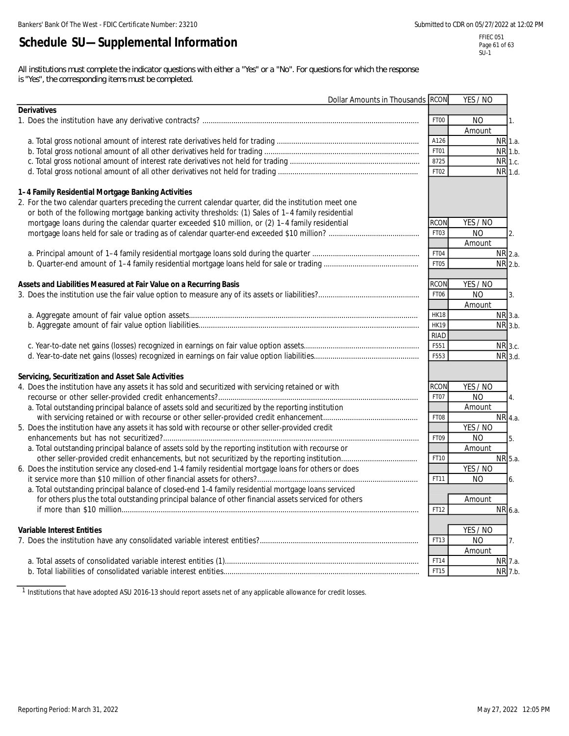# Schedule SU—Supplemental Information

FFIEC 051
SU-1

All institutions must complete the indicator questions with either a "Yes" or a "No". For questions for which the response is "Yes", the corresponding items must be completed.

| Dollar Amounts in Thousands | RCON | YES / NO | |
|---|---|---|---|
| **Derivatives** | | | |
| 1. Does the institution have any derivative contracts? | FT00 | NO | 1. |
| | | Amount | |
| a. Total gross notional amount of interest rate derivatives held for trading | A126 | NR | 1.a. |
| b. Total gross notional amount of all other derivatives held for trading | FT01 | NR | 1.b. |
| c. Total gross notional amount of interest rate derivatives not held for trading | 8725 | NR | 1.c. |
| d. Total gross notional amount of all other derivatives not held for trading | FT02 | NR | 1.d. |
| **1–4 Family Residential Mortgage Banking Activities** | | | |
| 2. For the two calendar quarters preceding the current calendar quarter, did the institution meet one or both of the following mortgage banking activity thresholds: (1) Sales of 1–4 family residential mortgage loans during the calendar quarter exceeded $10 million, or (2) 1–4 family residential mortgage loans held for sale or trading as of calendar quarter-end exceeded $10 million? | RCON FT03 | YES / NO NO | 2. |
| | | Amount | |
| a. Principal amount of 1–4 family residential mortgage loans sold during the quarter | FT04 | NR | 2.a. |
| b. Quarter-end amount of 1–4 family residential mortgage loans held for sale or trading | FT05 | NR | 2.b. |
| **Assets and Liabilities Measured at Fair Value on a Recurring Basis** | RCON | YES / NO | |
| 3. Does the institution use the fair value option to measure any of its assets or liabilities? | FT06 | NO | 3. |
| | | Amount | |
| a. Aggregate amount of fair value option assets | HK18 | NR | 3.a. |
| b. Aggregate amount of fair value option liabilities | HK19 | NR | 3.b. |
| | RIAD | | |
| c. Year-to-date net gains (losses) recognized in earnings on fair value option assets | F551 | NR | 3.c. |
| d. Year-to-date net gains (losses) recognized in earnings on fair value option liabilities | F553 | NR | 3.d. |
| **Servicing, Securitization and Asset Sale Activities** | | | |
| 4. Does the institution have any assets it has sold and securitized with servicing retained or with recourse or other seller-provided credit enhancements? | RCON FT07 | YES / NO NO | 4. |
| a. Total outstanding principal balance of assets sold and securitized by the reporting institution with servicing retained or with recourse or other seller-provided credit enhancement | FT08 | Amount NR | 4.a. |
| 5. Does the institution have any assets it has sold with recourse or other seller-provided credit enhancements but has not securitized? | FT09 | YES / NO NO | 5. |
| a. Total outstanding principal balance of assets sold by the reporting institution with recourse or other seller-provided credit enhancements, but not securitized by the reporting institution | FT10 | Amount NR | 5.a. |
| 6. Does the institution service any closed-end 1-4 family residential mortgage loans for others or does it service more than $10 million of other financial assets for others? | FT11 | YES / NO NO | 6. |
| a. Total outstanding principal balance of closed-end 1-4 family residential mortgage loans serviced for others plus the total outstanding principal balance of other financial assets serviced for others if more than $10 million | FT12 | Amount NR | 6.a. |
| **Variable Interest Entities** | | YES / NO | |
| 7. Does the institution have any consolidated variable interest entities? | FT13 | NO | 7. |
| | | Amount | |
| a. Total assets of consolidated variable interest entities (1) | FT14 | NR | 7.a. |
| b. Total liabilities of consolidated variable interest entities | FT15 | NR | 7.b. |

[1] Institutions that have adopted ASU 2016-13 should report assets net of any applicable allowance for credit losses.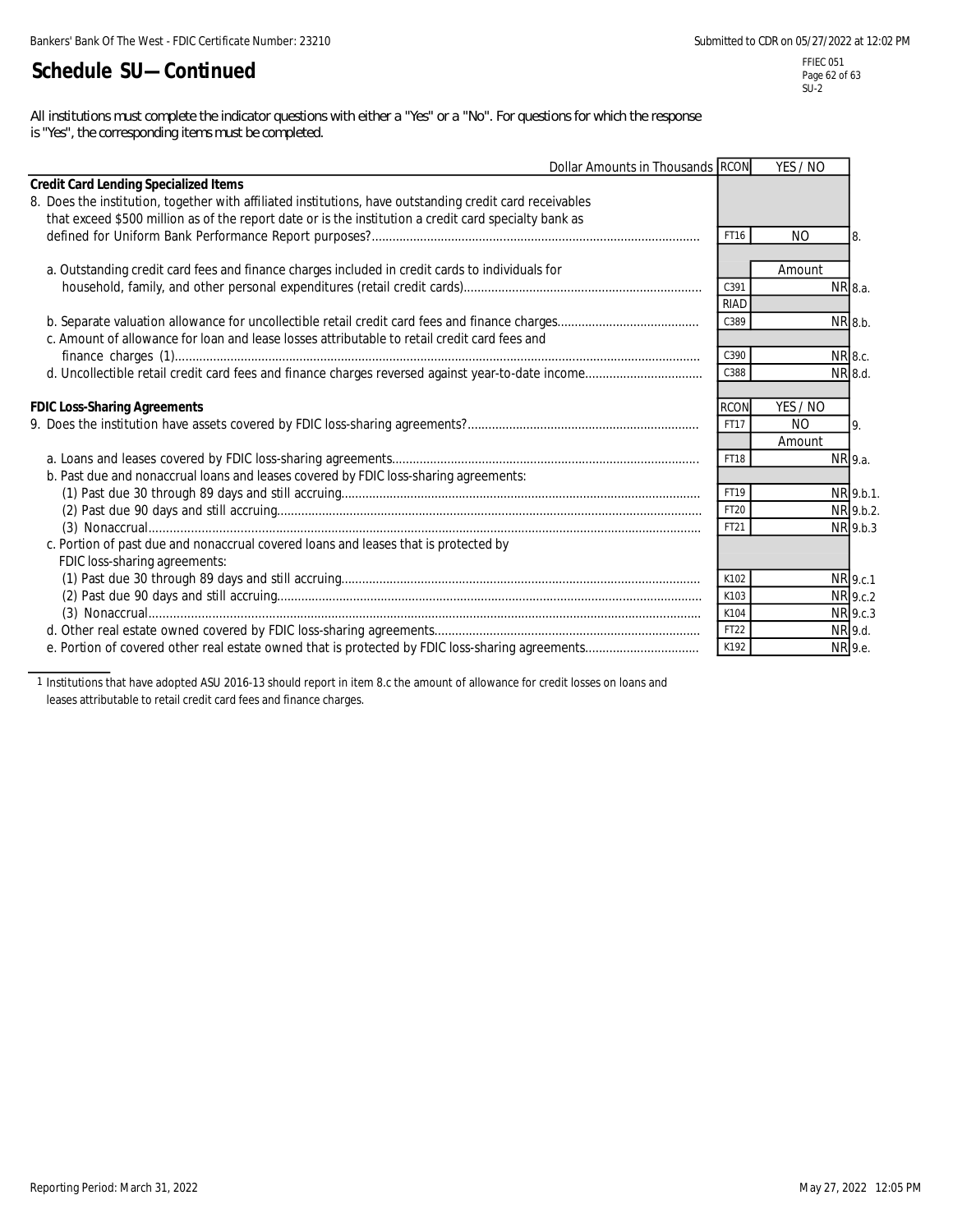# Schedule SU—Continued

FFIEC 051
SU-2

All institutions must complete the indicator questions with either a "Yes" or a "No". For questions for which the response is "Yes", the corresponding items must be completed.

| Dollar Amounts in Thousands | RCON | YES / NO | |
|---|---|---|---|
| **Credit Card Lending Specialized Items** | | | |
| 8. Does the institution, together with affiliated institutions, have outstanding credit card receivables that exceed $500 million as of the report date or is the institution a credit card specialty bank as defined for Uniform Bank Performance Report purposes? | FT16 | NO | 8. |
| | | Amount | |
| a. Outstanding credit card fees and finance charges included in credit cards to individuals for household, family, and other personal expenditures (retail credit cards) | C391 | NR | 8.a. |
| | RIAD | | |
| b. Separate valuation allowance for uncollectible retail credit card fees and finance charges | C389 | NR | 8.b. |
| c. Amount of allowance for loan and lease losses attributable to retail credit card fees and finance charges (1) | C390 | NR | 8.c. |
| d. Uncollectible retail credit card fees and finance charges reversed against year-to-date income | C388 | NR | 8.d. |
| **FDIC Loss-Sharing Agreements** | RCON | YES / NO | |
| 9. Does the institution have assets covered by FDIC loss-sharing agreements? | FT17 | NO | 9. |
| | | Amount | |
| a. Loans and leases covered by FDIC loss-sharing agreements | FT18 | NR | 9.a. |
| b. Past due and nonaccrual loans and leases covered by FDIC loss-sharing agreements: | | | |
| (1) Past due 30 through 89 days and still accruing | FT19 | NR | 9.b.1. |
| (2) Past due 90 days and still accruing | FT20 | NR | 9.b.2. |
| (3) Nonaccrual | FT21 | NR | 9.b.3 |
| c. Portion of past due and nonaccrual covered loans and leases that is protected by FDIC loss-sharing agreements: | | | |
| (1) Past due 30 through 89 days and still accruing | K102 | NR | 9.c.1 |
| (2) Past due 90 days and still accruing | K103 | NR | 9.c.2 |
| (3) Nonaccrual | K104 | NR | 9.c.3 |
| d. Other real estate owned covered by FDIC loss-sharing agreements | FT22 | NR | 9.d. |
| e. Portion of covered other real estate owned that is protected by FDIC loss-sharing agreements | K192 | NR | 9.e. |

1 Institutions that have adopted ASU 2016-13 should report in item 8.c the amount of allowance for credit losses on loans and leases attributable to retail credit card fees and finance charges.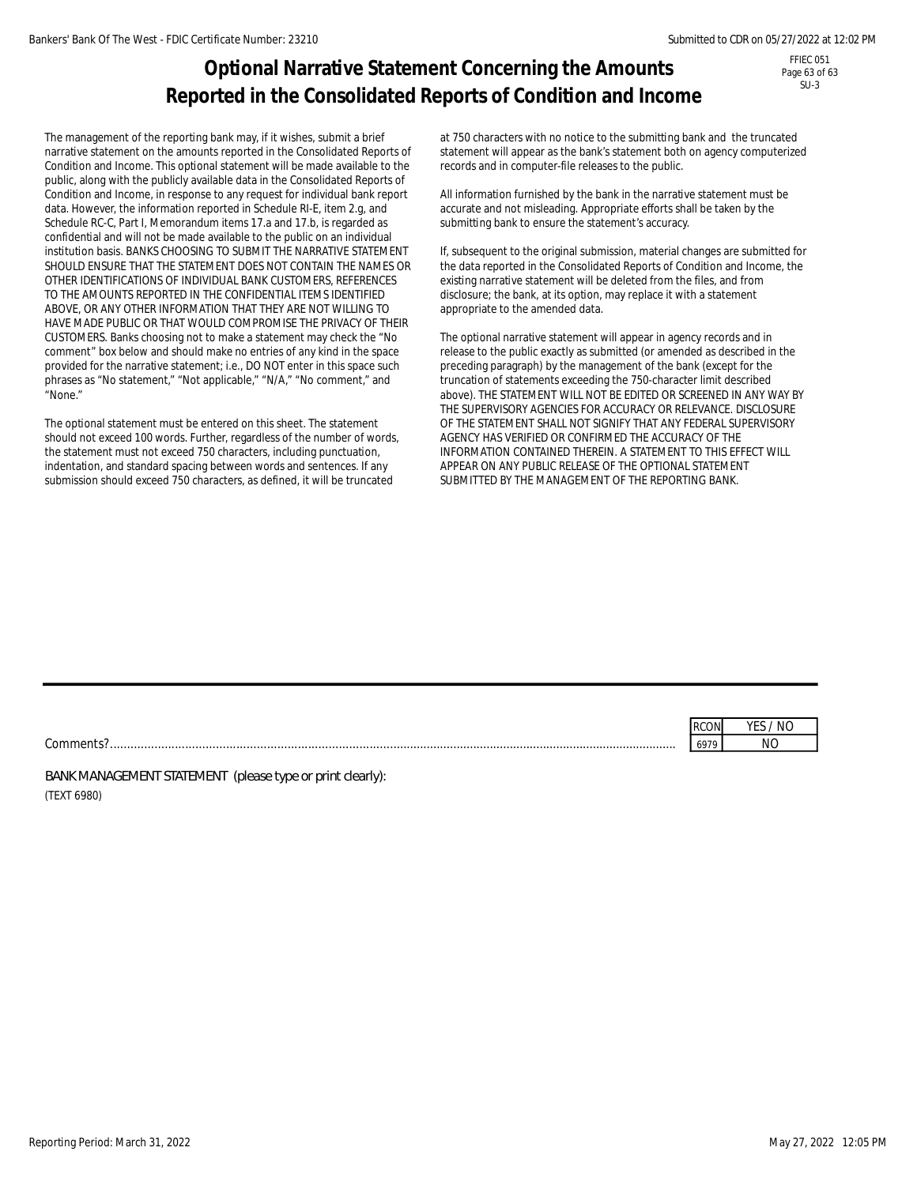# Optional Narrative Statement Concerning the Amounts Reported in the Consolidated Reports of Condition and Income

The management of the reporting bank may, if it wishes, submit a brief narrative statement on the amounts reported in the Consolidated Reports of Condition and Income. This optional statement will be made available to the public, along with the publicly available data in the Consolidated Reports of Condition and Income, in response to any request for individual bank report data. However, the information reported in Schedule RI-E, item 2.g, and Schedule RC-C, Part I, Memorandum items 17.a and 17.b, is regarded as confidential and will not be made available to the public on an individual institution basis. BANKS CHOOSING TO SUBMIT THE NARRATIVE STATEMENT SHOULD ENSURE THAT THE STATEMENT DOES NOT CONTAIN THE NAMES OR OTHER IDENTIFICATIONS OF INDIVIDUAL BANK CUSTOMERS, REFERENCES TO THE AMOUNTS REPORTED IN THE CONFIDENTIAL ITEMS IDENTIFIED ABOVE, OR ANY OTHER INFORMATION THAT THEY ARE NOT WILLING TO HAVE MADE PUBLIC OR THAT WOULD COMPROMISE THE PRIVACY OF THEIR CUSTOMERS. Banks choosing not to make a statement may check the "No comment" box below and should make no entries of any kind in the space provided for the narrative statement; i.e., DO NOT enter in this space such phrases as "No statement," "Not applicable," "N/A," "No comment," and "None."

The optional statement must be entered on this sheet. The statement should not exceed 100 words. Further, regardless of the number of words, the statement must not exceed 750 characters, including punctuation, indentation, and standard spacing between words and sentences. If any submission should exceed 750 characters, as defined, it will be truncated at 750 characters with no notice to the submitting bank and the truncated statement will appear as the bank's statement both on agency computerized records and in computer-file releases to the public.

All information furnished by the bank in the narrative statement must be accurate and not misleading. Appropriate efforts shall be taken by the submitting bank to ensure the statement's accuracy.

If, subsequent to the original submission, material changes are submitted for the data reported in the Consolidated Reports of Condition and Income, the existing narrative statement will be deleted from the files, and from disclosure; the bank, at its option, may replace it with a statement appropriate to the amended data.

The optional narrative statement will appear in agency records and in release to the public exactly as submitted (or amended as described in the preceding paragraph) by the management of the bank (except for the truncation of statements exceeding the 750-character limit described above). THE STATEMENT WILL NOT BE EDITED OR SCREENED IN ANY WAY BY THE SUPERVISORY AGENCIES FOR ACCURACY OR RELEVANCE. DISCLOSURE OF THE STATEMENT SHALL NOT SIGNIFY THAT ANY FEDERAL SUPERVISORY AGENCY HAS VERIFIED OR CONFIRMED THE ACCURACY OF THE INFORMATION CONTAINED THEREIN. A STATEMENT TO THIS EFFECT WILL APPEAR ON ANY PUBLIC RELEASE OF THE OPTIONAL STATEMENT SUBMITTED BY THE MANAGEMENT OF THE REPORTING BANK.

| | RCON | YES / NO |
|---|---|---|
| Comments? | 6979 | NO |

BANK MANAGEMENT STATEMENT (please type or print clearly):
(TEXT 6980)